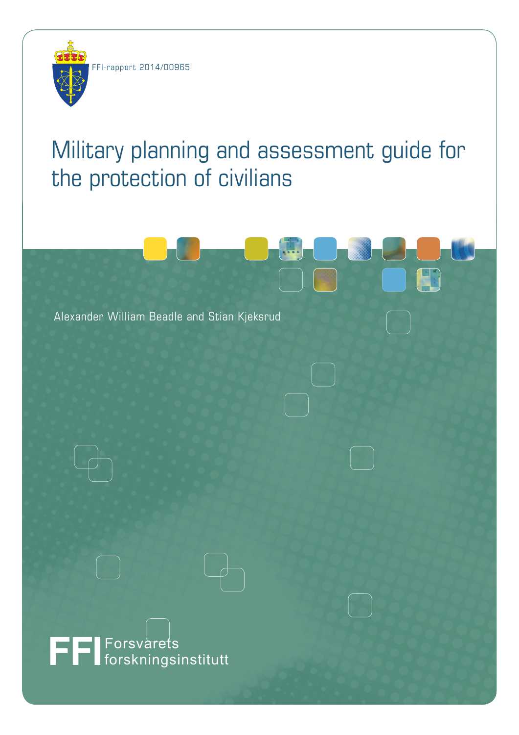FFI-rapport 2014/00965

# Military planning and assessment guide for the protection of civilians

Alexander William Beadle and Stian Kjeksrud

FFI Forsvarets forskningsinstitutt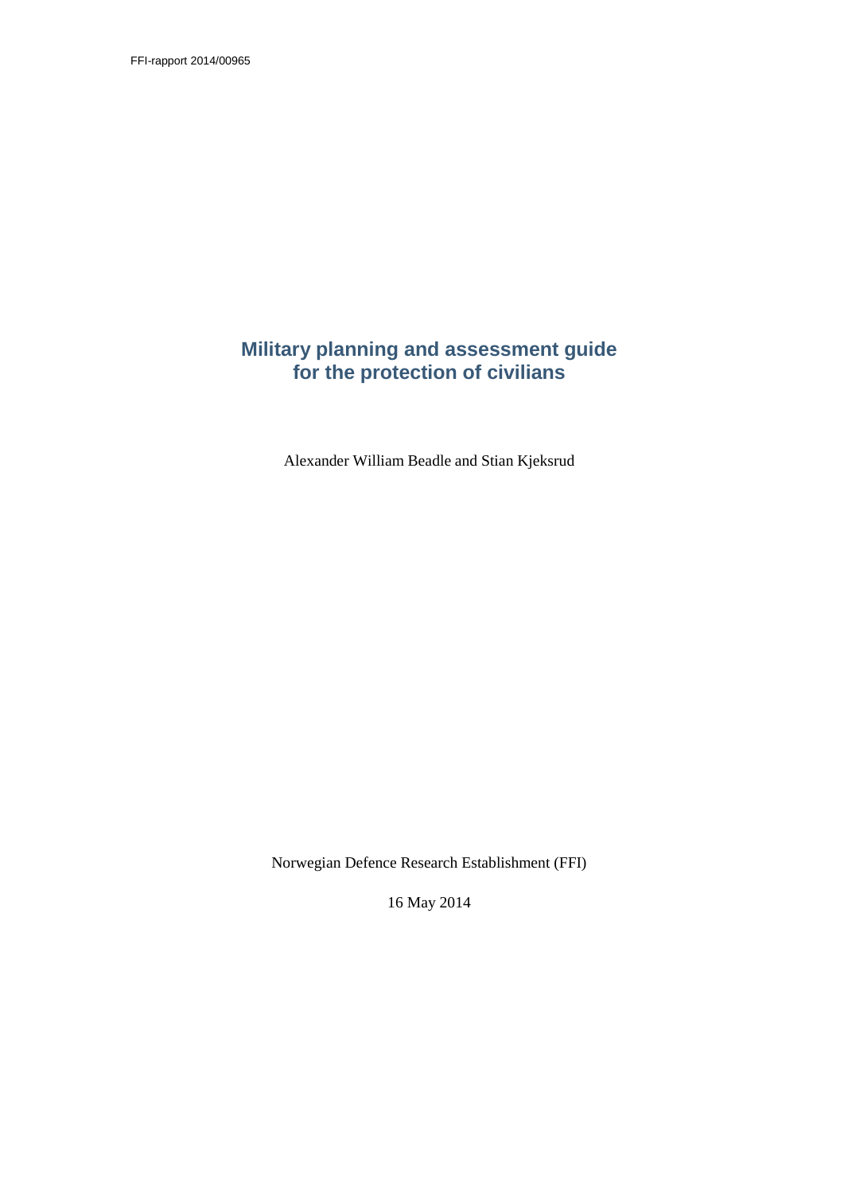FFI-rapport 2014/00965

# Military planning and assessment guide for the protection of civilians

Alexander William Beadle and Stian Kjeksrud

Norwegian Defence Research Establishment (FFI)

16 May 2014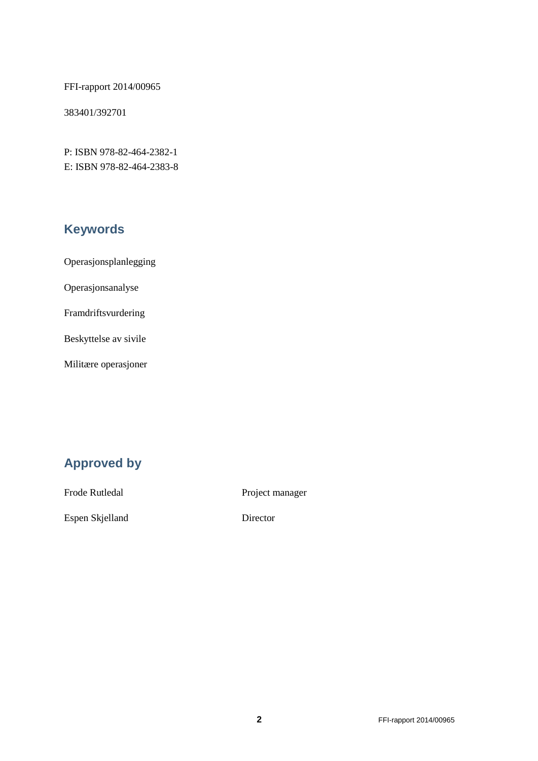FFI-rapport 2014/00965

383401/392701

P: ISBN 978-82-464-2382-1
E: ISBN 978-82-464-2383-8

## Keywords

Operasjonsplanlegging

Operasjonsanalyse

Framdriftsvurdering

Beskyttelse av sivile

Militære operasjoner

## Approved by

| | |
|---|---|
| Frode Rutledal | Project manager |
| Espen Skjelland | Director |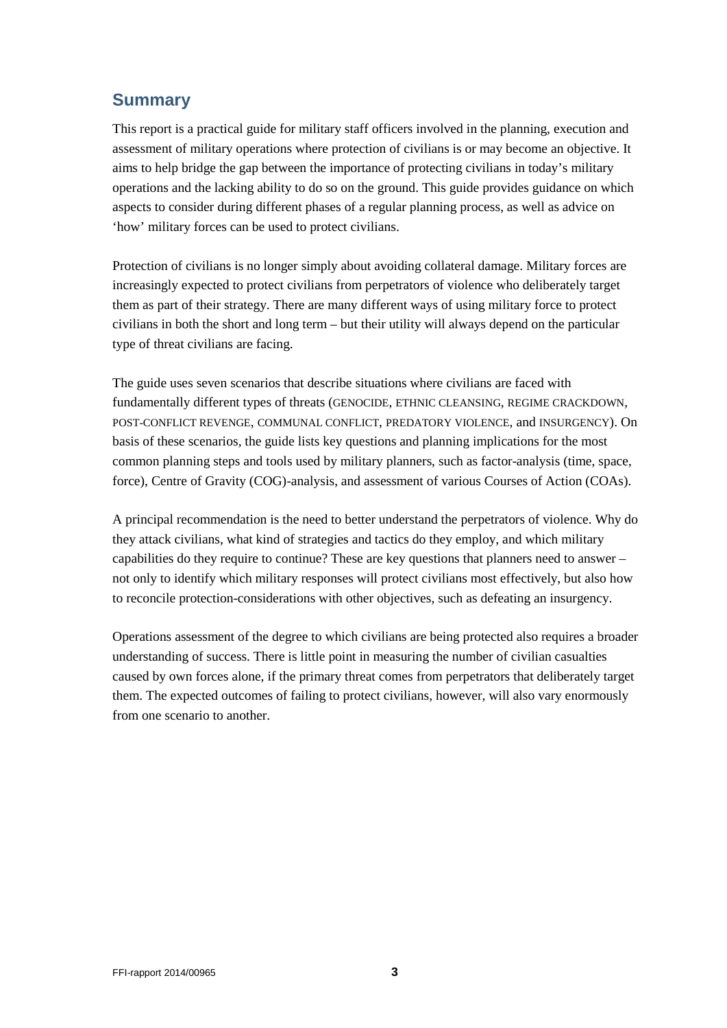## Summary

This report is a practical guide for military staff officers involved in the planning, execution and assessment of military operations where protection of civilians is or may become an objective. It aims to help bridge the gap between the importance of protecting civilians in today's military operations and the lacking ability to do so on the ground. This guide provides guidance on which aspects to consider during different phases of a regular planning process, as well as advice on 'how' military forces can be used to protect civilians.

Protection of civilians is no longer simply about avoiding collateral damage. Military forces are increasingly expected to protect civilians from perpetrators of violence who deliberately target them as part of their strategy. There are many different ways of using military force to protect civilians in both the short and long term – but their utility will always depend on the particular type of threat civilians are facing.

The guide uses seven scenarios that describe situations where civilians are faced with fundamentally different types of threats (GENOCIDE, ETHNIC CLEANSING, REGIME CRACKDOWN, POST-CONFLICT REVENGE, COMMUNAL CONFLICT, PREDATORY VIOLENCE, and INSURGENCY). On basis of these scenarios, the guide lists key questions and planning implications for the most common planning steps and tools used by military planners, such as factor-analysis (time, space, force), Centre of Gravity (COG)-analysis, and assessment of various Courses of Action (COAs).

A principal recommendation is the need to better understand the perpetrators of violence. Why do they attack civilians, what kind of strategies and tactics do they employ, and which military capabilities do they require to continue? These are key questions that planners need to answer – not only to identify which military responses will protect civilians most effectively, but also how to reconcile protection-considerations with other objectives, such as defeating an insurgency.

Operations assessment of the degree to which civilians are being protected also requires a broader understanding of success. There is little point in measuring the number of civilian casualties caused by own forces alone, if the primary threat comes from perpetrators that deliberately target them. The expected outcomes of failing to protect civilians, however, will also vary enormously from one scenario to another.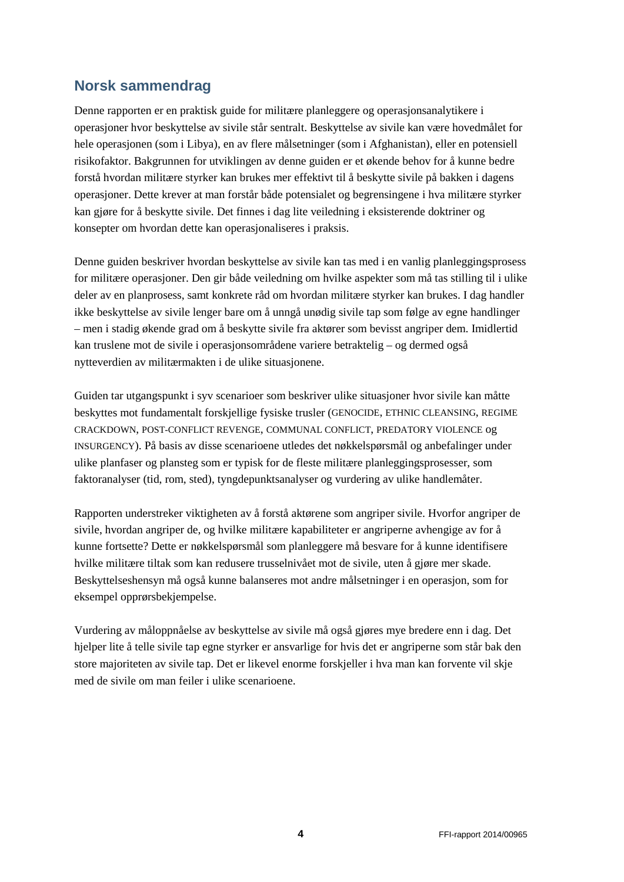## Norsk sammendrag

Denne rapporten er en praktisk guide for militære planleggere og operasjonsanalytikere i operasjoner hvor beskyttelse av sivile står sentralt. Beskyttelse av sivile kan være hovedmålet for hele operasjonen (som i Libya), en av flere målsetninger (som i Afghanistan), eller en potensiell risikofaktor. Bakgrunnen for utviklingen av denne guiden er et økende behov for å kunne bedre forstå hvordan militære styrker kan brukes mer effektivt til å beskytte sivile på bakken i dagens operasjoner. Dette krever at man forstår både potensialet og begrensingene i hva militære styrker kan gjøre for å beskytte sivile. Det finnes i dag lite veiledning i eksisterende doktriner og konsepter om hvordan dette kan operasjonaliseres i praksis.

Denne guiden beskriver hvordan beskyttelse av sivile kan tas med i en vanlig planleggingsprosess for militære operasjoner. Den gir både veiledning om hvilke aspekter som må tas stilling til i ulike deler av en planprosess, samt konkrete råd om hvordan militære styrker kan brukes. I dag handler ikke beskyttelse av sivile lenger bare om å unngå unødig sivile tap som følge av egne handlinger – men i stadig økende grad om å beskytte sivile fra aktører som bevisst angriper dem. Imidlertid kan truslene mot de sivile i operasjonsområdene variere betraktelig – og dermed også nytteverdien av militærmakten i de ulike situasjonene.

Guiden tar utgangspunkt i syv scenarioer som beskriver ulike situasjoner hvor sivile kan måtte beskyttes mot fundamentalt forskjellige fysiske trusler (GENOCIDE, ETHNIC CLEANSING, REGIME CRACKDOWN, POST-CONFLICT REVENGE, COMMUNAL CONFLICT, PREDATORY VIOLENCE og INSURGENCY). På basis av disse scenarioene utledes det nøkkelspørsmål og anbefalinger under ulike planfaser og plansteg som er typisk for de fleste militære planleggingsprosesser, som faktoranalyser (tid, rom, sted), tyngdepunktsanalyser og vurdering av ulike handlemåter.

Rapporten understreker viktigheten av å forstå aktørene som angriper sivile. Hvorfor angriper de sivile, hvordan angriper de, og hvilke militære kapabiliteter er angriperne avhengige av for å kunne fortsette? Dette er nøkkelspørsmål som planleggere må besvare for å kunne identifisere hvilke militære tiltak som kan redusere trusselnivået mot de sivile, uten å gjøre mer skade. Beskyttelseshensyn må også kunne balanseres mot andre målsetninger i en operasjon, som for eksempel opprørsbekjempelse.

Vurdering av måloppnåelse av beskyttelse av sivile må også gjøres mye bredere enn i dag. Det hjelper lite å telle sivile tap egne styrker er ansvarlige for hvis det er angriperne som står bak den store majoriteten av sivile tap. Det er likevel enorme forskjeller i hva man kan forvente vil skje med de sivile om man feiler i ulike scenarioene.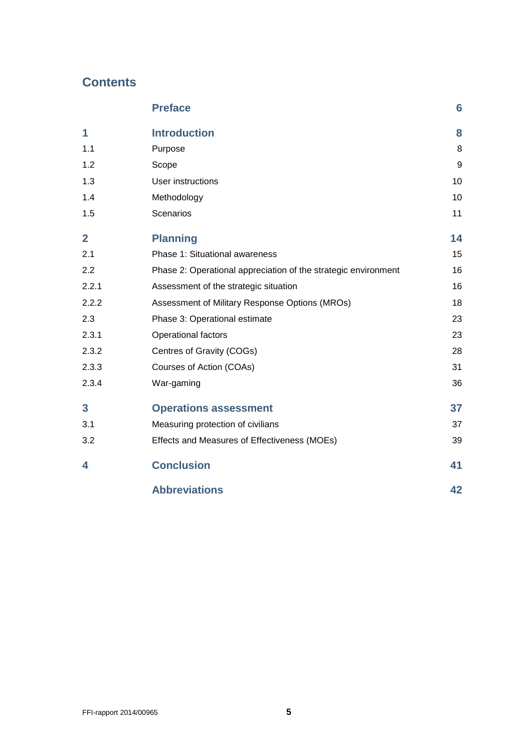# Contents

| | | |
|---|---|---|
| | **Preface** | **6** |
| **1** | **Introduction** | **8** |
| 1.1 | Purpose | 8 |
| 1.2 | Scope | 9 |
| 1.3 | User instructions | 10 |
| 1.4 | Methodology | 10 |
| 1.5 | Scenarios | 11 |
| **2** | **Planning** | **14** |
| 2.1 | Phase 1: Situational awareness | 15 |
| 2.2 | Phase 2: Operational appreciation of the strategic environment | 16 |
| 2.2.1 | Assessment of the strategic situation | 16 |
| 2.2.2 | Assessment of Military Response Options (MROs) | 18 |
| 2.3 | Phase 3: Operational estimate | 23 |
| 2.3.1 | Operational factors | 23 |
| 2.3.2 | Centres of Gravity (COGs) | 28 |
| 2.3.3 | Courses of Action (COAs) | 31 |
| 2.3.4 | War-gaming | 36 |
| **3** | **Operations assessment** | **37** |
| 3.1 | Measuring protection of civilians | 37 |
| 3.2 | Effects and Measures of Effectiveness (MOEs) | 39 |
| **4** | **Conclusion** | **41** |
| | **Abbreviations** | **42** |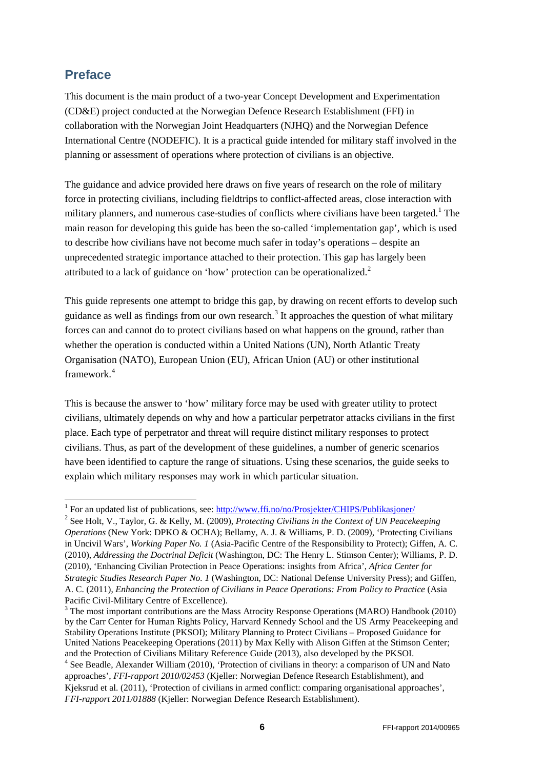## Preface

This document is the main product of a two-year Concept Development and Experimentation (CD&E) project conducted at the Norwegian Defence Research Establishment (FFI) in collaboration with the Norwegian Joint Headquarters (NJHQ) and the Norwegian Defence International Centre (NODEFIC). It is a practical guide intended for military staff involved in the planning or assessment of operations where protection of civilians is an objective.

The guidance and advice provided here draws on five years of research on the role of military force in protecting civilians, including fieldtrips to conflict-affected areas, close interaction with military planners, and numerous case-studies of conflicts where civilians have been targeted.[1] The main reason for developing this guide has been the so-called 'implementation gap', which is used to describe how civilians have not become much safer in today's operations – despite an unprecedented strategic importance attached to their protection. This gap has largely been attributed to a lack of guidance on 'how' protection can be operationalized.[2]

This guide represents one attempt to bridge this gap, by drawing on recent efforts to develop such guidance as well as findings from our own research.[3] It approaches the question of what military forces can and cannot do to protect civilians based on what happens on the ground, rather than whether the operation is conducted within a United Nations (UN), North Atlantic Treaty Organisation (NATO), European Union (EU), African Union (AU) or other institutional framework.[4]

This is because the answer to 'how' military force may be used with greater utility to protect civilians, ultimately depends on why and how a particular perpetrator attacks civilians in the first place. Each type of perpetrator and threat will require distinct military responses to protect civilians. Thus, as part of the development of these guidelines, a number of generic scenarios have been identified to capture the range of situations. Using these scenarios, the guide seeks to explain which military responses may work in which particular situation.

---

[1] For an updated list of publications, see: http://www.ffi.no/no/Prosjekter/CHIPS/Publikasjoner/

[2] See Holt, V., Taylor, G. & Kelly, M. (2009), *Protecting Civilians in the Context of UN Peacekeeping Operations* (New York: DPKO & OCHA); Bellamy, A. J. & Williams, P. D. (2009), 'Protecting Civilians in Uncivil Wars', *Working Paper No. 1* (Asia-Pacific Centre of the Responsibility to Protect); Giffen, A. C. (2010), *Addressing the Doctrinal Deficit* (Washington, DC: The Henry L. Stimson Center); Williams, P. D. (2010), 'Enhancing Civilian Protection in Peace Operations: insights from Africa', *Africa Center for Strategic Studies Research Paper No. 1* (Washington, DC: National Defense University Press); and Giffen, A. C. (2011), *Enhancing the Protection of Civilians in Peace Operations: From Policy to Practice* (Asia Pacific Civil-Military Centre of Excellence).

[3] The most important contributions are the Mass Atrocity Response Operations (MARO) Handbook (2010) by the Carr Center for Human Rights Policy, Harvard Kennedy School and the US Army Peacekeeping and Stability Operations Institute (PKSOI); Military Planning to Protect Civilians – Proposed Guidance for United Nations Peacekeeping Operations (2011) by Max Kelly with Alison Giffen at the Stimson Center; and the Protection of Civilians Military Reference Guide (2013), also developed by the PKSOI.

[4] See Beadle, Alexander William (2010), 'Protection of civilians in theory: a comparison of UN and Nato approaches', *FFI-rapport 2010/02453* (Kjeller: Norwegian Defence Research Establishment), and Kjeksrud et al. (2011), 'Protection of civilians in armed conflict: comparing organisational approaches', *FFI-rapport 2011/01888* (Kjeller: Norwegian Defence Research Establishment).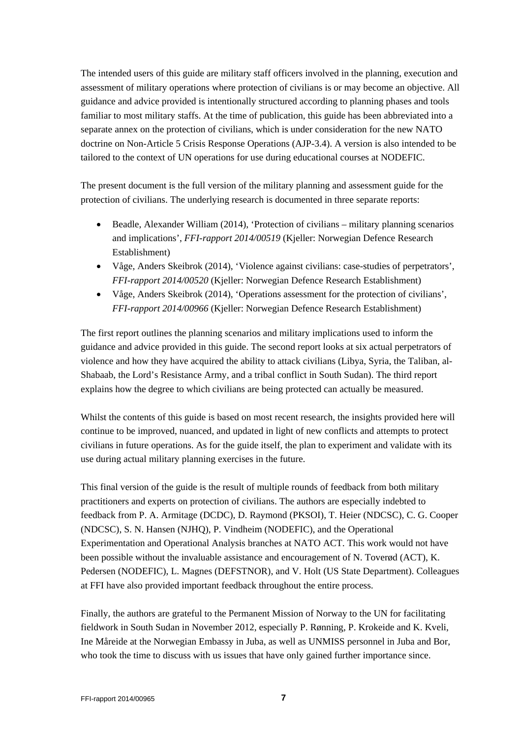The intended users of this guide are military staff officers involved in the planning, execution and assessment of military operations where protection of civilians is or may become an objective. All guidance and advice provided is intentionally structured according to planning phases and tools familiar to most military staffs. At the time of publication, this guide has been abbreviated into a separate annex on the protection of civilians, which is under consideration for the new NATO doctrine on Non-Article 5 Crisis Response Operations (AJP-3.4). A version is also intended to be tailored to the context of UN operations for use during educational courses at NODEFIC.

The present document is the full version of the military planning and assessment guide for the protection of civilians. The underlying research is documented in three separate reports:

- Beadle, Alexander William (2014), 'Protection of civilians – military planning scenarios and implications', *FFI-rapport 2014/00519* (Kjeller: Norwegian Defence Research Establishment)
- Våge, Anders Skeibrok (2014), 'Violence against civilians: case-studies of perpetrators', *FFI-rapport 2014/00520* (Kjeller: Norwegian Defence Research Establishment)
- Våge, Anders Skeibrok (2014), 'Operations assessment for the protection of civilians', *FFI-rapport 2014/00966* (Kjeller: Norwegian Defence Research Establishment)

The first report outlines the planning scenarios and military implications used to inform the guidance and advice provided in this guide. The second report looks at six actual perpetrators of violence and how they have acquired the ability to attack civilians (Libya, Syria, the Taliban, al-Shabaab, the Lord's Resistance Army, and a tribal conflict in South Sudan). The third report explains how the degree to which civilians are being protected can actually be measured.

Whilst the contents of this guide is based on most recent research, the insights provided here will continue to be improved, nuanced, and updated in light of new conflicts and attempts to protect civilians in future operations. As for the guide itself, the plan to experiment and validate with its use during actual military planning exercises in the future.

This final version of the guide is the result of multiple rounds of feedback from both military practitioners and experts on protection of civilians. The authors are especially indebted to feedback from P. A. Armitage (DCDC), D. Raymond (PKSOI), T. Heier (NDCSC), C. G. Cooper (NDCSC), S. N. Hansen (NJHQ), P. Vindheim (NODEFIC), and the Operational Experimentation and Operational Analysis branches at NATO ACT. This work would not have been possible without the invaluable assistance and encouragement of N. Toverød (ACT), K. Pedersen (NODEFIC), L. Magnes (DEFSTNOR), and V. Holt (US State Department). Colleagues at FFI have also provided important feedback throughout the entire process.

Finally, the authors are grateful to the Permanent Mission of Norway to the UN for facilitating fieldwork in South Sudan in November 2012, especially P. Rønning, P. Krokeide and K. Kveli, Ine Måreide at the Norwegian Embassy in Juba, as well as UNMISS personnel in Juba and Bor, who took the time to discuss with us issues that have only gained further importance since.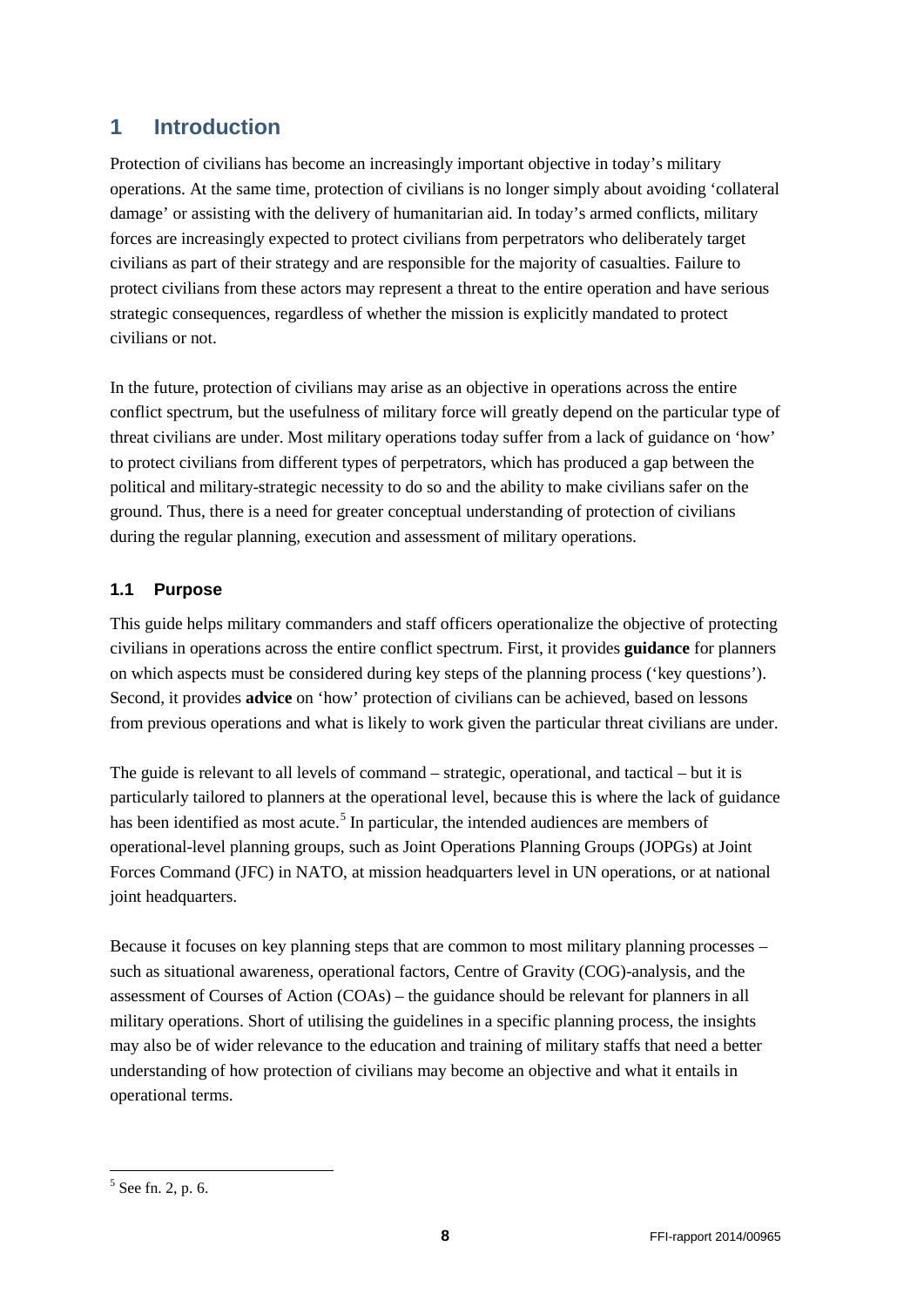# 1 Introduction

Protection of civilians has become an increasingly important objective in today's military operations. At the same time, protection of civilians is no longer simply about avoiding 'collateral damage' or assisting with the delivery of humanitarian aid. In today's armed conflicts, military forces are increasingly expected to protect civilians from perpetrators who deliberately target civilians as part of their strategy and are responsible for the majority of casualties. Failure to protect civilians from these actors may represent a threat to the entire operation and have serious strategic consequences, regardless of whether the mission is explicitly mandated to protect civilians or not.

In the future, protection of civilians may arise as an objective in operations across the entire conflict spectrum, but the usefulness of military force will greatly depend on the particular type of threat civilians are under. Most military operations today suffer from a lack of guidance on 'how' to protect civilians from different types of perpetrators, which has produced a gap between the political and military-strategic necessity to do so and the ability to make civilians safer on the ground. Thus, there is a need for greater conceptual understanding of protection of civilians during the regular planning, execution and assessment of military operations.

## 1.1 Purpose

This guide helps military commanders and staff officers operationalize the objective of protecting civilians in operations across the entire conflict spectrum. First, it provides **guidance** for planners on which aspects must be considered during key steps of the planning process ('key questions'). Second, it provides **advice** on 'how' protection of civilians can be achieved, based on lessons from previous operations and what is likely to work given the particular threat civilians are under.

The guide is relevant to all levels of command – strategic, operational, and tactical – but it is particularly tailored to planners at the operational level, because this is where the lack of guidance has been identified as most acute.[5] In particular, the intended audiences are members of operational-level planning groups, such as Joint Operations Planning Groups (JOPGs) at Joint Forces Command (JFC) in NATO, at mission headquarters level in UN operations, or at national joint headquarters.

Because it focuses on key planning steps that are common to most military planning processes – such as situational awareness, operational factors, Centre of Gravity (COG)-analysis, and the assessment of Courses of Action (COAs) – the guidance should be relevant for planners in all military operations. Short of utilising the guidelines in a specific planning process, the insights may also be of wider relevance to the education and training of military staffs that need a better understanding of how protection of civilians may become an objective and what it entails in operational terms.

---

[5] See fn. 2, p. 6.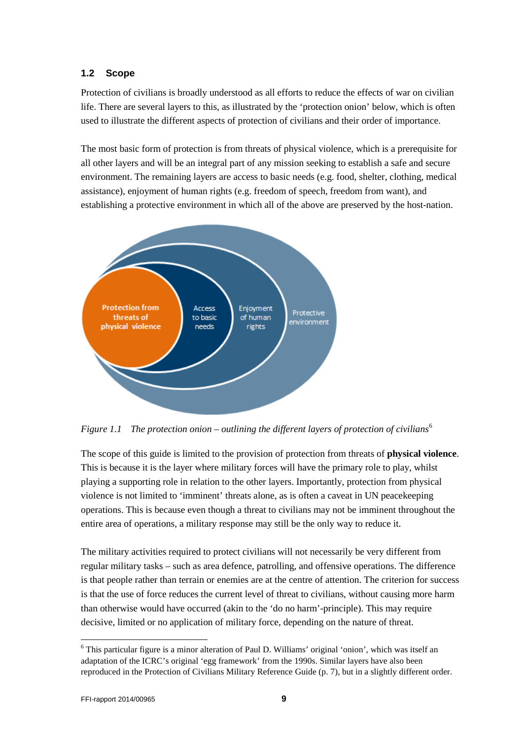## 1.2 Scope

Protection of civilians is broadly understood as all efforts to reduce the effects of war on civilian life. There are several layers to this, as illustrated by the 'protection onion' below, which is often used to illustrate the different aspects of protection of civilians and their order of importance.

The most basic form of protection is from threats of physical violence, which is a prerequisite for all other layers and will be an integral part of any mission seeking to establish a safe and secure environment. The remaining layers are access to basic needs (e.g. food, shelter, clothing, medical assistance), enjoyment of human rights (e.g. freedom of speech, freedom from want), and establishing a protective environment in which all of the above are preserved by the host-nation.

Protection from threats of physical violence

Access to basic needs

Enjoyment of human rights

Protective environment

*Figure 1.1 The protection onion – outlining the different layers of protection of civilians*[6]

The scope of this guide is limited to the provision of protection from threats of **physical violence**. This is because it is the layer where military forces will have the primary role to play, whilst playing a supporting role in relation to the other layers. Importantly, protection from physical violence is not limited to 'imminent' threats alone, as is often a caveat in UN peacekeeping operations. This is because even though a threat to civilians may not be imminent throughout the entire area of operations, a military response may still be the only way to reduce it.

The military activities required to protect civilians will not necessarily be very different from regular military tasks – such as area defence, patrolling, and offensive operations. The difference is that people rather than terrain or enemies are at the centre of attention. The criterion for success is that the use of force reduces the current level of threat to civilians, without causing more harm than otherwise would have occurred (akin to the 'do no harm'-principle). This may require decisive, limited or no application of military force, depending on the nature of threat.

[6] This particular figure is a minor alteration of Paul D. Williams' original 'onion', which was itself an adaptation of the ICRC's original 'egg framework' from the 1990s. Similar layers have also been reproduced in the Protection of Civilians Military Reference Guide (p. 7), but in a slightly different order.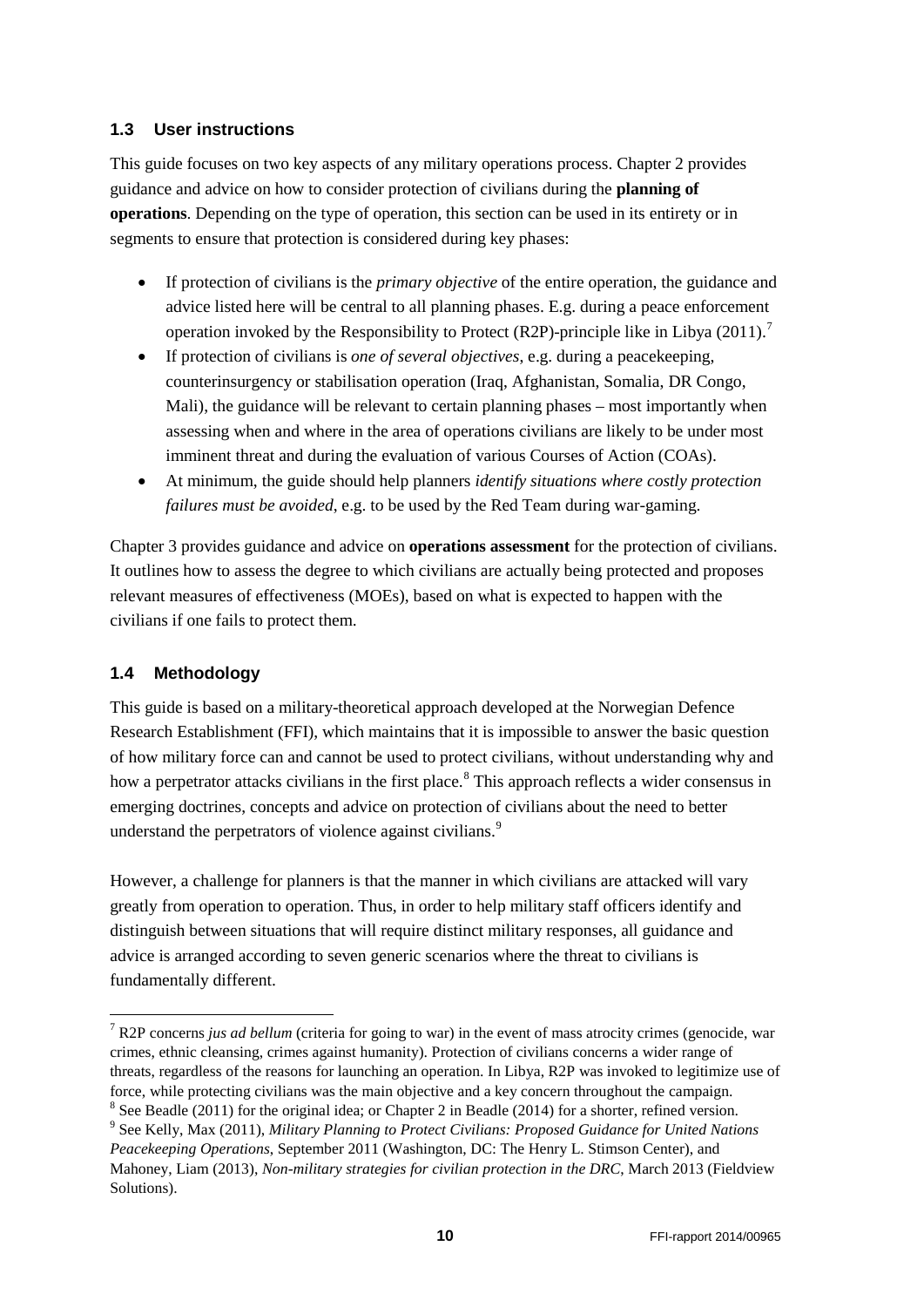## 1.3 User instructions

This guide focuses on two key aspects of any military operations process. Chapter 2 provides guidance and advice on how to consider protection of civilians during the **planning of operations**. Depending on the type of operation, this section can be used in its entirety or in segments to ensure that protection is considered during key phases:

- If protection of civilians is the *primary objective* of the entire operation, the guidance and advice listed here will be central to all planning phases. E.g. during a peace enforcement operation invoked by the Responsibility to Protect (R2P)-principle like in Libya (2011).[7]
- If protection of civilians is *one of several objectives*, e.g. during a peacekeeping, counterinsurgency or stabilisation operation (Iraq, Afghanistan, Somalia, DR Congo, Mali), the guidance will be relevant to certain planning phases – most importantly when assessing when and where in the area of operations civilians are likely to be under most imminent threat and during the evaluation of various Courses of Action (COAs).
- At minimum, the guide should help planners *identify situations where costly protection failures must be avoided*, e.g. to be used by the Red Team during war-gaming.

Chapter 3 provides guidance and advice on **operations assessment** for the protection of civilians. It outlines how to assess the degree to which civilians are actually being protected and proposes relevant measures of effectiveness (MOEs), based on what is expected to happen with the civilians if one fails to protect them.

## 1.4 Methodology

This guide is based on a military-theoretical approach developed at the Norwegian Defence Research Establishment (FFI), which maintains that it is impossible to answer the basic question of how military force can and cannot be used to protect civilians, without understanding why and how a perpetrator attacks civilians in the first place.[8] This approach reflects a wider consensus in emerging doctrines, concepts and advice on protection of civilians about the need to better understand the perpetrators of violence against civilians.[9]

However, a challenge for planners is that the manner in which civilians are attacked will vary greatly from operation to operation. Thus, in order to help military staff officers identify and distinguish between situations that will require distinct military responses, all guidance and advice is arranged according to seven generic scenarios where the threat to civilians is fundamentally different.

---

[7] R2P concerns *jus ad bellum* (criteria for going to war) in the event of mass atrocity crimes (genocide, war crimes, ethnic cleansing, crimes against humanity). Protection of civilians concerns a wider range of threats, regardless of the reasons for launching an operation. In Libya, R2P was invoked to legitimize use of force, while protecting civilians was the main objective and a key concern throughout the campaign.

[8] See Beadle (2011) for the original idea; or Chapter 2 in Beadle (2014) for a shorter, refined version.

[9] See Kelly, Max (2011), *Military Planning to Protect Civilians: Proposed Guidance for United Nations Peacekeeping Operations*, September 2011 (Washington, DC: The Henry L. Stimson Center), and Mahoney, Liam (2013), *Non-military strategies for civilian protection in the DRC*, March 2013 (Fieldview Solutions).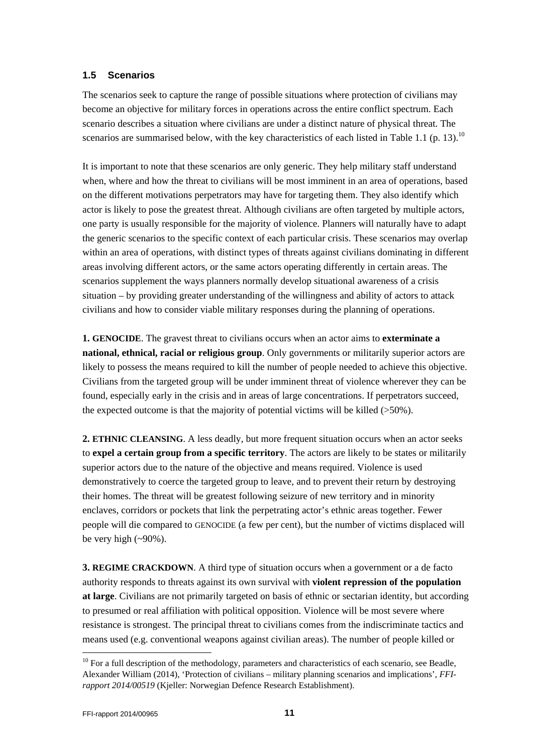### 1.5 Scenarios

The scenarios seek to capture the range of possible situations where protection of civilians may become an objective for military forces in operations across the entire conflict spectrum. Each scenario describes a situation where civilians are under a distinct nature of physical threat. The scenarios are summarised below, with the key characteristics of each listed in Table 1.1 (p. 13).[10]

It is important to note that these scenarios are only generic. They help military staff understand when, where and how the threat to civilians will be most imminent in an area of operations, based on the different motivations perpetrators may have for targeting them. They also identify which actor is likely to pose the greatest threat. Although civilians are often targeted by multiple actors, one party is usually responsible for the majority of violence. Planners will naturally have to adapt the generic scenarios to the specific context of each particular crisis. These scenarios may overlap within an area of operations, with distinct types of threats against civilians dominating in different areas involving different actors, or the same actors operating differently in certain areas. The scenarios supplement the ways planners normally develop situational awareness of a crisis situation – by providing greater understanding of the willingness and ability of actors to attack civilians and how to consider viable military responses during the planning of operations.

**1. GENOCIDE**. The gravest threat to civilians occurs when an actor aims to **exterminate a national, ethnical, racial or religious group**. Only governments or militarily superior actors are likely to possess the means required to kill the number of people needed to achieve this objective. Civilians from the targeted group will be under imminent threat of violence wherever they can be found, especially early in the crisis and in areas of large concentrations. If perpetrators succeed, the expected outcome is that the majority of potential victims will be killed (>50%).

**2. ETHNIC CLEANSING**. A less deadly, but more frequent situation occurs when an actor seeks to **expel a certain group from a specific territory**. The actors are likely to be states or militarily superior actors due to the nature of the objective and means required. Violence is used demonstratively to coerce the targeted group to leave, and to prevent their return by destroying their homes. The threat will be greatest following seizure of new territory and in minority enclaves, corridors or pockets that link the perpetrating actor's ethnic areas together. Fewer people will die compared to GENOCIDE (a few per cent), but the number of victims displaced will be very high (~90%).

**3. REGIME CRACKDOWN**. A third type of situation occurs when a government or a de facto authority responds to threats against its own survival with **violent repression of the population at large**. Civilians are not primarily targeted on basis of ethnic or sectarian identity, but according to presumed or real affiliation with political opposition. Violence will be most severe where resistance is strongest. The principal threat to civilians comes from the indiscriminate tactics and means used (e.g. conventional weapons against civilian areas). The number of people killed or

[10] For a full description of the methodology, parameters and characteristics of each scenario, see Beadle, Alexander William (2014), 'Protection of civilians – military planning scenarios and implications', *FFI-rapport 2014/00519* (Kjeller: Norwegian Defence Research Establishment).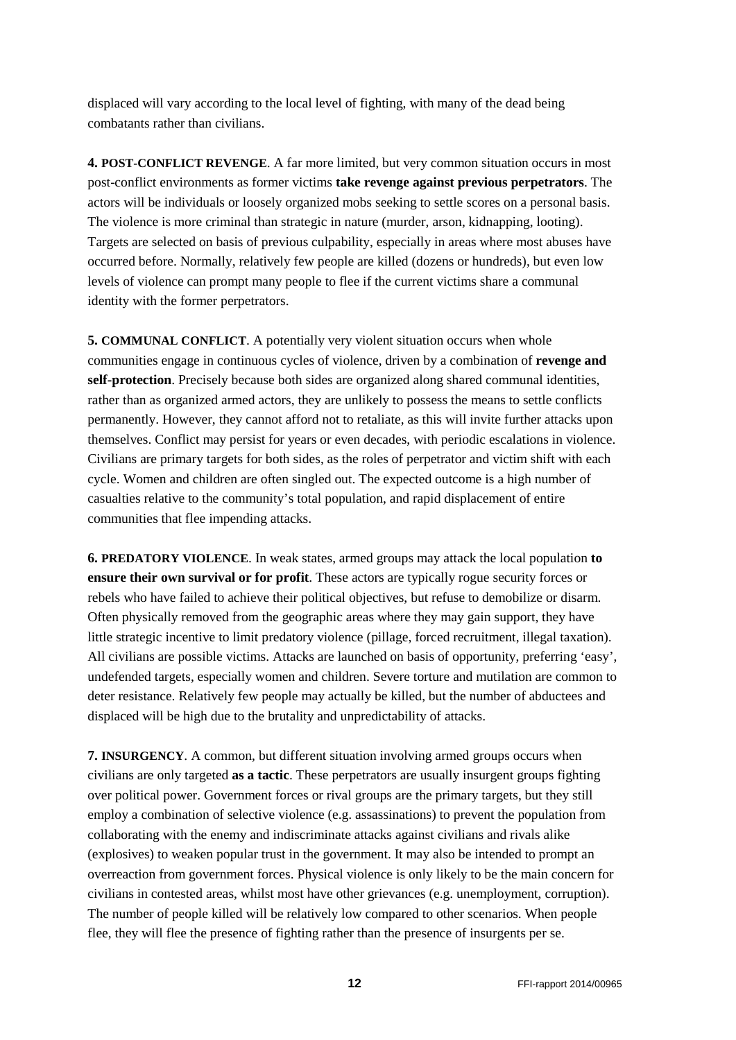displaced will vary according to the local level of fighting, with many of the dead being combatants rather than civilians.

**4. POST-CONFLICT REVENGE**. A far more limited, but very common situation occurs in most post-conflict environments as former victims **take revenge against previous perpetrators**. The actors will be individuals or loosely organized mobs seeking to settle scores on a personal basis. The violence is more criminal than strategic in nature (murder, arson, kidnapping, looting). Targets are selected on basis of previous culpability, especially in areas where most abuses have occurred before. Normally, relatively few people are killed (dozens or hundreds), but even low levels of violence can prompt many people to flee if the current victims share a communal identity with the former perpetrators.

**5. COMMUNAL CONFLICT**. A potentially very violent situation occurs when whole communities engage in continuous cycles of violence, driven by a combination of **revenge and self-protection**. Precisely because both sides are organized along shared communal identities, rather than as organized armed actors, they are unlikely to possess the means to settle conflicts permanently. However, they cannot afford not to retaliate, as this will invite further attacks upon themselves. Conflict may persist for years or even decades, with periodic escalations in violence. Civilians are primary targets for both sides, as the roles of perpetrator and victim shift with each cycle. Women and children are often singled out. The expected outcome is a high number of casualties relative to the community's total population, and rapid displacement of entire communities that flee impending attacks.

**6. PREDATORY VIOLENCE**. In weak states, armed groups may attack the local population **to ensure their own survival or for profit**. These actors are typically rogue security forces or rebels who have failed to achieve their political objectives, but refuse to demobilize or disarm. Often physically removed from the geographic areas where they may gain support, they have little strategic incentive to limit predatory violence (pillage, forced recruitment, illegal taxation). All civilians are possible victims. Attacks are launched on basis of opportunity, preferring 'easy', undefended targets, especially women and children. Severe torture and mutilation are common to deter resistance. Relatively few people may actually be killed, but the number of abductees and displaced will be high due to the brutality and unpredictability of attacks.

**7. INSURGENCY**. A common, but different situation involving armed groups occurs when civilians are only targeted **as a tactic**. These perpetrators are usually insurgent groups fighting over political power. Government forces or rival groups are the primary targets, but they still employ a combination of selective violence (e.g. assassinations) to prevent the population from collaborating with the enemy and indiscriminate attacks against civilians and rivals alike (explosives) to weaken popular trust in the government. It may also be intended to prompt an overreaction from government forces. Physical violence is only likely to be the main concern for civilians in contested areas, whilst most have other grievances (e.g. unemployment, corruption). The number of people killed will be relatively low compared to other scenarios. When people flee, they will flee the presence of fighting rather than the presence of insurgents per se.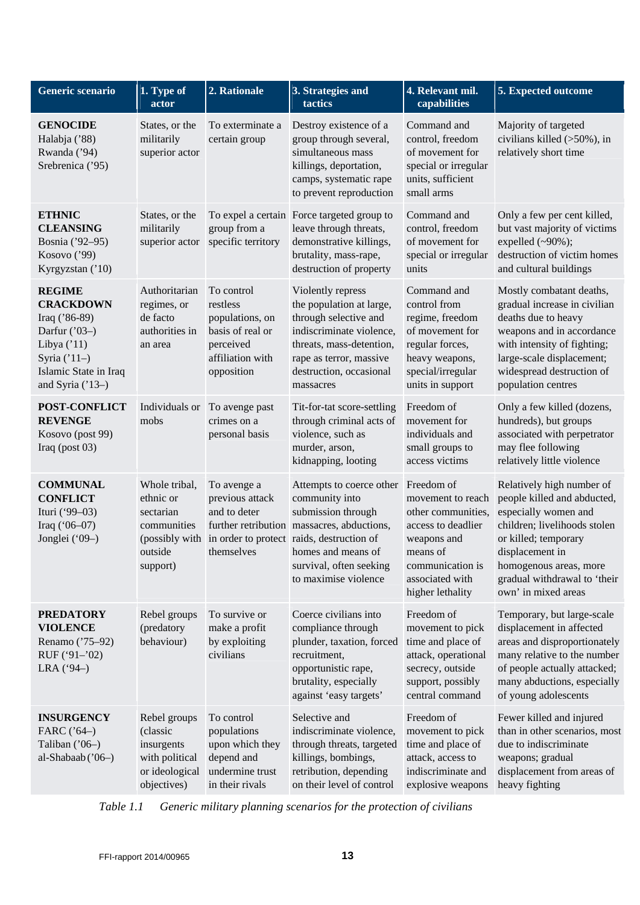| Generic scenario | 1. Type of actor | 2. Rationale | 3. Strategies and tactics | 4. Relevant mil. capabilities | 5. Expected outcome |
|---|---|---|---|---|---|
| **GENOCIDE** Halabja ('88) Rwanda ('94) Srebrenica ('95) | States, or the militarily superior actor | To exterminate a certain group | Destroy existence of a group through several, simultaneous mass killings, deportation, camps, systematic rape to prevent reproduction | Command and control, freedom of movement for special or irregular units, sufficient small arms | Majority of targeted civilians killed (>50%), in relatively short time |
| **ETHNIC CLEANSING** Bosnia ('92–95) Kosovo ('99) Kyrgyzstan ('10) | States, or the militarily superior actor | To expel a certain group from a specific territory | Force targeted group to leave through threats, demonstrative killings, brutality, mass-rape, destruction of property | Command and control, freedom of movement for special or irregular units | Only a few per cent killed, but vast majority of victims expelled (~90%); destruction of victim homes and cultural buildings |
| **REGIME CRACKDOWN** Iraq ('86-89) Darfur ('03–) Libya ('11) Syria ('11–) Islamic State in Iraq and Syria ('13–) | Authoritarian regimes, or de facto authorities in an area | To control restless populations, on basis of real or perceived affiliation with opposition | Violently repress the population at large, through selective and indiscriminate violence, threats, mass-detention, rape as terror, massive destruction, occasional massacres | Command and control from regime, freedom of movement for regular forces, heavy weapons, special/irregular units in support | Mostly combatant deaths, gradual increase in civilian deaths due to heavy weapons and in accordance with intensity of fighting; large-scale displacement; widespread destruction of population centres |
| **POST-CONFLICT REVENGE** Kosovo (post 99) Iraq (post 03) | Individuals or mobs | To avenge past crimes on a personal basis | Tit-for-tat score-settling through criminal acts of violence, such as murder, arson, kidnapping, looting | Freedom of movement for individuals and small groups to access victims | Only a few killed (dozens, hundreds), but groups associated with perpetrator may flee following relatively little violence |
| **COMMUNAL CONFLICT** Ituri ('99–03) Iraq ('06–07) Jonglei ('09–) | Whole tribal, ethnic or sectarian communities (possibly with outside support) | To avenge a previous attack and to deter further retribution in order to protect themselves | Attempts to coerce other community into submission through massacres, abductions, raids, destruction of homes and means of survival, often seeking to maximise violence | Freedom of movement to reach other communities, access to deadlier weapons and means of communication is associated with higher lethality | Relatively high number of people killed and abducted, especially women and children; livelihoods stolen or killed; temporary displacement in homogenous areas, more gradual withdrawal to 'their own' in mixed areas |
| **PREDATORY VIOLENCE** Renamo ('75–92) RUF ('91–'02) LRA ('94–) | Rebel groups (predatory behaviour) | To survive or make a profit by exploiting civilians | Coerce civilians into compliance through plunder, taxation, forced recruitment, opportunistic rape, brutality, especially against 'easy targets' | Freedom of movement to pick time and place of attack, operational secrecy, outside support, possibly central command | Temporary, but large-scale displacement in affected areas and disproportionately many relative to the number of people actually attacked; many abductions, especially of young adolescents |
| **INSURGENCY** FARC ('64–) Taliban ('06–) al-Shabaab ('06–) | Rebel groups (classic insurgents with political or ideological objectives) | To control populations upon which they depend and undermine trust in their rivals | Selective and indiscriminate violence, through threats, targeted killings, bombings, retribution, depending on their level of control | Freedom of movement to pick time and place of attack, access to indiscriminate and explosive weapons | Fewer killed and injured than in other scenarios, most due to indiscriminate weapons; gradual displacement from areas of heavy fighting |

*Table 1.1 Generic military planning scenarios for the protection of civilians*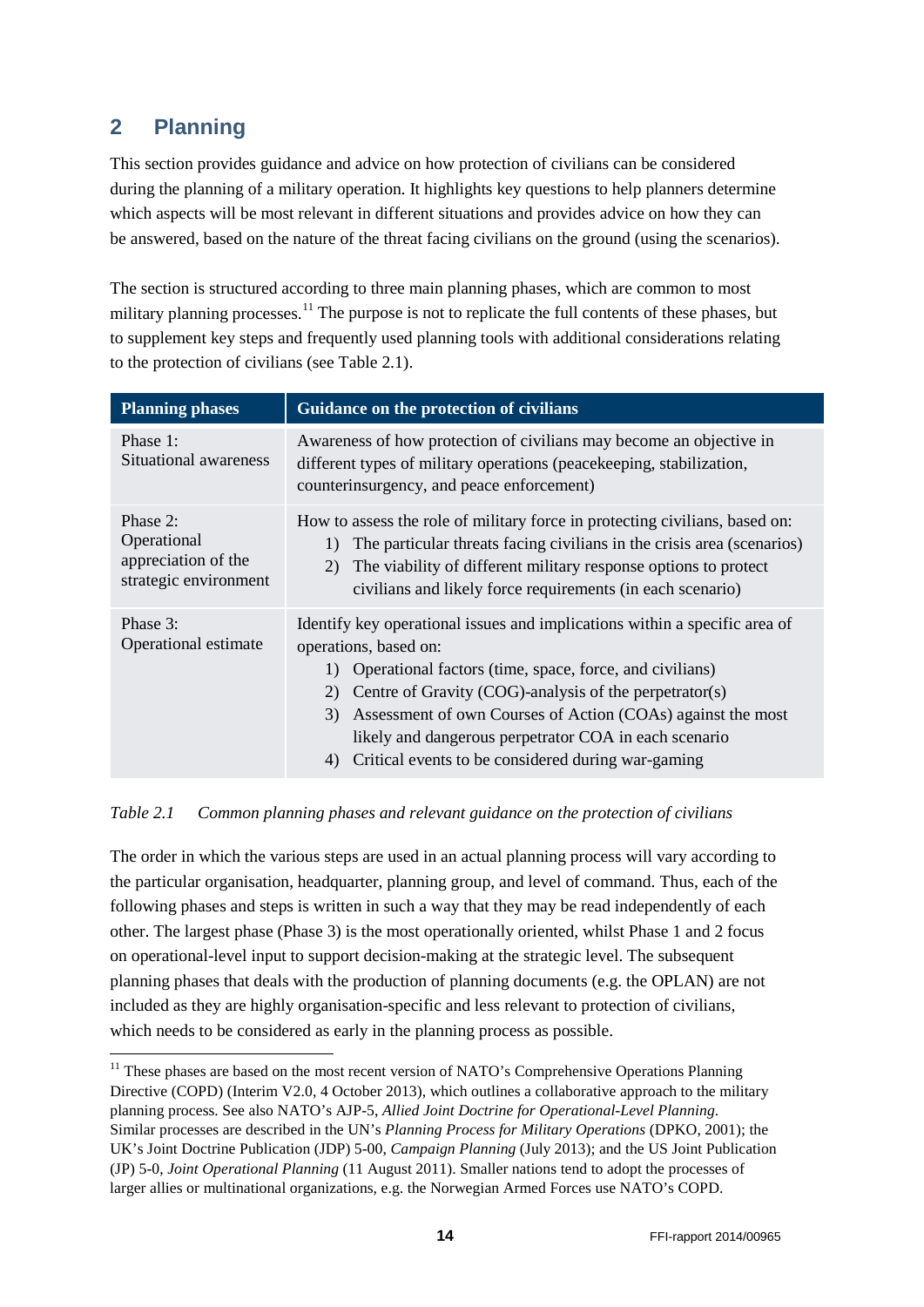## 2 Planning

This section provides guidance and advice on how protection of civilians can be considered during the planning of a military operation. It highlights key questions to help planners determine which aspects will be most relevant in different situations and provides advice on how they can be answered, based on the nature of the threat facing civilians on the ground (using the scenarios).

The section is structured according to three main planning phases, which are common to most military planning processes.[11] The purpose is not to replicate the full contents of these phases, but to supplement key steps and frequently used planning tools with additional considerations relating to the protection of civilians (see Table 2.1).

| Planning phases | Guidance on the protection of civilians |
|---|---|
| Phase 1: Situational awareness | Awareness of how protection of civilians may become an objective in different types of military operations (peacekeeping, stabilization, counterinsurgency, and peace enforcement) |
| Phase 2: Operational appreciation of the strategic environment | How to assess the role of military force in protecting civilians, based on: 1) The particular threats facing civilians in the crisis area (scenarios) 2) The viability of different military response options to protect civilians and likely force requirements (in each scenario) |
| Phase 3: Operational estimate | Identify key operational issues and implications within a specific area of operations, based on: 1) Operational factors (time, space, force, and civilians) 2) Centre of Gravity (COG)-analysis of the perpetrator(s) 3) Assessment of own Courses of Action (COAs) against the most likely and dangerous perpetrator COA in each scenario 4) Critical events to be considered during war-gaming |

*Table 2.1 Common planning phases and relevant guidance on the protection of civilians*

The order in which the various steps are used in an actual planning process will vary according to the particular organisation, headquarter, planning group, and level of command. Thus, each of the following phases and steps is written in such a way that they may be read independently of each other. The largest phase (Phase 3) is the most operationally oriented, whilst Phase 1 and 2 focus on operational-level input to support decision-making at the strategic level. The subsequent planning phases that deals with the production of planning documents (e.g. the OPLAN) are not included as they are highly organisation-specific and less relevant to protection of civilians, which needs to be considered as early in the planning process as possible.

[11] These phases are based on the most recent version of NATO's Comprehensive Operations Planning Directive (COPD) (Interim V2.0, 4 October 2013), which outlines a collaborative approach to the military planning process. See also NATO's AJP-5, *Allied Joint Doctrine for Operational-Level Planning*. Similar processes are described in the UN's *Planning Process for Military Operations* (DPKO, 2001); the UK's Joint Doctrine Publication (JDP) 5-00, *Campaign Planning* (July 2013); and the US Joint Publication (JP) 5-0, *Joint Operational Planning* (11 August 2011). Smaller nations tend to adopt the processes of larger allies or multinational organizations, e.g. the Norwegian Armed Forces use NATO's COPD.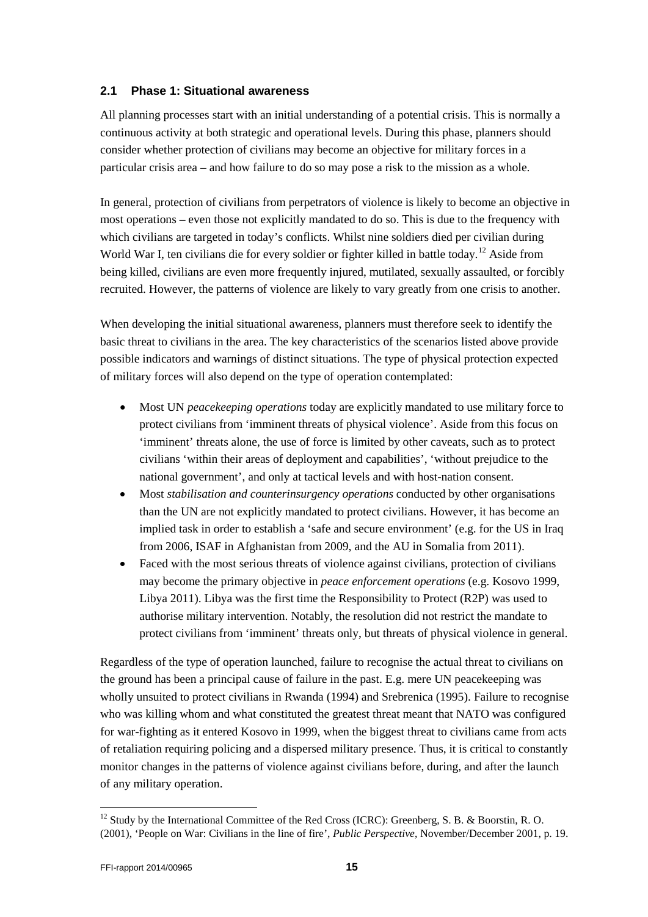## 2.1 Phase 1: Situational awareness

All planning processes start with an initial understanding of a potential crisis. This is normally a continuous activity at both strategic and operational levels. During this phase, planners should consider whether protection of civilians may become an objective for military forces in a particular crisis area – and how failure to do so may pose a risk to the mission as a whole.

In general, protection of civilians from perpetrators of violence is likely to become an objective in most operations – even those not explicitly mandated to do so. This is due to the frequency with which civilians are targeted in today's conflicts. Whilst nine soldiers died per civilian during World War I, ten civilians die for every soldier or fighter killed in battle today.[12] Aside from being killed, civilians are even more frequently injured, mutilated, sexually assaulted, or forcibly recruited. However, the patterns of violence are likely to vary greatly from one crisis to another.

When developing the initial situational awareness, planners must therefore seek to identify the basic threat to civilians in the area. The key characteristics of the scenarios listed above provide possible indicators and warnings of distinct situations. The type of physical protection expected of military forces will also depend on the type of operation contemplated:

- Most UN *peacekeeping operations* today are explicitly mandated to use military force to protect civilians from 'imminent threats of physical violence'. Aside from this focus on 'imminent' threats alone, the use of force is limited by other caveats, such as to protect civilians 'within their areas of deployment and capabilities', 'without prejudice to the national government', and only at tactical levels and with host-nation consent.
- Most *stabilisation and counterinsurgency operations* conducted by other organisations than the UN are not explicitly mandated to protect civilians. However, it has become an implied task in order to establish a 'safe and secure environment' (e.g. for the US in Iraq from 2006, ISAF in Afghanistan from 2009, and the AU in Somalia from 2011).
- Faced with the most serious threats of violence against civilians, protection of civilians may become the primary objective in *peace enforcement operations* (e.g. Kosovo 1999, Libya 2011). Libya was the first time the Responsibility to Protect (R2P) was used to authorise military intervention. Notably, the resolution did not restrict the mandate to protect civilians from 'imminent' threats only, but threats of physical violence in general.

Regardless of the type of operation launched, failure to recognise the actual threat to civilians on the ground has been a principal cause of failure in the past. E.g. mere UN peacekeeping was wholly unsuited to protect civilians in Rwanda (1994) and Srebrenica (1995). Failure to recognise who was killing whom and what constituted the greatest threat meant that NATO was configured for war-fighting as it entered Kosovo in 1999, when the biggest threat to civilians came from acts of retaliation requiring policing and a dispersed military presence. Thus, it is critical to constantly monitor changes in the patterns of violence against civilians before, during, and after the launch of any military operation.

[12] Study by the International Committee of the Red Cross (ICRC): Greenberg, S. B. & Boorstin, R. O. (2001), 'People on War: Civilians in the line of fire', *Public Perspective*, November/December 2001, p. 19.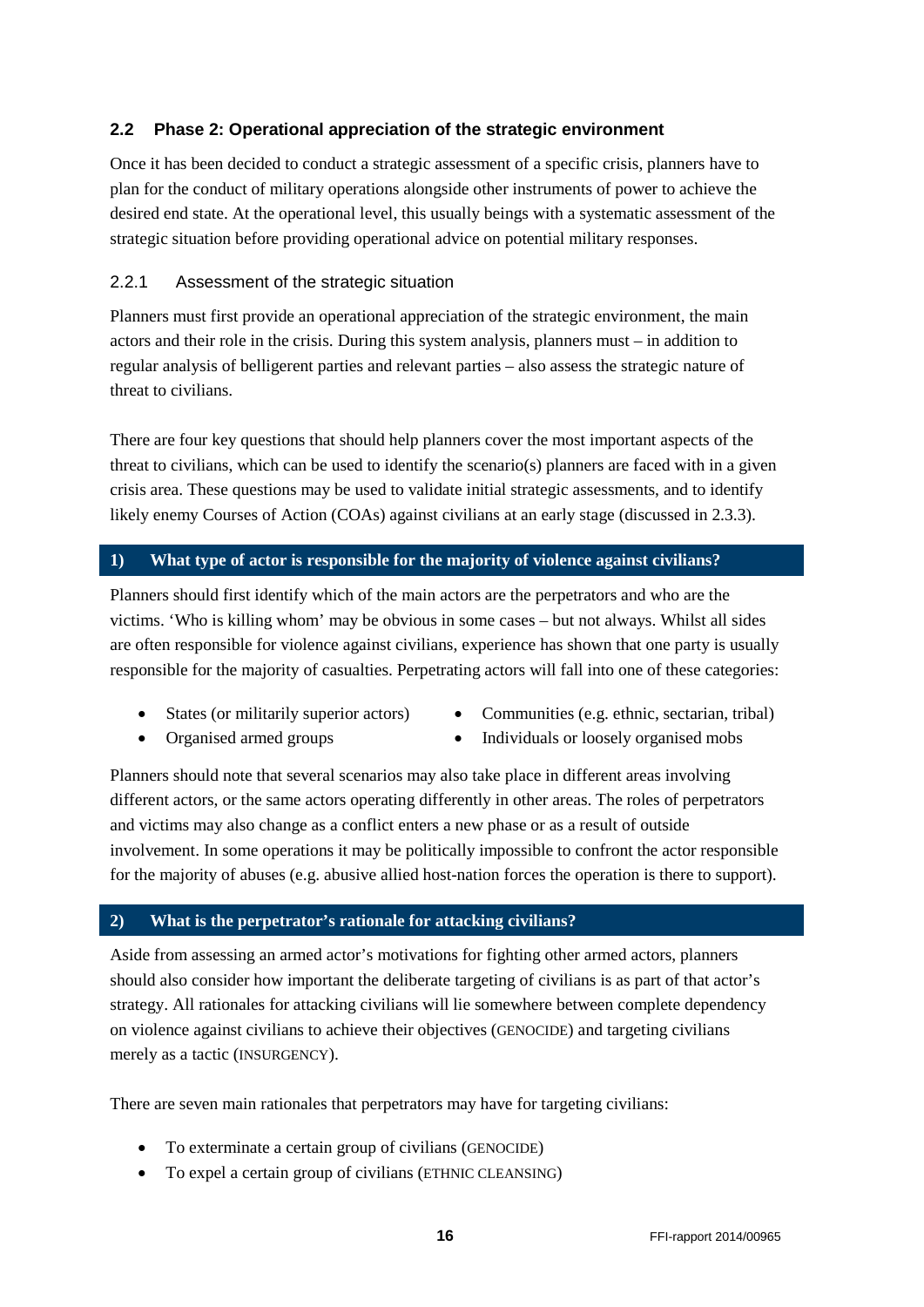## 2.2 Phase 2: Operational appreciation of the strategic environment

Once it has been decided to conduct a strategic assessment of a specific crisis, planners have to plan for the conduct of military operations alongside other instruments of power to achieve the desired end state. At the operational level, this usually beings with a systematic assessment of the strategic situation before providing operational advice on potential military responses.

### 2.2.1 Assessment of the strategic situation

Planners must first provide an operational appreciation of the strategic environment, the main actors and their role in the crisis. During this system analysis, planners must – in addition to regular analysis of belligerent parties and relevant parties – also assess the strategic nature of threat to civilians.

There are four key questions that should help planners cover the most important aspects of the threat to civilians, which can be used to identify the scenario(s) planners are faced with in a given crisis area. These questions may be used to validate initial strategic assessments, and to identify likely enemy Courses of Action (COAs) against civilians at an early stage (discussed in 2.3.3).

**1) What type of actor is responsible for the majority of violence against civilians?**

Planners should first identify which of the main actors are the perpetrators and who are the victims. 'Who is killing whom' may be obvious in some cases – but not always. Whilst all sides are often responsible for violence against civilians, experience has shown that one party is usually responsible for the majority of casualties. Perpetrating actors will fall into one of these categories:

- States (or militarily superior actors)
- Organised armed groups
- Communities (e.g. ethnic, sectarian, tribal)
- Individuals or loosely organised mobs

Planners should note that several scenarios may also take place in different areas involving different actors, or the same actors operating differently in other areas. The roles of perpetrators and victims may also change as a conflict enters a new phase or as a result of outside involvement. In some operations it may be politically impossible to confront the actor responsible for the majority of abuses (e.g. abusive allied host-nation forces the operation is there to support).

**2) What is the perpetrator's rationale for attacking civilians?**

Aside from assessing an armed actor's motivations for fighting other armed actors, planners should also consider how important the deliberate targeting of civilians is as part of that actor's strategy. All rationales for attacking civilians will lie somewhere between complete dependency on violence against civilians to achieve their objectives (GENOCIDE) and targeting civilians merely as a tactic (INSURGENCY).

There are seven main rationales that perpetrators may have for targeting civilians:

- To exterminate a certain group of civilians (GENOCIDE)
- To expel a certain group of civilians (ETHNIC CLEANSING)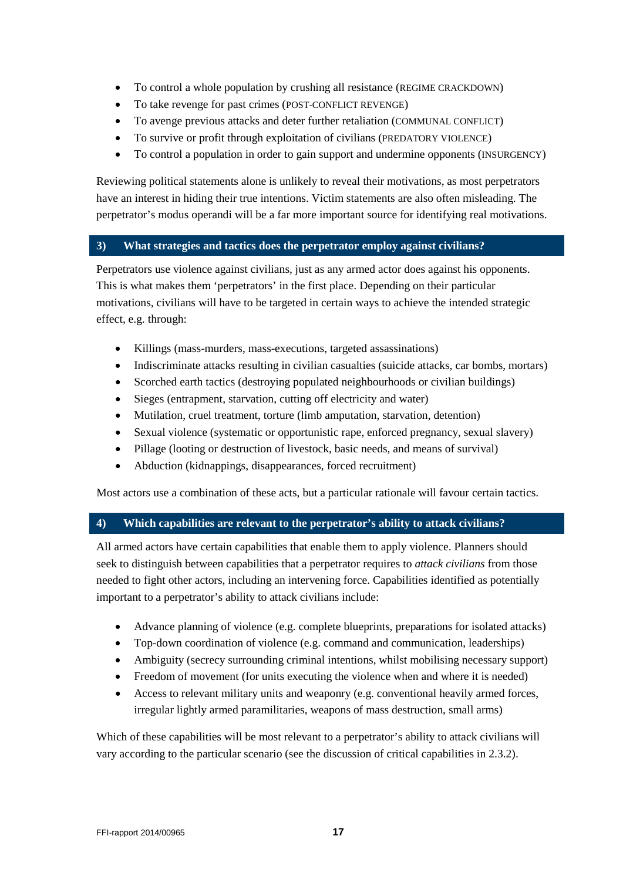- To control a whole population by crushing all resistance (REGIME CRACKDOWN)
- To take revenge for past crimes (POST-CONFLICT REVENGE)
- To avenge previous attacks and deter further retaliation (COMMUNAL CONFLICT)
- To survive or profit through exploitation of civilians (PREDATORY VIOLENCE)
- To control a population in order to gain support and undermine opponents (INSURGENCY)

Reviewing political statements alone is unlikely to reveal their motivations, as most perpetrators have an interest in hiding their true intentions. Victim statements are also often misleading. The perpetrator's modus operandi will be a far more important source for identifying real motivations.

### 3) What strategies and tactics does the perpetrator employ against civilians?

Perpetrators use violence against civilians, just as any armed actor does against his opponents. This is what makes them 'perpetrators' in the first place. Depending on their particular motivations, civilians will have to be targeted in certain ways to achieve the intended strategic effect, e.g. through:

- Killings (mass-murders, mass-executions, targeted assassinations)
- Indiscriminate attacks resulting in civilian casualties (suicide attacks, car bombs, mortars)
- Scorched earth tactics (destroying populated neighbourhoods or civilian buildings)
- Sieges (entrapment, starvation, cutting off electricity and water)
- Mutilation, cruel treatment, torture (limb amputation, starvation, detention)
- Sexual violence (systematic or opportunistic rape, enforced pregnancy, sexual slavery)
- Pillage (looting or destruction of livestock, basic needs, and means of survival)
- Abduction (kidnappings, disappearances, forced recruitment)

Most actors use a combination of these acts, but a particular rationale will favour certain tactics.

### 4) Which capabilities are relevant to the perpetrator's ability to attack civilians?

All armed actors have certain capabilities that enable them to apply violence. Planners should seek to distinguish between capabilities that a perpetrator requires to *attack civilians* from those needed to fight other actors, including an intervening force. Capabilities identified as potentially important to a perpetrator's ability to attack civilians include:

- Advance planning of violence (e.g. complete blueprints, preparations for isolated attacks)
- Top-down coordination of violence (e.g. command and communication, leaderships)
- Ambiguity (secrecy surrounding criminal intentions, whilst mobilising necessary support)
- Freedom of movement (for units executing the violence when and where it is needed)
- Access to relevant military units and weaponry (e.g. conventional heavily armed forces, irregular lightly armed paramilitaries, weapons of mass destruction, small arms)

Which of these capabilities will be most relevant to a perpetrator's ability to attack civilians will vary according to the particular scenario (see the discussion of critical capabilities in 2.3.2).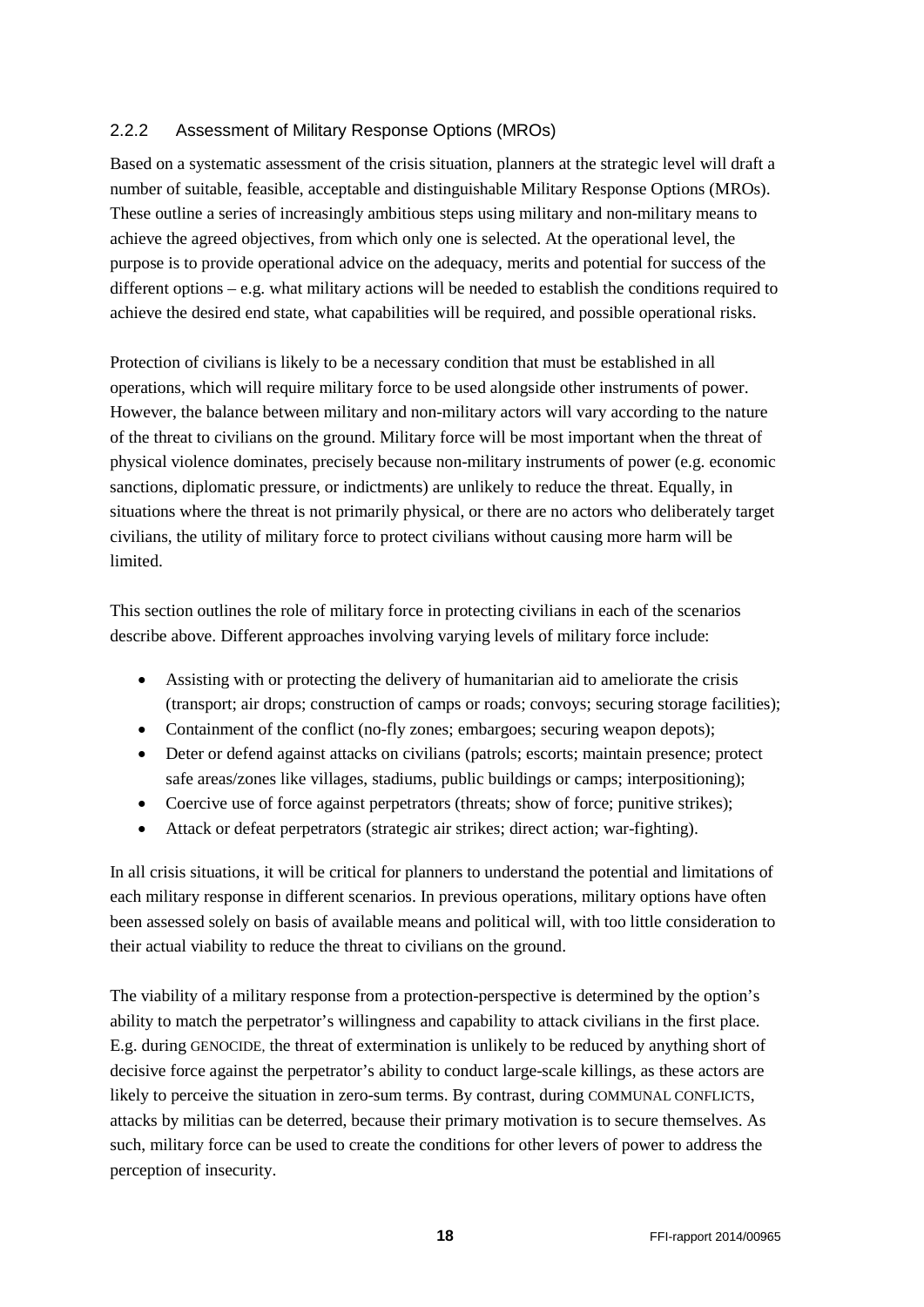### 2.2.2 Assessment of Military Response Options (MROs)

Based on a systematic assessment of the crisis situation, planners at the strategic level will draft a number of suitable, feasible, acceptable and distinguishable Military Response Options (MROs). These outline a series of increasingly ambitious steps using military and non-military means to achieve the agreed objectives, from which only one is selected. At the operational level, the purpose is to provide operational advice on the adequacy, merits and potential for success of the different options – e.g. what military actions will be needed to establish the conditions required to achieve the desired end state, what capabilities will be required, and possible operational risks.

Protection of civilians is likely to be a necessary condition that must be established in all operations, which will require military force to be used alongside other instruments of power. However, the balance between military and non-military actors will vary according to the nature of the threat to civilians on the ground. Military force will be most important when the threat of physical violence dominates, precisely because non-military instruments of power (e.g. economic sanctions, diplomatic pressure, or indictments) are unlikely to reduce the threat. Equally, in situations where the threat is not primarily physical, or there are no actors who deliberately target civilians, the utility of military force to protect civilians without causing more harm will be limited.

This section outlines the role of military force in protecting civilians in each of the scenarios describe above. Different approaches involving varying levels of military force include:

- Assisting with or protecting the delivery of humanitarian aid to ameliorate the crisis (transport; air drops; construction of camps or roads; convoys; securing storage facilities);
- Containment of the conflict (no-fly zones; embargoes; securing weapon depots);
- Deter or defend against attacks on civilians (patrols; escorts; maintain presence; protect safe areas/zones like villages, stadiums, public buildings or camps; interpositioning);
- Coercive use of force against perpetrators (threats; show of force; punitive strikes);
- Attack or defeat perpetrators (strategic air strikes; direct action; war-fighting).

In all crisis situations, it will be critical for planners to understand the potential and limitations of each military response in different scenarios. In previous operations, military options have often been assessed solely on basis of available means and political will, with too little consideration to their actual viability to reduce the threat to civilians on the ground.

The viability of a military response from a protection-perspective is determined by the option's ability to match the perpetrator's willingness and capability to attack civilians in the first place. E.g. during GENOCIDE, the threat of extermination is unlikely to be reduced by anything short of decisive force against the perpetrator's ability to conduct large-scale killings, as these actors are likely to perceive the situation in zero-sum terms. By contrast, during COMMUNAL CONFLICTS, attacks by militias can be deterred, because their primary motivation is to secure themselves. As such, military force can be used to create the conditions for other levers of power to address the perception of insecurity.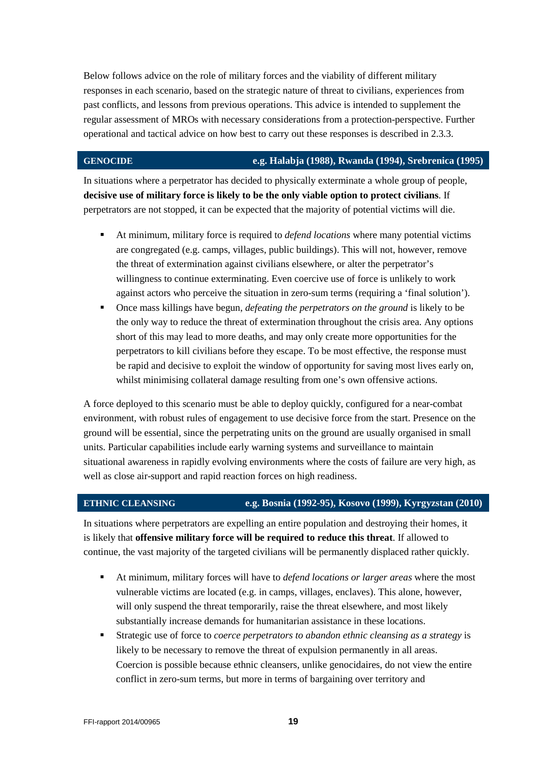Below follows advice on the role of military forces and the viability of different military responses in each scenario, based on the strategic nature of threat to civilians, experiences from past conflicts, and lessons from previous operations. This advice is intended to supplement the regular assessment of MROs with necessary considerations from a protection-perspective. Further operational and tactical advice on how best to carry out these responses is described in 2.3.3.

**GENOCIDE** **e.g. Halabja (1988), Rwanda (1994), Srebrenica (1995)**

In situations where a perpetrator has decided to physically exterminate a whole group of people, **decisive use of military force is likely to be the only viable option to protect civilians**. If perpetrators are not stopped, it can be expected that the majority of potential victims will die.

- At minimum, military force is required to *defend locations* where many potential victims are congregated (e.g. camps, villages, public buildings). This will not, however, remove the threat of extermination against civilians elsewhere, or alter the perpetrator's willingness to continue exterminating. Even coercive use of force is unlikely to work against actors who perceive the situation in zero-sum terms (requiring a 'final solution').
- Once mass killings have begun, *defeating the perpetrators on the ground* is likely to be the only way to reduce the threat of extermination throughout the crisis area. Any options short of this may lead to more deaths, and may only create more opportunities for the perpetrators to kill civilians before they escape. To be most effective, the response must be rapid and decisive to exploit the window of opportunity for saving most lives early on, whilst minimising collateral damage resulting from one's own offensive actions.

A force deployed to this scenario must be able to deploy quickly, configured for a near-combat environment, with robust rules of engagement to use decisive force from the start. Presence on the ground will be essential, since the perpetrating units on the ground are usually organised in small units. Particular capabilities include early warning systems and surveillance to maintain situational awareness in rapidly evolving environments where the costs of failure are very high, as well as close air-support and rapid reaction forces on high readiness.

**ETHNIC CLEANSING** **e.g. Bosnia (1992-95), Kosovo (1999), Kyrgyzstan (2010)**

In situations where perpetrators are expelling an entire population and destroying their homes, it is likely that **offensive military force will be required to reduce this threat**. If allowed to continue, the vast majority of the targeted civilians will be permanently displaced rather quickly.

- At minimum, military forces will have to *defend locations or larger areas* where the most vulnerable victims are located (e.g. in camps, villages, enclaves). This alone, however, will only suspend the threat temporarily, raise the threat elsewhere, and most likely substantially increase demands for humanitarian assistance in these locations.
- Strategic use of force to *coerce perpetrators to abandon ethnic cleansing as a strategy* is likely to be necessary to remove the threat of expulsion permanently in all areas. Coercion is possible because ethnic cleansers, unlike genocidaires, do not view the entire conflict in zero-sum terms, but more in terms of bargaining over territory and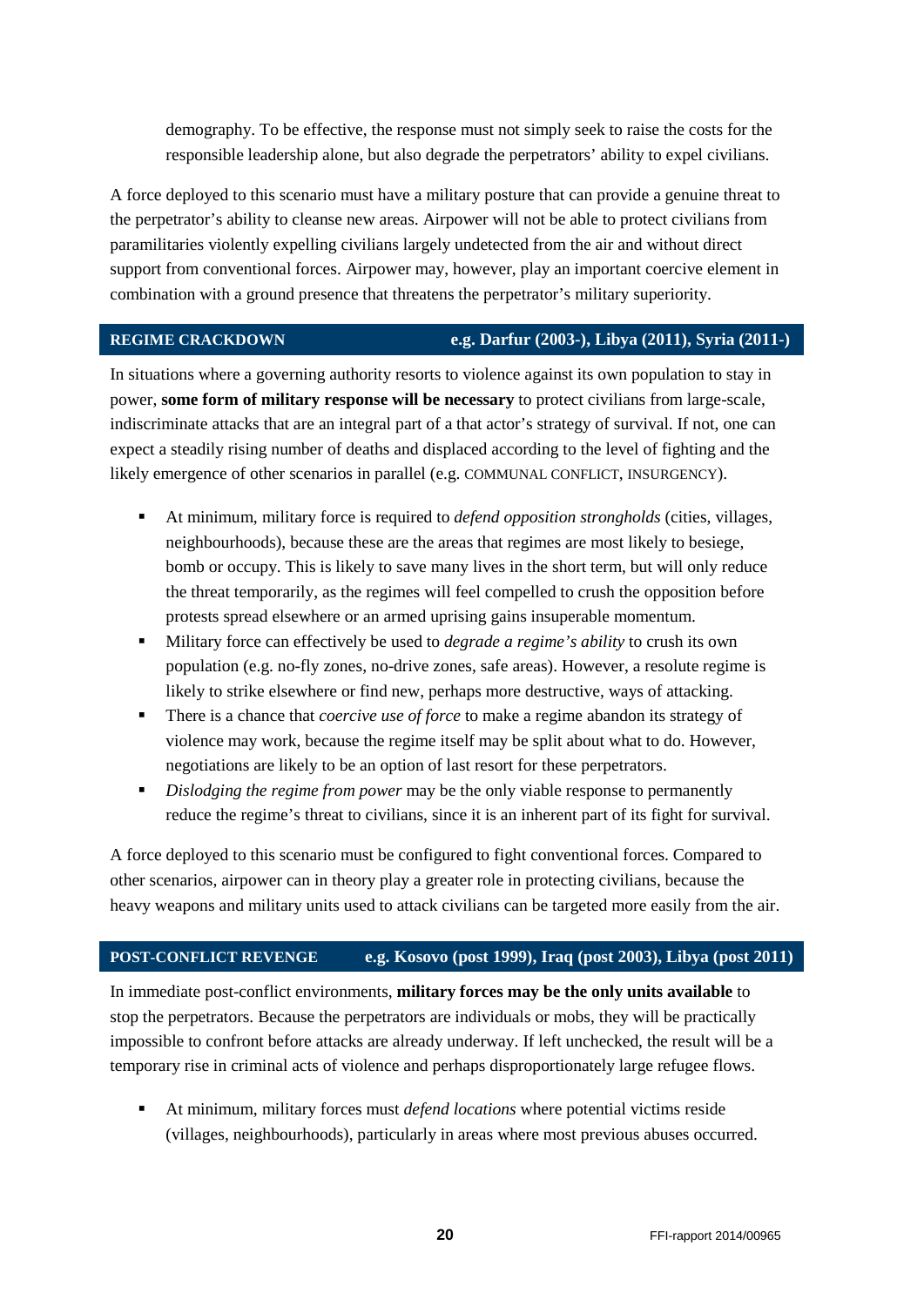demography. To be effective, the response must not simply seek to raise the costs for the responsible leadership alone, but also degrade the perpetrators' ability to expel civilians.

A force deployed to this scenario must have a military posture that can provide a genuine threat to the perpetrator's ability to cleanse new areas. Airpower will not be able to protect civilians from paramilitaries violently expelling civilians largely undetected from the air and without direct support from conventional forces. Airpower may, however, play an important coercive element in combination with a ground presence that threatens the perpetrator's military superiority.

**REGIME CRACKDOWN** **e.g. Darfur (2003-), Libya (2011), Syria (2011-)**

In situations where a governing authority resorts to violence against its own population to stay in power, **some form of military response will be necessary** to protect civilians from large-scale, indiscriminate attacks that are an integral part of a that actor's strategy of survival. If not, one can expect a steadily rising number of deaths and displaced according to the level of fighting and the likely emergence of other scenarios in parallel (e.g. COMMUNAL CONFLICT, INSURGENCY).

- At minimum, military force is required to *defend opposition strongholds* (cities, villages, neighbourhoods), because these are the areas that regimes are most likely to besiege, bomb or occupy. This is likely to save many lives in the short term, but will only reduce the threat temporarily, as the regimes will feel compelled to crush the opposition before protests spread elsewhere or an armed uprising gains insuperable momentum.
- Military force can effectively be used to *degrade a regime's ability* to crush its own population (e.g. no-fly zones, no-drive zones, safe areas). However, a resolute regime is likely to strike elsewhere or find new, perhaps more destructive, ways of attacking.
- There is a chance that *coercive use of force* to make a regime abandon its strategy of violence may work, because the regime itself may be split about what to do. However, negotiations are likely to be an option of last resort for these perpetrators.
- *Dislodging the regime from power* may be the only viable response to permanently reduce the regime's threat to civilians, since it is an inherent part of its fight for survival.

A force deployed to this scenario must be configured to fight conventional forces. Compared to other scenarios, airpower can in theory play a greater role in protecting civilians, because the heavy weapons and military units used to attack civilians can be targeted more easily from the air.

**POST-CONFLICT REVENGE** **e.g. Kosovo (post 1999), Iraq (post 2003), Libya (post 2011)**

In immediate post-conflict environments, **military forces may be the only units available** to stop the perpetrators. Because the perpetrators are individuals or mobs, they will be practically impossible to confront before attacks are already underway. If left unchecked, the result will be a temporary rise in criminal acts of violence and perhaps disproportionately large refugee flows.

- At minimum, military forces must *defend locations* where potential victims reside (villages, neighbourhoods), particularly in areas where most previous abuses occurred.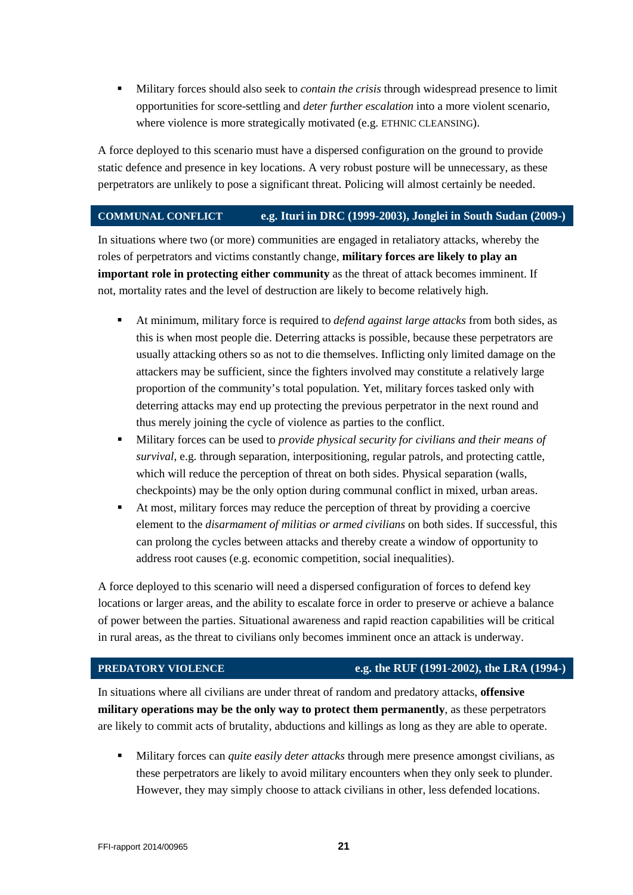- Military forces should also seek to *contain the crisis* through widespread presence to limit opportunities for score-settling and *deter further escalation* into a more violent scenario, where violence is more strategically motivated (e.g. ETHNIC CLEANSING).

A force deployed to this scenario must have a dispersed configuration on the ground to provide static defence and presence in key locations. A very robust posture will be unnecessary, as these perpetrators are unlikely to pose a significant threat. Policing will almost certainly be needed.

### COMMUNAL CONFLICT — e.g. Ituri in DRC (1999-2003), Jonglei in South Sudan (2009-)

In situations where two (or more) communities are engaged in retaliatory attacks, whereby the roles of perpetrators and victims constantly change, **military forces are likely to play an important role in protecting either community** as the threat of attack becomes imminent. If not, mortality rates and the level of destruction are likely to become relatively high.

- At minimum, military force is required to *defend against large attacks* from both sides, as this is when most people die. Deterring attacks is possible, because these perpetrators are usually attacking others so as not to die themselves. Inflicting only limited damage on the attackers may be sufficient, since the fighters involved may constitute a relatively large proportion of the community's total population. Yet, military forces tasked only with deterring attacks may end up protecting the previous perpetrator in the next round and thus merely joining the cycle of violence as parties to the conflict.
- Military forces can be used to *provide physical security for civilians and their means of survival*, e.g. through separation, interpositioning, regular patrols, and protecting cattle, which will reduce the perception of threat on both sides. Physical separation (walls, checkpoints) may be the only option during communal conflict in mixed, urban areas.
- At most, military forces may reduce the perception of threat by providing a coercive element to the *disarmament of militias or armed civilians* on both sides. If successful, this can prolong the cycles between attacks and thereby create a window of opportunity to address root causes (e.g. economic competition, social inequalities).

A force deployed to this scenario will need a dispersed configuration of forces to defend key locations or larger areas, and the ability to escalate force in order to preserve or achieve a balance of power between the parties. Situational awareness and rapid reaction capabilities will be critical in rural areas, as the threat to civilians only becomes imminent once an attack is underway.

### PREDATORY VIOLENCE — e.g. the RUF (1991-2002), the LRA (1994-)

In situations where all civilians are under threat of random and predatory attacks, **offensive military operations may be the only way to protect them permanently**, as these perpetrators are likely to commit acts of brutality, abductions and killings as long as they are able to operate.

- Military forces can *quite easily deter attacks* through mere presence amongst civilians, as these perpetrators are likely to avoid military encounters when they only seek to plunder. However, they may simply choose to attack civilians in other, less defended locations.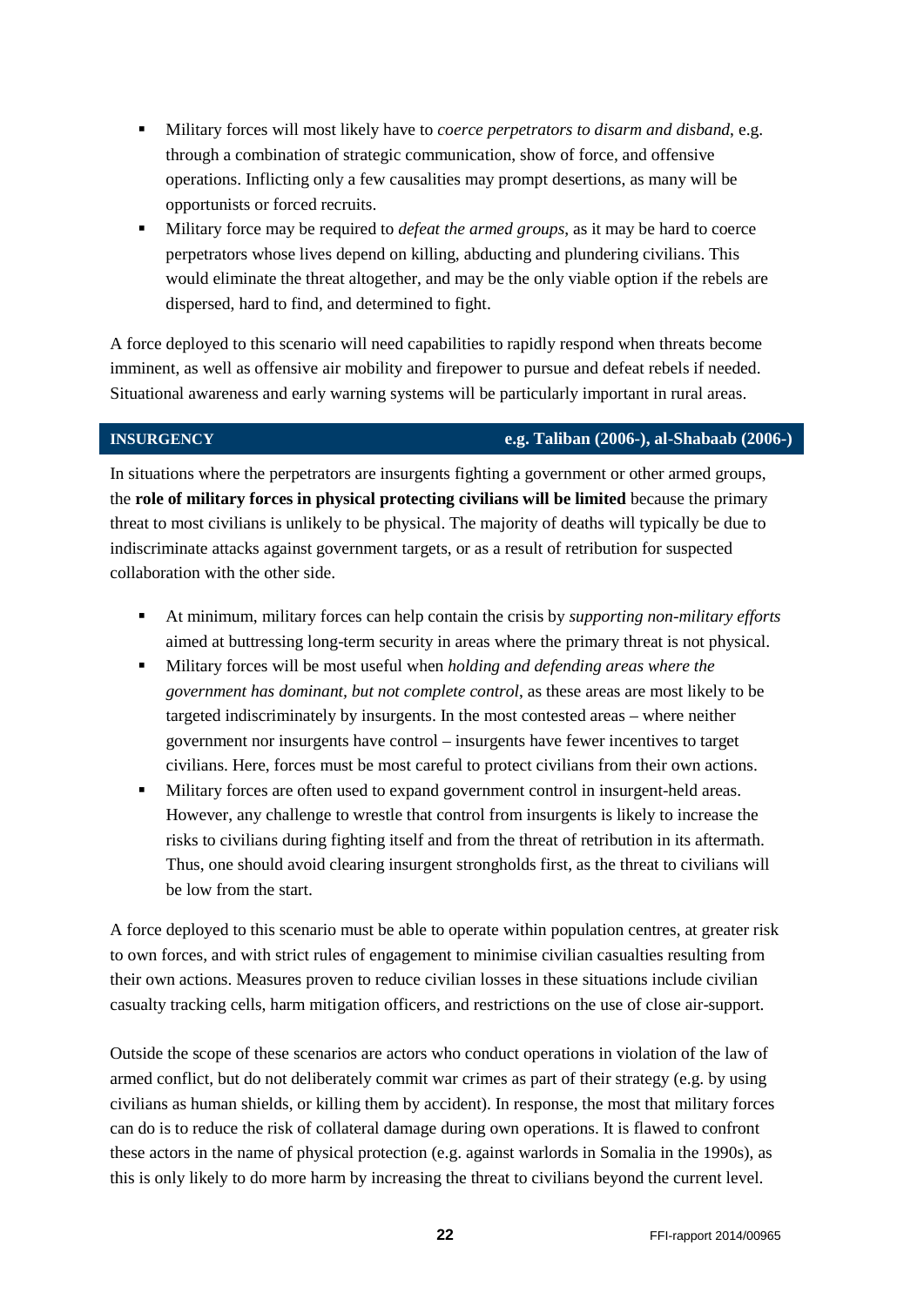- Military forces will most likely have to *coerce perpetrators to disarm and disband*, e.g. through a combination of strategic communication, show of force, and offensive operations. Inflicting only a few causalities may prompt desertions, as many will be opportunists or forced recruits.
- Military force may be required to *defeat the armed groups*, as it may be hard to coerce perpetrators whose lives depend on killing, abducting and plundering civilians. This would eliminate the threat altogether, and may be the only viable option if the rebels are dispersed, hard to find, and determined to fight.

A force deployed to this scenario will need capabilities to rapidly respond when threats become imminent, as well as offensive air mobility and firepower to pursue and defeat rebels if needed. Situational awareness and early warning systems will be particularly important in rural areas.

**INSURGENCY** **e.g. Taliban (2006-), al-Shabaab (2006-)**

In situations where the perpetrators are insurgents fighting a government or other armed groups, the **role of military forces in physical protecting civilians will be limited** because the primary threat to most civilians is unlikely to be physical. The majority of deaths will typically be due to indiscriminate attacks against government targets, or as a result of retribution for suspected collaboration with the other side.

- At minimum, military forces can help contain the crisis by *supporting non-military efforts* aimed at buttressing long-term security in areas where the primary threat is not physical.
- Military forces will be most useful when *holding and defending areas where the government has dominant, but not complete control*, as these areas are most likely to be targeted indiscriminately by insurgents. In the most contested areas – where neither government nor insurgents have control – insurgents have fewer incentives to target civilians. Here, forces must be most careful to protect civilians from their own actions.
- Military forces are often used to expand government control in insurgent-held areas. However, any challenge to wrestle that control from insurgents is likely to increase the risks to civilians during fighting itself and from the threat of retribution in its aftermath. Thus, one should avoid clearing insurgent strongholds first, as the threat to civilians will be low from the start.

A force deployed to this scenario must be able to operate within population centres, at greater risk to own forces, and with strict rules of engagement to minimise civilian casualties resulting from their own actions. Measures proven to reduce civilian losses in these situations include civilian casualty tracking cells, harm mitigation officers, and restrictions on the use of close air-support.

Outside the scope of these scenarios are actors who conduct operations in violation of the law of armed conflict, but do not deliberately commit war crimes as part of their strategy (e.g. by using civilians as human shields, or killing them by accident). In response, the most that military forces can do is to reduce the risk of collateral damage during own operations. It is flawed to confront these actors in the name of physical protection (e.g. against warlords in Somalia in the 1990s), as this is only likely to do more harm by increasing the threat to civilians beyond the current level.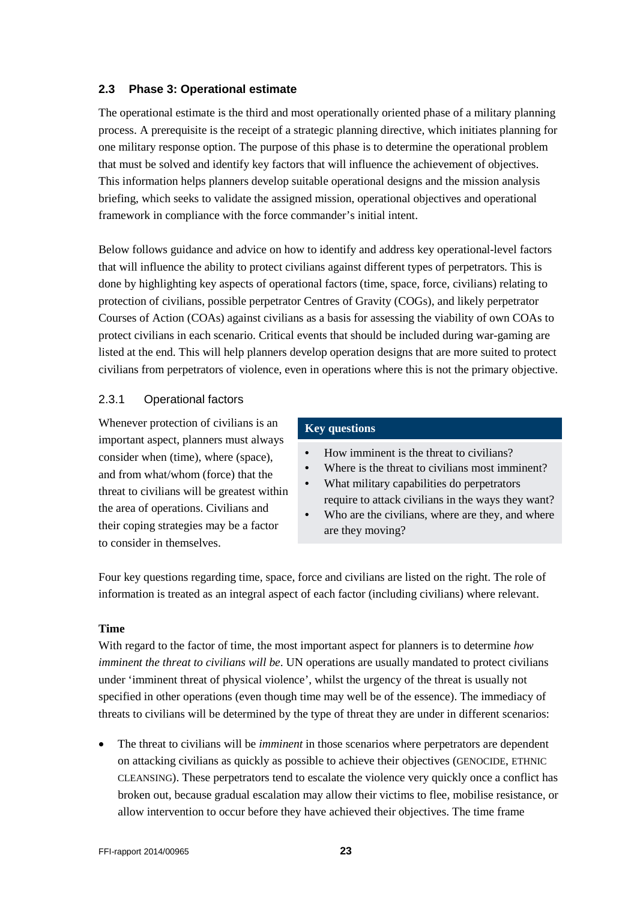## 2.3 Phase 3: Operational estimate

The operational estimate is the third and most operationally oriented phase of a military planning process. A prerequisite is the receipt of a strategic planning directive, which initiates planning for one military response option. The purpose of this phase is to determine the operational problem that must be solved and identify key factors that will influence the achievement of objectives. This information helps planners develop suitable operational designs and the mission analysis briefing, which seeks to validate the assigned mission, operational objectives and operational framework in compliance with the force commander's initial intent.

Below follows guidance and advice on how to identify and address key operational-level factors that will influence the ability to protect civilians against different types of perpetrators. This is done by highlighting key aspects of operational factors (time, space, force, civilians) relating to protection of civilians, possible perpetrator Centres of Gravity (COGs), and likely perpetrator Courses of Action (COAs) against civilians as a basis for assessing the viability of own COAs to protect civilians in each scenario. Critical events that should be included during war-gaming are listed at the end. This will help planners develop operation designs that are more suited to protect civilians from perpetrators of violence, even in operations where this is not the primary objective.

### 2.3.1 Operational factors

Whenever protection of civilians is an important aspect, planners must always consider when (time), where (space), and from what/whom (force) that the threat to civilians will be greatest within the area of operations. Civilians and their coping strategies may be a factor to consider in themselves.

**Key questions**

- How imminent is the threat to civilians?
- Where is the threat to civilians most imminent?
- What military capabilities do perpetrators require to attack civilians in the ways they want?
- Who are the civilians, where are they, and where are they moving?

Four key questions regarding time, space, force and civilians are listed on the right. The role of information is treated as an integral aspect of each factor (including civilians) where relevant.

**Time**

With regard to the factor of time, the most important aspect for planners is to determine *how imminent the threat to civilians will be*. UN operations are usually mandated to protect civilians under 'imminent threat of physical violence', whilst the urgency of the threat is usually not specified in other operations (even though time may well be of the essence). The immediacy of threats to civilians will be determined by the type of threat they are under in different scenarios:

- The threat to civilians will be *imminent* in those scenarios where perpetrators are dependent on attacking civilians as quickly as possible to achieve their objectives (GENOCIDE, ETHNIC CLEANSING). These perpetrators tend to escalate the violence very quickly once a conflict has broken out, because gradual escalation may allow their victims to flee, mobilise resistance, or allow intervention to occur before they have achieved their objectives. The time frame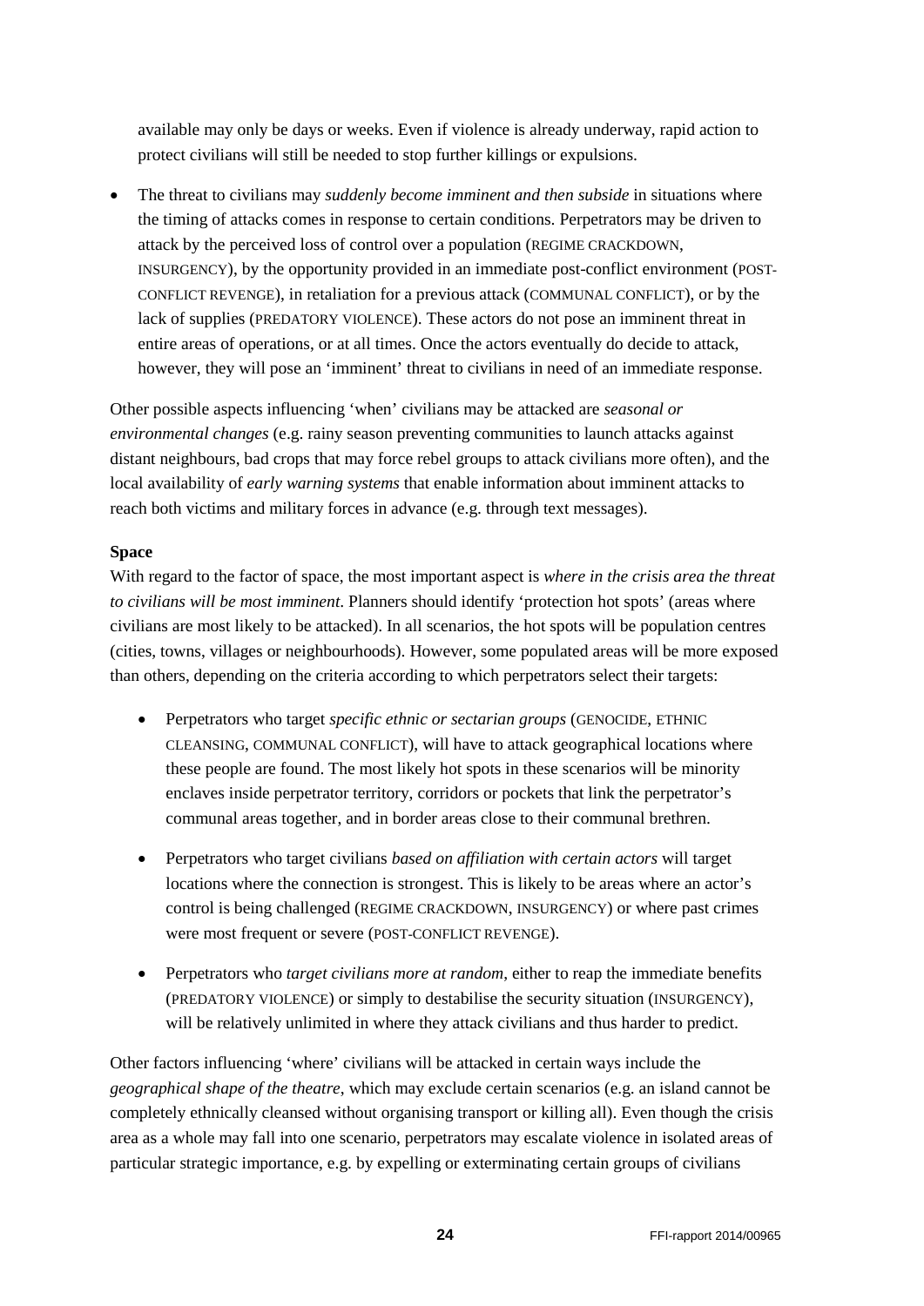available may only be days or weeks. Even if violence is already underway, rapid action to protect civilians will still be needed to stop further killings or expulsions.

- The threat to civilians may *suddenly become imminent and then subside* in situations where the timing of attacks comes in response to certain conditions. Perpetrators may be driven to attack by the perceived loss of control over a population (REGIME CRACKDOWN, INSURGENCY), by the opportunity provided in an immediate post-conflict environment (POST-CONFLICT REVENGE), in retaliation for a previous attack (COMMUNAL CONFLICT), or by the lack of supplies (PREDATORY VIOLENCE). These actors do not pose an imminent threat in entire areas of operations, or at all times. Once the actors eventually do decide to attack, however, they will pose an 'imminent' threat to civilians in need of an immediate response.

Other possible aspects influencing 'when' civilians may be attacked are *seasonal or environmental changes* (e.g. rainy season preventing communities to launch attacks against distant neighbours, bad crops that may force rebel groups to attack civilians more often), and the local availability of *early warning systems* that enable information about imminent attacks to reach both victims and military forces in advance (e.g. through text messages).

**Space**

With regard to the factor of space, the most important aspect is *where in the crisis area the threat to civilians will be most imminent*. Planners should identify 'protection hot spots' (areas where civilians are most likely to be attacked). In all scenarios, the hot spots will be population centres (cities, towns, villages or neighbourhoods). However, some populated areas will be more exposed than others, depending on the criteria according to which perpetrators select their targets:

- Perpetrators who target *specific ethnic or sectarian groups* (GENOCIDE, ETHNIC CLEANSING, COMMUNAL CONFLICT), will have to attack geographical locations where these people are found. The most likely hot spots in these scenarios will be minority enclaves inside perpetrator territory, corridors or pockets that link the perpetrator's communal areas together, and in border areas close to their communal brethren.

- Perpetrators who target civilians *based on affiliation with certain actors* will target locations where the connection is strongest. This is likely to be areas where an actor's control is being challenged (REGIME CRACKDOWN, INSURGENCY) or where past crimes were most frequent or severe (POST-CONFLICT REVENGE).

- Perpetrators who *target civilians more at random*, either to reap the immediate benefits (PREDATORY VIOLENCE) or simply to destabilise the security situation (INSURGENCY), will be relatively unlimited in where they attack civilians and thus harder to predict.

Other factors influencing 'where' civilians will be attacked in certain ways include the *geographical shape of the theatre*, which may exclude certain scenarios (e.g. an island cannot be completely ethnically cleansed without organising transport or killing all). Even though the crisis area as a whole may fall into one scenario, perpetrators may escalate violence in isolated areas of particular strategic importance, e.g. by expelling or exterminating certain groups of civilians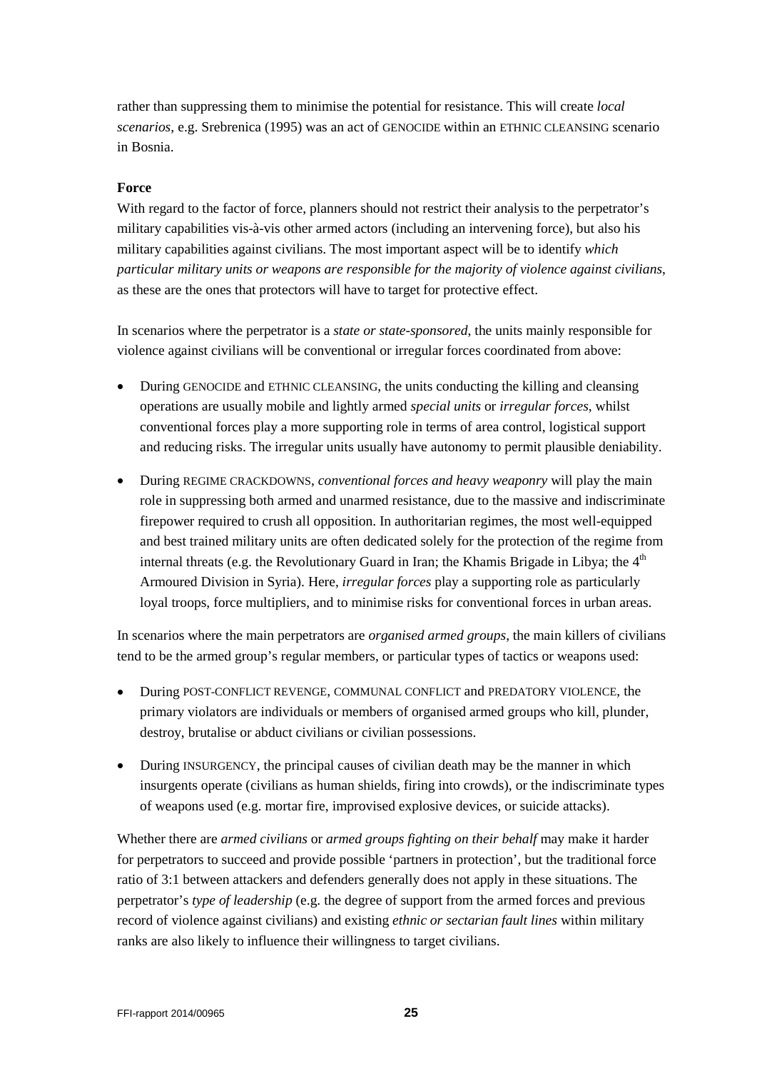rather than suppressing them to minimise the potential for resistance. This will create *local scenarios*, e.g. Srebrenica (1995) was an act of GENOCIDE within an ETHNIC CLEANSING scenario in Bosnia.

**Force**

With regard to the factor of force, planners should not restrict their analysis to the perpetrator's military capabilities vis-à-vis other armed actors (including an intervening force), but also his military capabilities against civilians. The most important aspect will be to identify *which particular military units or weapons are responsible for the majority of violence against civilians*, as these are the ones that protectors will have to target for protective effect.

In scenarios where the perpetrator is a *state or state-sponsored*, the units mainly responsible for violence against civilians will be conventional or irregular forces coordinated from above:

- During GENOCIDE and ETHNIC CLEANSING, the units conducting the killing and cleansing operations are usually mobile and lightly armed *special units* or *irregular forces*, whilst conventional forces play a more supporting role in terms of area control, logistical support and reducing risks. The irregular units usually have autonomy to permit plausible deniability.
- During REGIME CRACKDOWNS, *conventional forces and heavy weaponry* will play the main role in suppressing both armed and unarmed resistance, due to the massive and indiscriminate firepower required to crush all opposition. In authoritarian regimes, the most well-equipped and best trained military units are often dedicated solely for the protection of the regime from internal threats (e.g. the Revolutionary Guard in Iran; the Khamis Brigade in Libya; the 4th Armoured Division in Syria). Here, *irregular forces* play a supporting role as particularly loyal troops, force multipliers, and to minimise risks for conventional forces in urban areas.

In scenarios where the main perpetrators are *organised armed groups*, the main killers of civilians tend to be the armed group's regular members, or particular types of tactics or weapons used:

- During POST-CONFLICT REVENGE, COMMUNAL CONFLICT and PREDATORY VIOLENCE, the primary violators are individuals or members of organised armed groups who kill, plunder, destroy, brutalise or abduct civilians or civilian possessions.
- During INSURGENCY, the principal causes of civilian death may be the manner in which insurgents operate (civilians as human shields, firing into crowds), or the indiscriminate types of weapons used (e.g. mortar fire, improvised explosive devices, or suicide attacks).

Whether there are *armed civilians* or *armed groups fighting on their behalf* may make it harder for perpetrators to succeed and provide possible 'partners in protection', but the traditional force ratio of 3:1 between attackers and defenders generally does not apply in these situations. The perpetrator's *type of leadership* (e.g. the degree of support from the armed forces and previous record of violence against civilians) and existing *ethnic or sectarian fault lines* within military ranks are also likely to influence their willingness to target civilians.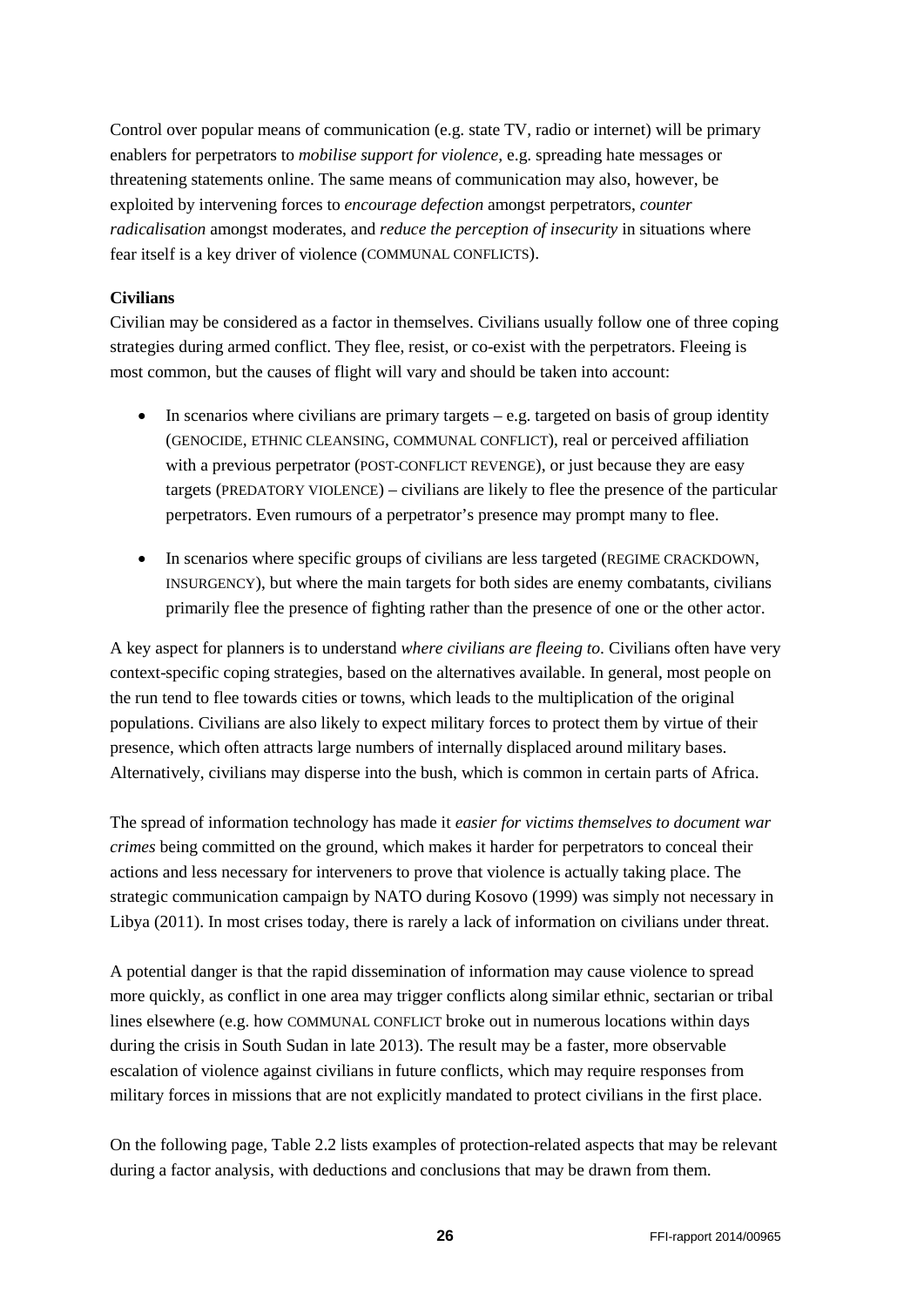Control over popular means of communication (e.g. state TV, radio or internet) will be primary enablers for perpetrators to *mobilise support for violence*, e.g. spreading hate messages or threatening statements online. The same means of communication may also, however, be exploited by intervening forces to *encourage defection* amongst perpetrators, *counter radicalisation* amongst moderates, and *reduce the perception of insecurity* in situations where fear itself is a key driver of violence (COMMUNAL CONFLICTS).

**Civilians**

Civilian may be considered as a factor in themselves. Civilians usually follow one of three coping strategies during armed conflict. They flee, resist, or co-exist with the perpetrators. Fleeing is most common, but the causes of flight will vary and should be taken into account:

- In scenarios where civilians are primary targets – e.g. targeted on basis of group identity (GENOCIDE, ETHNIC CLEANSING, COMMUNAL CONFLICT), real or perceived affiliation with a previous perpetrator (POST-CONFLICT REVENGE), or just because they are easy targets (PREDATORY VIOLENCE) – civilians are likely to flee the presence of the particular perpetrators. Even rumours of a perpetrator's presence may prompt many to flee.
- In scenarios where specific groups of civilians are less targeted (REGIME CRACKDOWN, INSURGENCY), but where the main targets for both sides are enemy combatants, civilians primarily flee the presence of fighting rather than the presence of one or the other actor.

A key aspect for planners is to understand *where civilians are fleeing to*. Civilians often have very context-specific coping strategies, based on the alternatives available. In general, most people on the run tend to flee towards cities or towns, which leads to the multiplication of the original populations. Civilians are also likely to expect military forces to protect them by virtue of their presence, which often attracts large numbers of internally displaced around military bases. Alternatively, civilians may disperse into the bush, which is common in certain parts of Africa.

The spread of information technology has made it *easier for victims themselves to document war crimes* being committed on the ground, which makes it harder for perpetrators to conceal their actions and less necessary for interveners to prove that violence is actually taking place. The strategic communication campaign by NATO during Kosovo (1999) was simply not necessary in Libya (2011). In most crises today, there is rarely a lack of information on civilians under threat.

A potential danger is that the rapid dissemination of information may cause violence to spread more quickly, as conflict in one area may trigger conflicts along similar ethnic, sectarian or tribal lines elsewhere (e.g. how COMMUNAL CONFLICT broke out in numerous locations within days during the crisis in South Sudan in late 2013). The result may be a faster, more observable escalation of violence against civilians in future conflicts, which may require responses from military forces in missions that are not explicitly mandated to protect civilians in the first place.

On the following page, Table 2.2 lists examples of protection-related aspects that may be relevant during a factor analysis, with deductions and conclusions that may be drawn from them.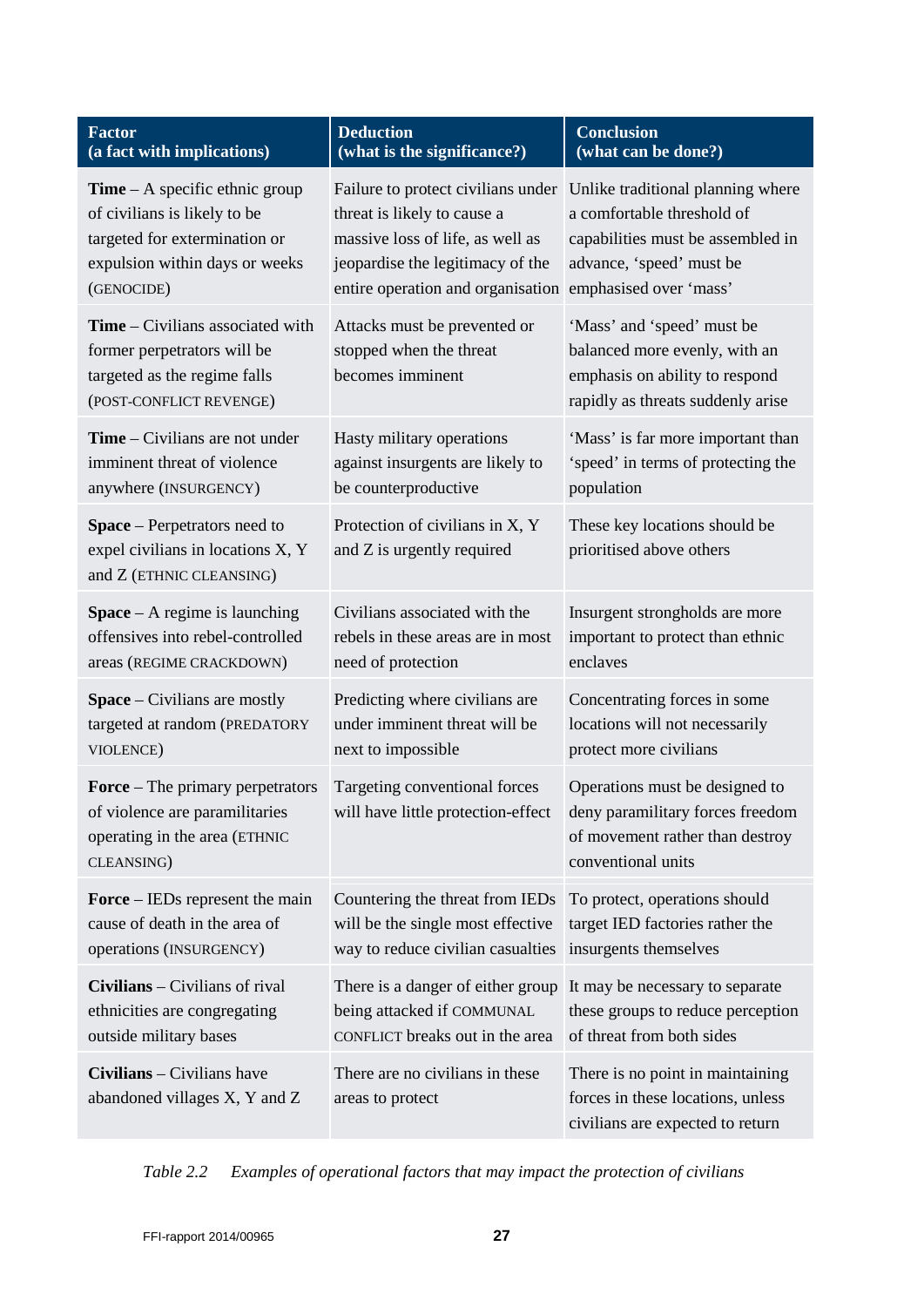| **Factor (a fact with implications)** | **Deduction (what is the significance?)** | **Conclusion (what can be done?)** |
|---|---|---|
| **Time** – A specific ethnic group of civilians is likely to be targeted for extermination or expulsion within days or weeks (GENOCIDE) | Failure to protect civilians under threat is likely to cause a massive loss of life, as well as jeopardise the legitimacy of the entire operation and organisation | Unlike traditional planning where a comfortable threshold of capabilities must be assembled in advance, 'speed' must be emphasised over 'mass' |
| **Time** – Civilians associated with former perpetrators will be targeted as the regime falls (POST-CONFLICT REVENGE) | Attacks must be prevented or stopped when the threat becomes imminent | 'Mass' and 'speed' must be balanced more evenly, with an emphasis on ability to respond rapidly as threats suddenly arise |
| **Time** – Civilians are not under imminent threat of violence anywhere (INSURGENCY) | Hasty military operations against insurgents are likely to be counterproductive | 'Mass' is far more important than 'speed' in terms of protecting the population |
| **Space** – Perpetrators need to expel civilians in locations X, Y and Z (ETHNIC CLEANSING) | Protection of civilians in X, Y and Z is urgently required | These key locations should be prioritised above others |
| **Space** – A regime is launching offensives into rebel-controlled areas (REGIME CRACKDOWN) | Civilians associated with the rebels in these areas are in most need of protection | Insurgent strongholds are more important to protect than ethnic enclaves |
| **Space** – Civilians are mostly targeted at random (PREDATORY VIOLENCE) | Predicting where civilians are under imminent threat will be next to impossible | Concentrating forces in some locations will not necessarily protect more civilians |
| **Force** – The primary perpetrators of violence are paramilitaries operating in the area (ETHNIC CLEANSING) | Targeting conventional forces will have little protection-effect | Operations must be designed to deny paramilitary forces freedom of movement rather than destroy conventional units |
| **Force** – IEDs represent the main cause of death in the area of operations (INSURGENCY) | Countering the threat from IEDs will be the single most effective way to reduce civilian casualties | To protect, operations should target IED factories rather the insurgents themselves |
| **Civilians** – Civilians of rival ethnicities are congregating outside military bases | There is a danger of either group being attacked if COMMUNAL CONFLICT breaks out in the area | It may be necessary to separate these groups to reduce perception of threat from both sides |
| **Civilians** – Civilians have abandoned villages X, Y and Z | There are no civilians in these areas to protect | There is no point in maintaining forces in these locations, unless civilians are expected to return |

*Table 2.2 Examples of operational factors that may impact the protection of civilians*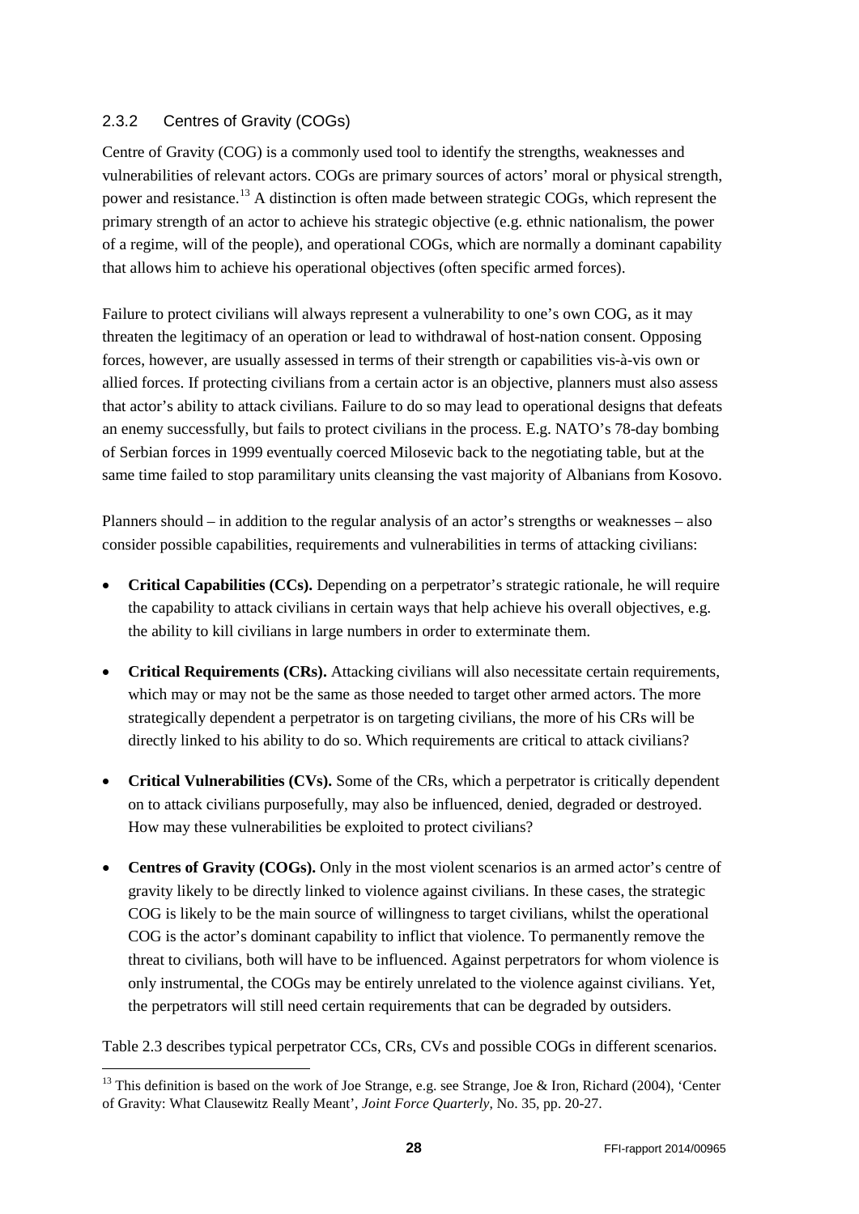### 2.3.2 Centres of Gravity (COGs)

Centre of Gravity (COG) is a commonly used tool to identify the strengths, weaknesses and vulnerabilities of relevant actors. COGs are primary sources of actors' moral or physical strength, power and resistance.[13] A distinction is often made between strategic COGs, which represent the primary strength of an actor to achieve his strategic objective (e.g. ethnic nationalism, the power of a regime, will of the people), and operational COGs, which are normally a dominant capability that allows him to achieve his operational objectives (often specific armed forces).

Failure to protect civilians will always represent a vulnerability to one's own COG, as it may threaten the legitimacy of an operation or lead to withdrawal of host-nation consent. Opposing forces, however, are usually assessed in terms of their strength or capabilities vis-à-vis own or allied forces. If protecting civilians from a certain actor is an objective, planners must also assess that actor's ability to attack civilians. Failure to do so may lead to operational designs that defeats an enemy successfully, but fails to protect civilians in the process. E.g. NATO's 78-day bombing of Serbian forces in 1999 eventually coerced Milosevic back to the negotiating table, but at the same time failed to stop paramilitary units cleansing the vast majority of Albanians from Kosovo.

Planners should – in addition to the regular analysis of an actor's strengths or weaknesses – also consider possible capabilities, requirements and vulnerabilities in terms of attacking civilians:

- **Critical Capabilities (CCs).** Depending on a perpetrator's strategic rationale, he will require the capability to attack civilians in certain ways that help achieve his overall objectives, e.g. the ability to kill civilians in large numbers in order to exterminate them.
- **Critical Requirements (CRs).** Attacking civilians will also necessitate certain requirements, which may or may not be the same as those needed to target other armed actors. The more strategically dependent a perpetrator is on targeting civilians, the more of his CRs will be directly linked to his ability to do so. Which requirements are critical to attack civilians?
- **Critical Vulnerabilities (CVs).** Some of the CRs, which a perpetrator is critically dependent on to attack civilians purposefully, may also be influenced, denied, degraded or destroyed. How may these vulnerabilities be exploited to protect civilians?
- **Centres of Gravity (COGs).** Only in the most violent scenarios is an armed actor's centre of gravity likely to be directly linked to violence against civilians. In these cases, the strategic COG is likely to be the main source of willingness to target civilians, whilst the operational COG is the actor's dominant capability to inflict that violence. To permanently remove the threat to civilians, both will have to be influenced. Against perpetrators for whom violence is only instrumental, the COGs may be entirely unrelated to the violence against civilians. Yet, the perpetrators will still need certain requirements that can be degraded by outsiders.

Table 2.3 describes typical perpetrator CCs, CRs, CVs and possible COGs in different scenarios.

[13] This definition is based on the work of Joe Strange, e.g. see Strange, Joe & Iron, Richard (2004), 'Center of Gravity: What Clausewitz Really Meant', *Joint Force Quarterly*, No. 35, pp. 20-27.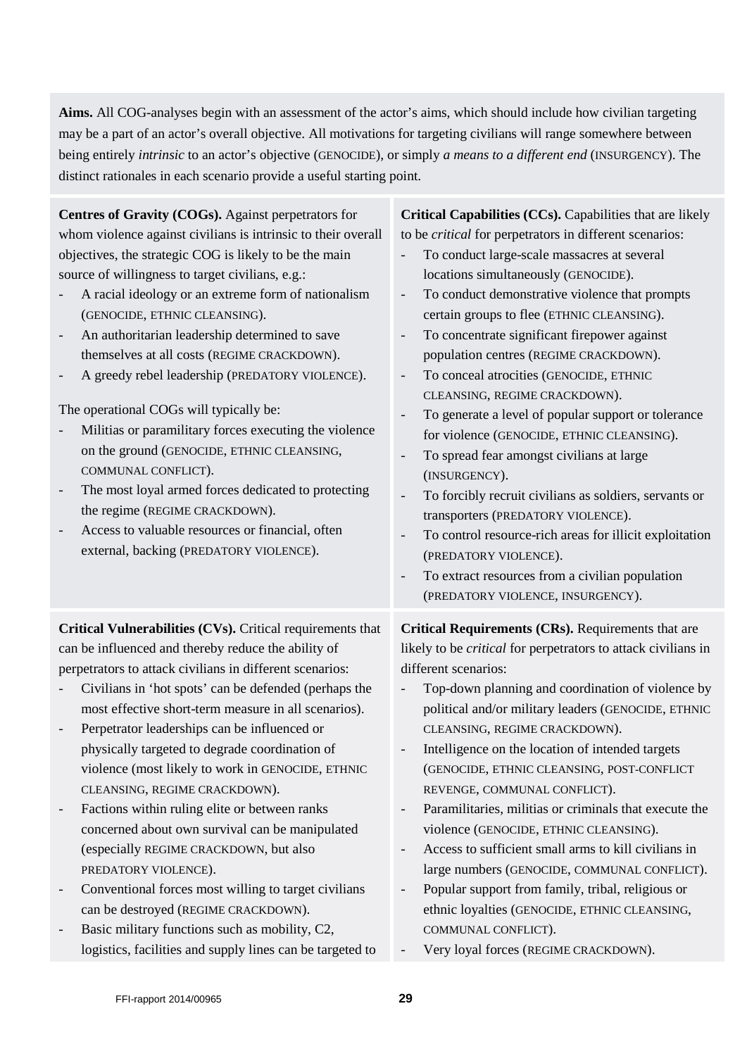**Aims.** All COG-analyses begin with an assessment of the actor's aims, which should include how civilian targeting may be a part of an actor's overall objective. All motivations for targeting civilians will range somewhere between being entirely *intrinsic* to an actor's objective (GENOCIDE), or simply *a means to a different end* (INSURGENCY). The distinct rationales in each scenario provide a useful starting point.

**Centres of Gravity (COGs).** Against perpetrators for whom violence against civilians is intrinsic to their overall objectives, the strategic COG is likely to be the main source of willingness to target civilians, e.g.:

- A racial ideology or an extreme form of nationalism (GENOCIDE, ETHNIC CLEANSING).
- An authoritarian leadership determined to save themselves at all costs (REGIME CRACKDOWN).
- A greedy rebel leadership (PREDATORY VIOLENCE).

The operational COGs will typically be:

- Militias or paramilitary forces executing the violence on the ground (GENOCIDE, ETHNIC CLEANSING, COMMUNAL CONFLICT).
- The most loyal armed forces dedicated to protecting the regime (REGIME CRACKDOWN).
- Access to valuable resources or financial, often external, backing (PREDATORY VIOLENCE).

**Critical Capabilities (CCs).** Capabilities that are likely to be *critical* for perpetrators in different scenarios:

- To conduct large-scale massacres at several locations simultaneously (GENOCIDE).
- To conduct demonstrative violence that prompts certain groups to flee (ETHNIC CLEANSING).
- To concentrate significant firepower against population centres (REGIME CRACKDOWN).
- To conceal atrocities (GENOCIDE, ETHNIC CLEANSING, REGIME CRACKDOWN).
- To generate a level of popular support or tolerance for violence (GENOCIDE, ETHNIC CLEANSING).
- To spread fear amongst civilians at large (INSURGENCY).
- To forcibly recruit civilians as soldiers, servants or transporters (PREDATORY VIOLENCE).
- To control resource-rich areas for illicit exploitation (PREDATORY VIOLENCE).
- To extract resources from a civilian population (PREDATORY VIOLENCE, INSURGENCY).

**Critical Vulnerabilities (CVs).** Critical requirements that can be influenced and thereby reduce the ability of perpetrators to attack civilians in different scenarios:

- Civilians in 'hot spots' can be defended (perhaps the most effective short-term measure in all scenarios).
- Perpetrator leaderships can be influenced or physically targeted to degrade coordination of violence (most likely to work in GENOCIDE, ETHNIC CLEANSING, REGIME CRACKDOWN).
- Factions within ruling elite or between ranks concerned about own survival can be manipulated (especially REGIME CRACKDOWN, but also PREDATORY VIOLENCE).
- Conventional forces most willing to target civilians can be destroyed (REGIME CRACKDOWN).
- Basic military functions such as mobility, C2, logistics, facilities and supply lines can be targeted to

**Critical Requirements (CRs).** Requirements that are likely to be *critical* for perpetrators to attack civilians in different scenarios:

- Top-down planning and coordination of violence by political and/or military leaders (GENOCIDE, ETHNIC CLEANSING, REGIME CRACKDOWN).
- Intelligence on the location of intended targets (GENOCIDE, ETHNIC CLEANSING, POST-CONFLICT REVENGE, COMMUNAL CONFLICT).
- Paramilitaries, militias or criminals that execute the violence (GENOCIDE, ETHNIC CLEANSING).
- Access to sufficient small arms to kill civilians in large numbers (GENOCIDE, COMMUNAL CONFLICT).
- Popular support from family, tribal, religious or ethnic loyalties (GENOCIDE, ETHNIC CLEANSING, COMMUNAL CONFLICT).
- Very loyal forces (REGIME CRACKDOWN).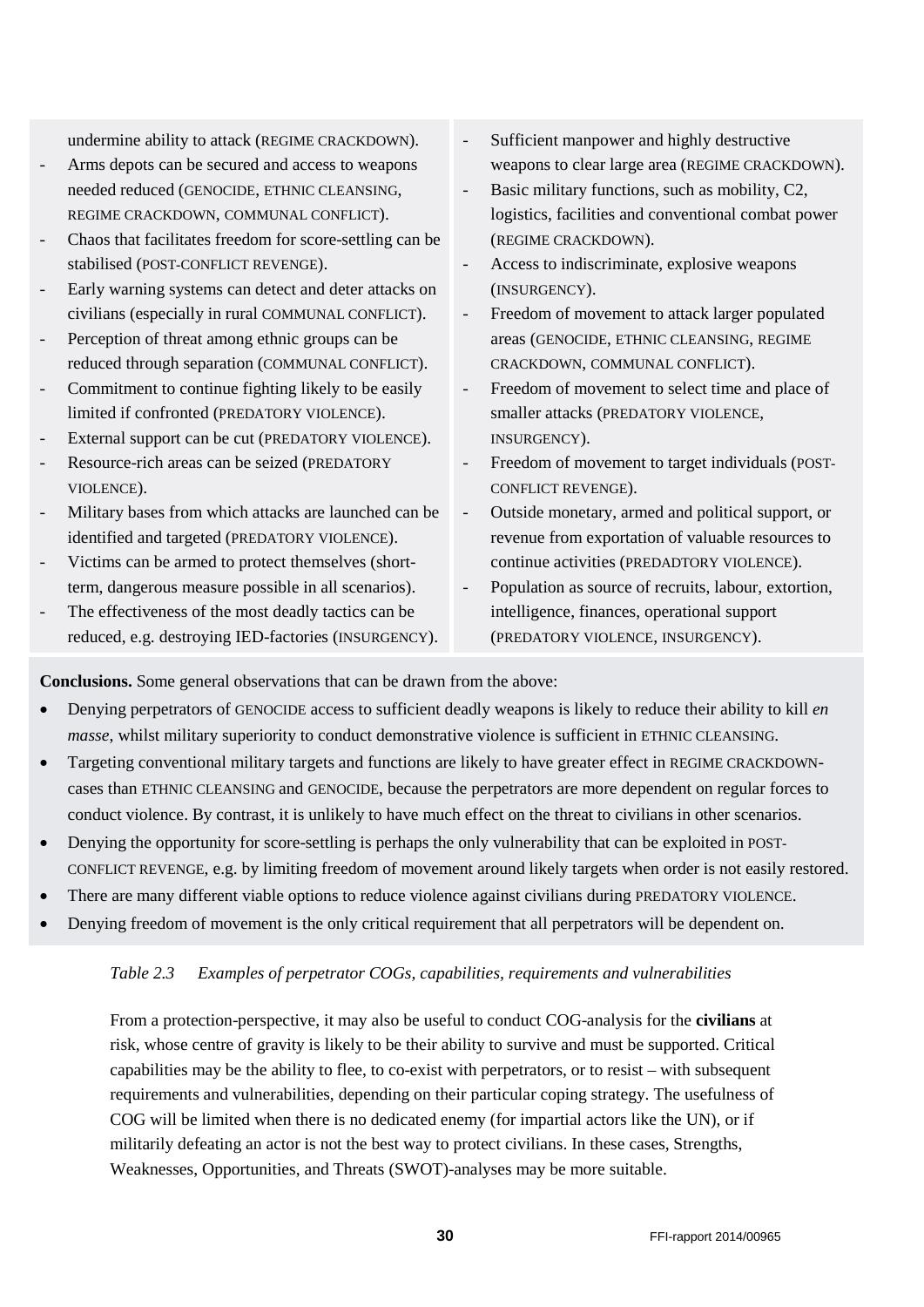| | |
|---|---|
| undermine ability to attack (REGIME CRACKDOWN).<br>- Arms depots can be secured and access to weapons needed reduced (GENOCIDE, ETHNIC CLEANSING, REGIME CRACKDOWN, COMMUNAL CONFLICT).<br>- Chaos that facilitates freedom for score-settling can be stabilised (POST-CONFLICT REVENGE).<br>- Early warning systems can detect and deter attacks on civilians (especially in rural COMMUNAL CONFLICT).<br>- Perception of threat among ethnic groups can be reduced through separation (COMMUNAL CONFLICT).<br>- Commitment to continue fighting likely to be easily limited if confronted (PREDATORY VIOLENCE).<br>- External support can be cut (PREDATORY VIOLENCE).<br>- Resource-rich areas can be seized (PREDATORY VIOLENCE).<br>- Military bases from which attacks are launched can be identified and targeted (PREDATORY VIOLENCE).<br>- Victims can be armed to protect themselves (short-term, dangerous measure possible in all scenarios).<br>- The effectiveness of the most deadly tactics can be reduced, e.g. destroying IED-factories (INSURGENCY). | - Sufficient manpower and highly destructive weapons to clear large area (REGIME CRACKDOWN).<br>- Basic military functions, such as mobility, C2, logistics, facilities and conventional combat power (REGIME CRACKDOWN).<br>- Access to indiscriminate, explosive weapons (INSURGENCY).<br>- Freedom of movement to attack larger populated areas (GENOCIDE, ETHNIC CLEANSING, REGIME CRACKDOWN, COMMUNAL CONFLICT).<br>- Freedom of movement to select time and place of smaller attacks (PREDATORY VIOLENCE, INSURGENCY).<br>- Freedom of movement to target individuals (POST-CONFLICT REVENGE).<br>- Outside monetary, armed and political support, or revenue from exportation of valuable resources to continue activities (PREDADTORY VIOLENCE).<br>- Population as source of recruits, labour, extortion, intelligence, finances, operational support (PREDATORY VIOLENCE, INSURGENCY). |

**Conclusions.** Some general observations that can be drawn from the above:

- Denying perpetrators of GENOCIDE access to sufficient deadly weapons is likely to reduce their ability to kill *en masse*, whilst military superiority to conduct demonstrative violence is sufficient in ETHNIC CLEANSING.
- Targeting conventional military targets and functions are likely to have greater effect in REGIME CRACKDOWN-cases than ETHNIC CLEANSING and GENOCIDE, because the perpetrators are more dependent on regular forces to conduct violence. By contrast, it is unlikely to have much effect on the threat to civilians in other scenarios.
- Denying the opportunity for score-settling is perhaps the only vulnerability that can be exploited in POST-CONFLICT REVENGE, e.g. by limiting freedom of movement around likely targets when order is not easily restored.
- There are many different viable options to reduce violence against civilians during PREDATORY VIOLENCE.
- Denying freedom of movement is the only critical requirement that all perpetrators will be dependent on.

*Table 2.3 Examples of perpetrator COGs, capabilities, requirements and vulnerabilities*

From a protection-perspective, it may also be useful to conduct COG-analysis for the **civilians** at risk, whose centre of gravity is likely to be their ability to survive and must be supported. Critical capabilities may be the ability to flee, to co-exist with perpetrators, or to resist – with subsequent requirements and vulnerabilities, depending on their particular coping strategy. The usefulness of COG will be limited when there is no dedicated enemy (for impartial actors like the UN), or if militarily defeating an actor is not the best way to protect civilians. In these cases, Strengths, Weaknesses, Opportunities, and Threats (SWOT)-analyses may be more suitable.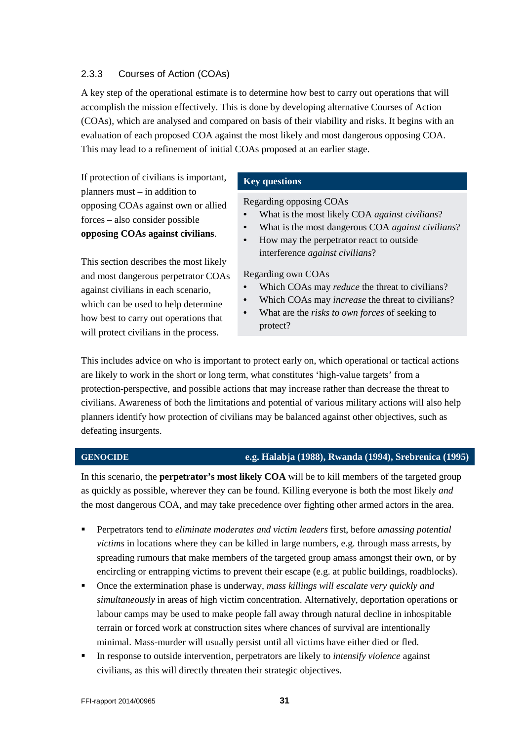### 2.3.3 Courses of Action (COAs)

A key step of the operational estimate is to determine how best to carry out operations that will accomplish the mission effectively. This is done by developing alternative Courses of Action (COAs), which are analysed and compared on basis of their viability and risks. It begins with an evaluation of each proposed COA against the most likely and most dangerous opposing COA. This may lead to a refinement of initial COAs proposed at an earlier stage.

If protection of civilians is important, planners must – in addition to opposing COAs against own or allied forces – also consider possible **opposing COAs against civilians**.

This section describes the most likely and most dangerous perpetrator COAs against civilians in each scenario, which can be used to help determine how best to carry out operations that will protect civilians in the process.

**Key questions**

Regarding opposing COAs

- What is the most likely COA *against civilians*?
- What is the most dangerous COA *against civilians*?
- How may the perpetrator react to outside interference *against civilians*?

Regarding own COAs

- Which COAs may *reduce* the threat to civilians?
- Which COAs may *increase* the threat to civilians?
- What are the *risks to own forces* of seeking to protect?

This includes advice on who is important to protect early on, which operational or tactical actions are likely to work in the short or long term, what constitutes 'high-value targets' from a protection-perspective, and possible actions that may increase rather than decrease the threat to civilians. Awareness of both the limitations and potential of various military actions will also help planners identify how protection of civilians may be balanced against other objectives, such as defeating insurgents.

**GENOCIDE** — **e.g. Halabja (1988), Rwanda (1994), Srebrenica (1995)**

In this scenario, the **perpetrator's most likely COA** will be to kill members of the targeted group as quickly as possible, wherever they can be found. Killing everyone is both the most likely *and* the most dangerous COA, and may take precedence over fighting other armed actors in the area.

- Perpetrators tend to *eliminate moderates and victim leaders* first, before *amassing potential victims* in locations where they can be killed in large numbers, e.g. through mass arrests, by spreading rumours that make members of the targeted group amass amongst their own, or by encircling or entrapping victims to prevent their escape (e.g. at public buildings, roadblocks).
- Once the extermination phase is underway, *mass killings will escalate very quickly and simultaneously* in areas of high victim concentration. Alternatively, deportation operations or labour camps may be used to make people fall away through natural decline in inhospitable terrain or forced work at construction sites where chances of survival are intentionally minimal. Mass-murder will usually persist until all victims have either died or fled.
- In response to outside intervention, perpetrators are likely to *intensify violence* against civilians, as this will directly threaten their strategic objectives.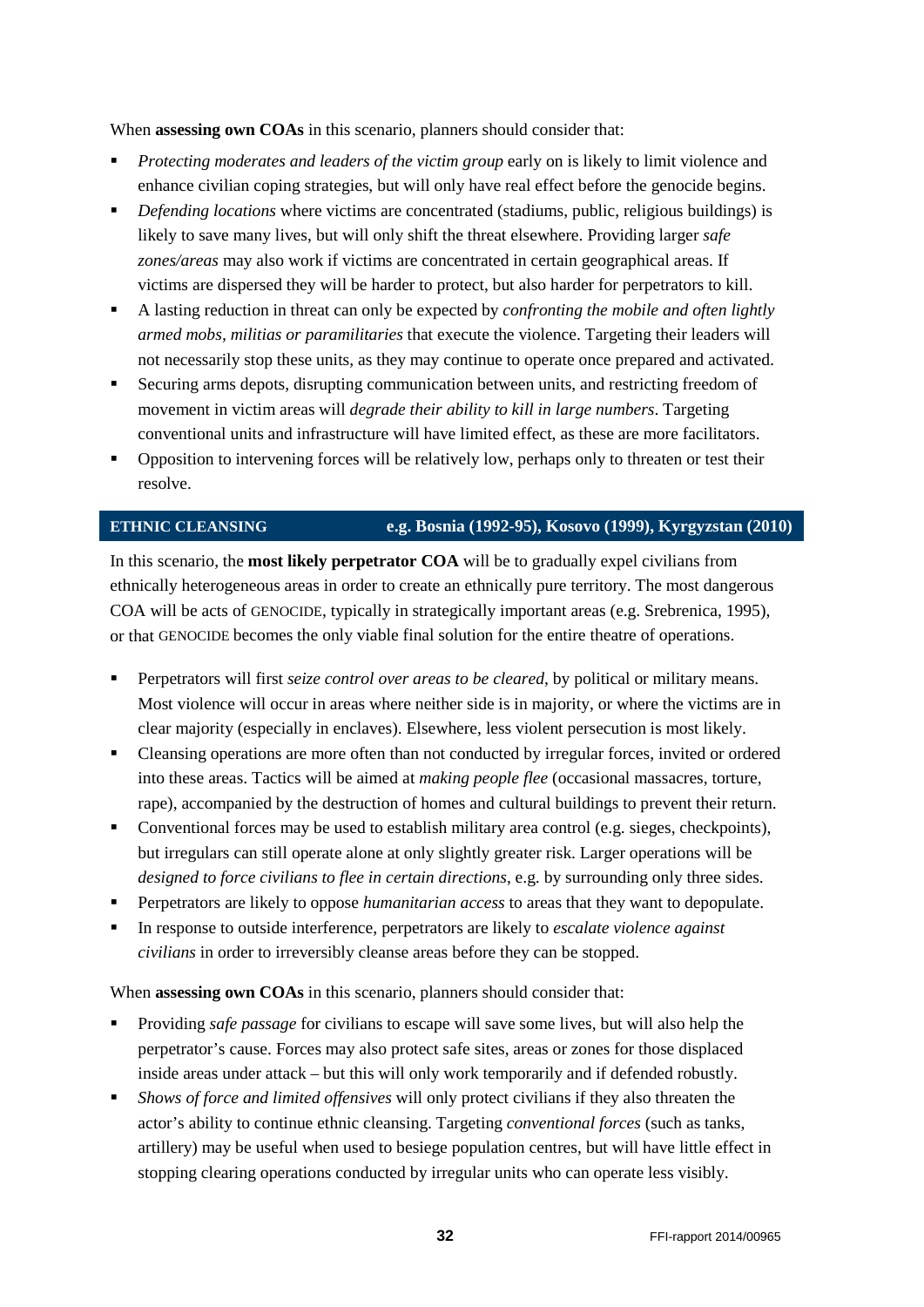When **assessing own COAs** in this scenario, planners should consider that:

- *Protecting moderates and leaders of the victim group* early on is likely to limit violence and enhance civilian coping strategies, but will only have real effect before the genocide begins.
- *Defending locations* where victims are concentrated (stadiums, public, religious buildings) is likely to save many lives, but will only shift the threat elsewhere. Providing larger *safe zones/areas* may also work if victims are concentrated in certain geographical areas. If victims are dispersed they will be harder to protect, but also harder for perpetrators to kill.
- A lasting reduction in threat can only be expected by *confronting the mobile and often lightly armed mobs, militias or paramilitaries* that execute the violence. Targeting their leaders will not necessarily stop these units, as they may continue to operate once prepared and activated.
- Securing arms depots, disrupting communication between units, and restricting freedom of movement in victim areas will *degrade their ability to kill in large numbers*. Targeting conventional units and infrastructure will have limited effect, as these are more facilitators.
- Opposition to intervening forces will be relatively low, perhaps only to threaten or test their resolve.

### ETHNIC CLEANSING e.g. Bosnia (1992-95), Kosovo (1999), Kyrgyzstan (2010)

In this scenario, the **most likely perpetrator COA** will be to gradually expel civilians from ethnically heterogeneous areas in order to create an ethnically pure territory. The most dangerous COA will be acts of GENOCIDE, typically in strategically important areas (e.g. Srebrenica, 1995), or that GENOCIDE becomes the only viable final solution for the entire theatre of operations.

- Perpetrators will first *seize control over areas to be cleared*, by political or military means. Most violence will occur in areas where neither side is in majority, or where the victims are in clear majority (especially in enclaves). Elsewhere, less violent persecution is most likely.
- Cleansing operations are more often than not conducted by irregular forces, invited or ordered into these areas. Tactics will be aimed at *making people flee* (occasional massacres, torture, rape), accompanied by the destruction of homes and cultural buildings to prevent their return.
- Conventional forces may be used to establish military area control (e.g. sieges, checkpoints), but irregulars can still operate alone at only slightly greater risk. Larger operations will be *designed to force civilians to flee in certain directions*, e.g. by surrounding only three sides.
- Perpetrators are likely to oppose *humanitarian access* to areas that they want to depopulate.
- In response to outside interference, perpetrators are likely to *escalate violence against civilians* in order to irreversibly cleanse areas before they can be stopped.

When **assessing own COAs** in this scenario, planners should consider that:

- Providing *safe passage* for civilians to escape will save some lives, but will also help the perpetrator's cause. Forces may also protect safe sites, areas or zones for those displaced inside areas under attack – but this will only work temporarily and if defended robustly.
- *Shows of force and limited offensives* will only protect civilians if they also threaten the actor's ability to continue ethnic cleansing. Targeting *conventional forces* (such as tanks, artillery) may be useful when used to besiege population centres, but will have little effect in stopping clearing operations conducted by irregular units who can operate less visibly.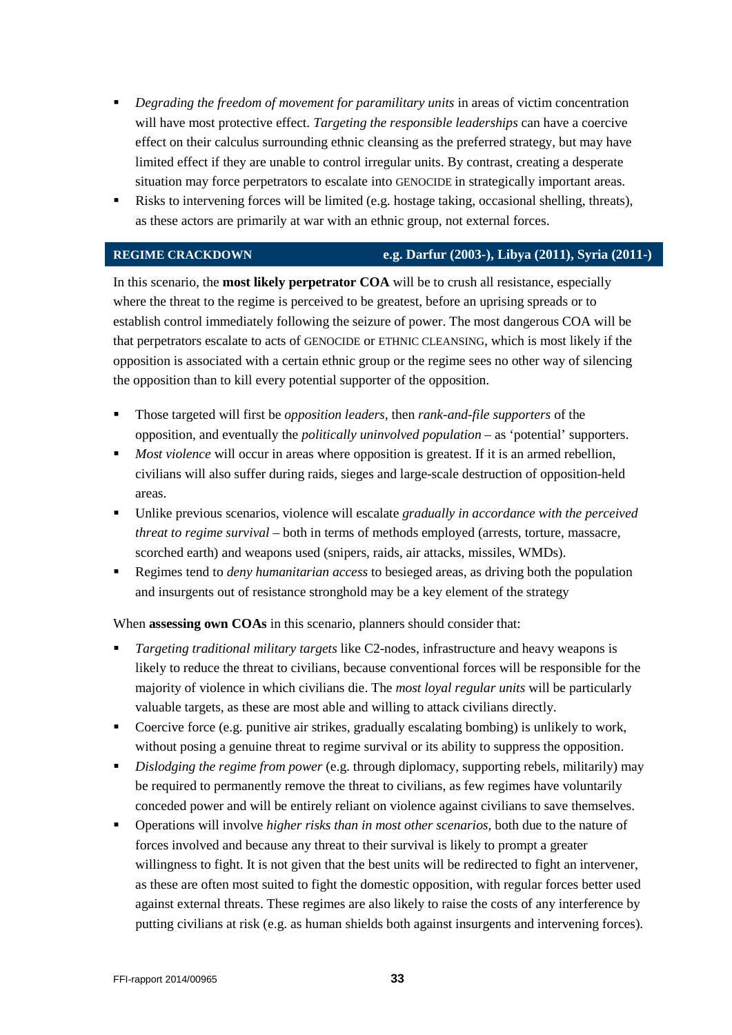- *Degrading the freedom of movement for paramilitary units* in areas of victim concentration will have most protective effect. *Targeting the responsible leaderships* can have a coercive effect on their calculus surrounding ethnic cleansing as the preferred strategy, but may have limited effect if they are unable to control irregular units. By contrast, creating a desperate situation may force perpetrators to escalate into GENOCIDE in strategically important areas.
- Risks to intervening forces will be limited (e.g. hostage taking, occasional shelling, threats), as these actors are primarily at war with an ethnic group, not external forces.

### REGIME CRACKDOWN — e.g. Darfur (2003-), Libya (2011), Syria (2011-)

In this scenario, the **most likely perpetrator COA** will be to crush all resistance, especially where the threat to the regime is perceived to be greatest, before an uprising spreads or to establish control immediately following the seizure of power. The most dangerous COA will be that perpetrators escalate to acts of GENOCIDE or ETHNIC CLEANSING, which is most likely if the opposition is associated with a certain ethnic group or the regime sees no other way of silencing the opposition than to kill every potential supporter of the opposition.

- Those targeted will first be *opposition leaders*, then *rank-and-file supporters* of the opposition, and eventually the *politically uninvolved population* – as 'potential' supporters.
- *Most violence* will occur in areas where opposition is greatest. If it is an armed rebellion, civilians will also suffer during raids, sieges and large-scale destruction of opposition-held areas.
- Unlike previous scenarios, violence will escalate *gradually in accordance with the perceived threat to regime survival* – both in terms of methods employed (arrests, torture, massacre, scorched earth) and weapons used (snipers, raids, air attacks, missiles, WMDs).
- Regimes tend to *deny humanitarian access* to besieged areas, as driving both the population and insurgents out of resistance stronghold may be a key element of the strategy

When **assessing own COAs** in this scenario, planners should consider that:

- *Targeting traditional military targets* like C2-nodes, infrastructure and heavy weapons is likely to reduce the threat to civilians, because conventional forces will be responsible for the majority of violence in which civilians die. The *most loyal regular units* will be particularly valuable targets, as these are most able and willing to attack civilians directly.
- Coercive force (e.g. punitive air strikes, gradually escalating bombing) is unlikely to work, without posing a genuine threat to regime survival or its ability to suppress the opposition.
- *Dislodging the regime from power* (e.g. through diplomacy, supporting rebels, militarily) may be required to permanently remove the threat to civilians, as few regimes have voluntarily conceded power and will be entirely reliant on violence against civilians to save themselves.
- Operations will involve *higher risks than in most other scenarios*, both due to the nature of forces involved and because any threat to their survival is likely to prompt a greater willingness to fight. It is not given that the best units will be redirected to fight an intervener, as these are often most suited to fight the domestic opposition, with regular forces better used against external threats. These regimes are also likely to raise the costs of any interference by putting civilians at risk (e.g. as human shields both against insurgents and intervening forces).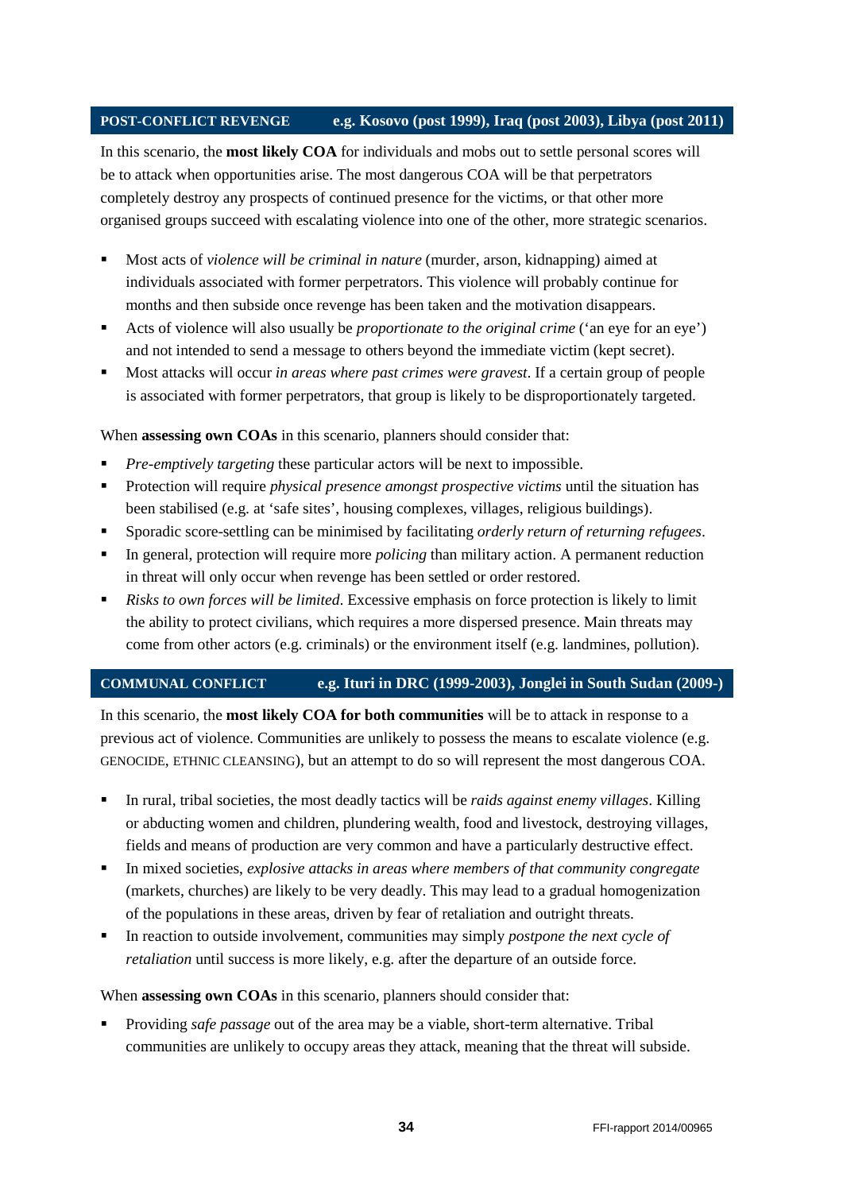**POST-CONFLICT REVENGE e.g. Kosovo (post 1999), Iraq (post 2003), Libya (post 2011)**

In this scenario, the **most likely COA** for individuals and mobs out to settle personal scores will be to attack when opportunities arise. The most dangerous COA will be that perpetrators completely destroy any prospects of continued presence for the victims, or that other more organised groups succeed with escalating violence into one of the other, more strategic scenarios.

- Most acts of *violence will be criminal in nature* (murder, arson, kidnapping) aimed at individuals associated with former perpetrators. This violence will probably continue for months and then subside once revenge has been taken and the motivation disappears.
- Acts of violence will also usually be *proportionate to the original crime* ('an eye for an eye') and not intended to send a message to others beyond the immediate victim (kept secret).
- Most attacks will occur *in areas where past crimes were gravest*. If a certain group of people is associated with former perpetrators, that group is likely to be disproportionately targeted.

When **assessing own COAs** in this scenario, planners should consider that:

- *Pre-emptively targeting* these particular actors will be next to impossible.
- Protection will require *physical presence amongst prospective victims* until the situation has been stabilised (e.g. at 'safe sites', housing complexes, villages, religious buildings).
- Sporadic score-settling can be minimised by facilitating *orderly return of returning refugees*.
- In general, protection will require more *policing* than military action. A permanent reduction in threat will only occur when revenge has been settled or order restored.
- *Risks to own forces will be limited*. Excessive emphasis on force protection is likely to limit the ability to protect civilians, which requires a more dispersed presence. Main threats may come from other actors (e.g. criminals) or the environment itself (e.g. landmines, pollution).

**COMMUNAL CONFLICT e.g. Ituri in DRC (1999-2003), Jonglei in South Sudan (2009-)**

In this scenario, the **most likely COA for both communities** will be to attack in response to a previous act of violence. Communities are unlikely to possess the means to escalate violence (e.g. GENOCIDE, ETHNIC CLEANSING), but an attempt to do so will represent the most dangerous COA.

- In rural, tribal societies, the most deadly tactics will be *raids against enemy villages*. Killing or abducting women and children, plundering wealth, food and livestock, destroying villages, fields and means of production are very common and have a particularly destructive effect.
- In mixed societies, *explosive attacks in areas where members of that community congregate* (markets, churches) are likely to be very deadly. This may lead to a gradual homogenization of the populations in these areas, driven by fear of retaliation and outright threats.
- In reaction to outside involvement, communities may simply *postpone the next cycle of retaliation* until success is more likely, e.g. after the departure of an outside force.

When **assessing own COAs** in this scenario, planners should consider that:

- Providing *safe passage* out of the area may be a viable, short-term alternative. Tribal communities are unlikely to occupy areas they attack, meaning that the threat will subside.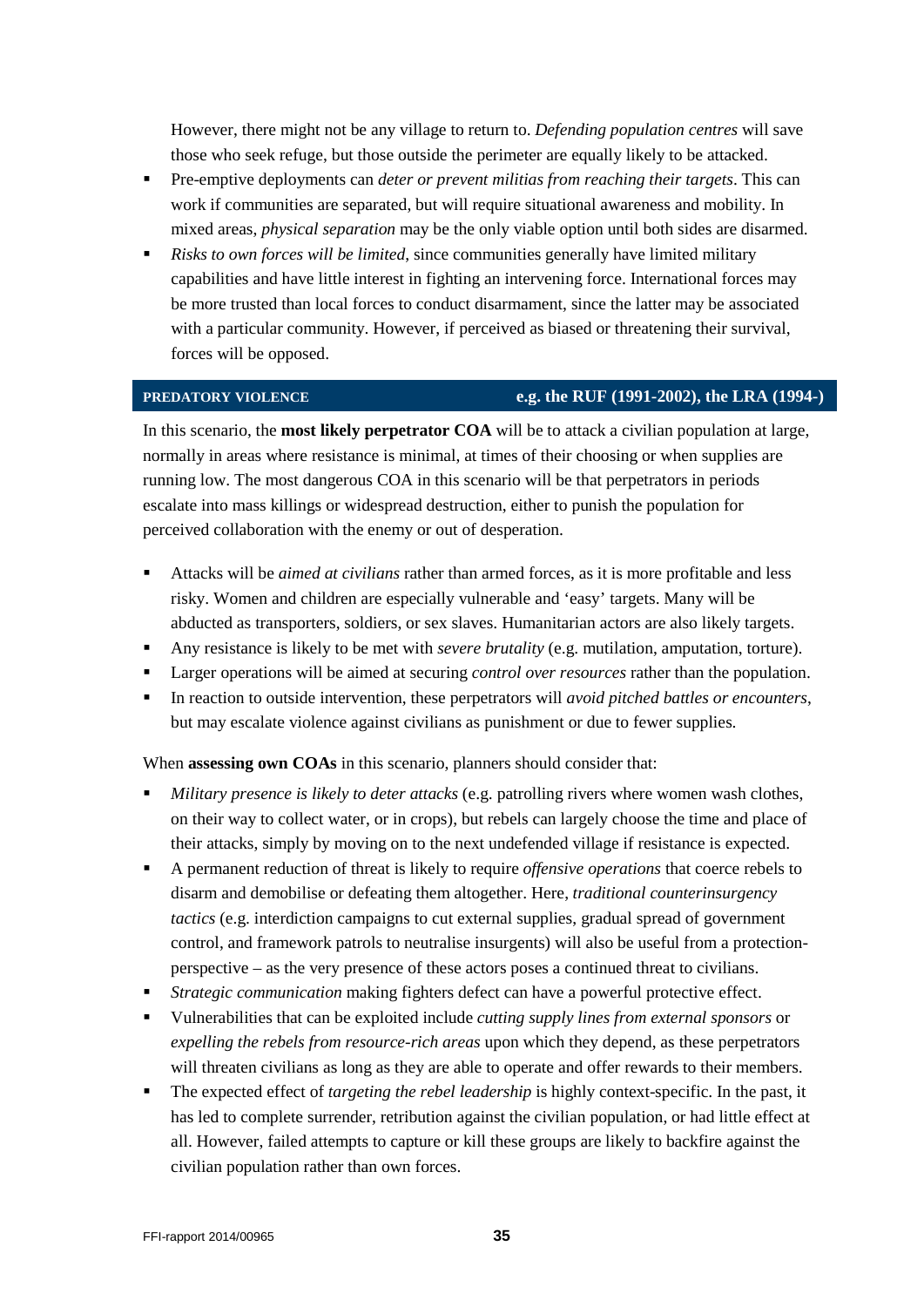However, there might not be any village to return to. *Defending population centres* will save those who seek refuge, but those outside the perimeter are equally likely to be attacked.

- Pre-emptive deployments can *deter or prevent militias from reaching their targets*. This can work if communities are separated, but will require situational awareness and mobility. In mixed areas, *physical separation* may be the only viable option until both sides are disarmed.
- *Risks to own forces will be limited*, since communities generally have limited military capabilities and have little interest in fighting an intervening force. International forces may be more trusted than local forces to conduct disarmament, since the latter may be associated with a particular community. However, if perceived as biased or threatening their survival, forces will be opposed.

### PREDATORY VIOLENCE — e.g. the RUF (1991-2002), the LRA (1994-)

In this scenario, the **most likely perpetrator COA** will be to attack a civilian population at large, normally in areas where resistance is minimal, at times of their choosing or when supplies are running low. The most dangerous COA in this scenario will be that perpetrators in periods escalate into mass killings or widespread destruction, either to punish the population for perceived collaboration with the enemy or out of desperation.

- Attacks will be *aimed at civilians* rather than armed forces, as it is more profitable and less risky. Women and children are especially vulnerable and 'easy' targets. Many will be abducted as transporters, soldiers, or sex slaves. Humanitarian actors are also likely targets.
- Any resistance is likely to be met with *severe brutality* (e.g. mutilation, amputation, torture).
- Larger operations will be aimed at securing *control over resources* rather than the population.
- In reaction to outside intervention, these perpetrators will *avoid pitched battles or encounters*, but may escalate violence against civilians as punishment or due to fewer supplies.

When **assessing own COAs** in this scenario, planners should consider that:

- *Military presence is likely to deter attacks* (e.g. patrolling rivers where women wash clothes, on their way to collect water, or in crops), but rebels can largely choose the time and place of their attacks, simply by moving on to the next undefended village if resistance is expected.
- A permanent reduction of threat is likely to require *offensive operations* that coerce rebels to disarm and demobilise or defeating them altogether. Here, *traditional counterinsurgency tactics* (e.g. interdiction campaigns to cut external supplies, gradual spread of government control, and framework patrols to neutralise insurgents) will also be useful from a protection-perspective – as the very presence of these actors poses a continued threat to civilians.
- *Strategic communication* making fighters defect can have a powerful protective effect.
- Vulnerabilities that can be exploited include *cutting supply lines from external sponsors* or *expelling the rebels from resource-rich areas* upon which they depend, as these perpetrators will threaten civilians as long as they are able to operate and offer rewards to their members.
- The expected effect of *targeting the rebel leadership* is highly context-specific. In the past, it has led to complete surrender, retribution against the civilian population, or had little effect at all. However, failed attempts to capture or kill these groups are likely to backfire against the civilian population rather than own forces.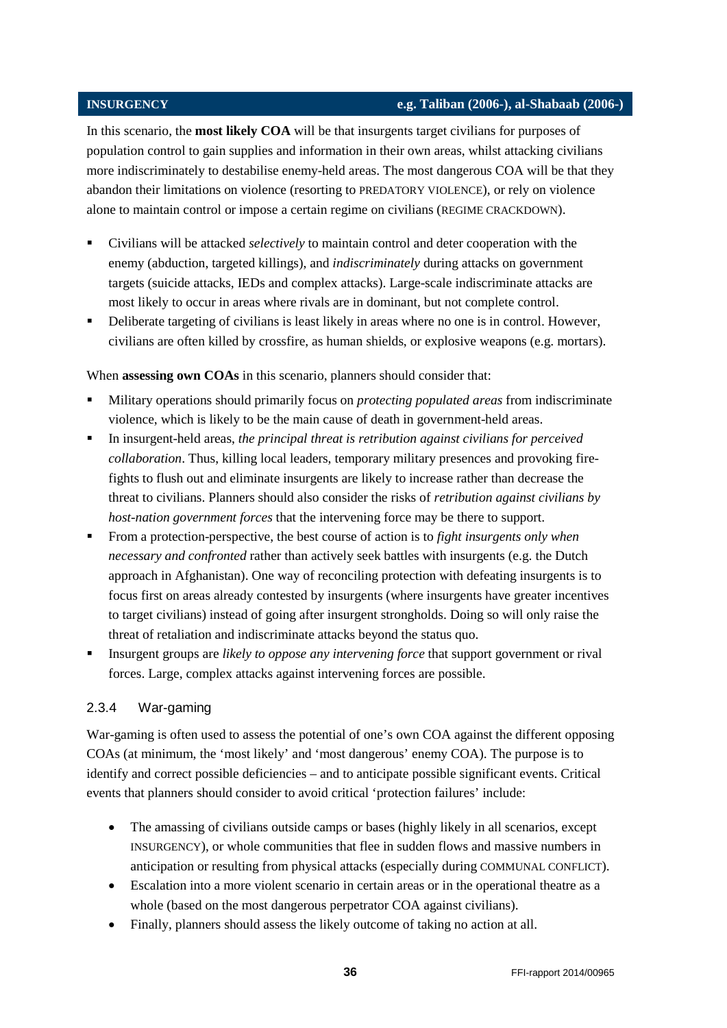**INSURGENCY** **e.g. Taliban (2006-), al-Shabaab (2006-)**

In this scenario, the **most likely COA** will be that insurgents target civilians for purposes of population control to gain supplies and information in their own areas, whilst attacking civilians more indiscriminately to destabilise enemy-held areas. The most dangerous COA will be that they abandon their limitations on violence (resorting to PREDATORY VIOLENCE), or rely on violence alone to maintain control or impose a certain regime on civilians (REGIME CRACKDOWN).

- Civilians will be attacked *selectively* to maintain control and deter cooperation with the enemy (abduction, targeted killings), and *indiscriminately* during attacks on government targets (suicide attacks, IEDs and complex attacks). Large-scale indiscriminate attacks are most likely to occur in areas where rivals are in dominant, but not complete control.
- Deliberate targeting of civilians is least likely in areas where no one is in control. However, civilians are often killed by crossfire, as human shields, or explosive weapons (e.g. mortars).

When **assessing own COAs** in this scenario, planners should consider that:

- Military operations should primarily focus on *protecting populated areas* from indiscriminate violence, which is likely to be the main cause of death in government-held areas.
- In insurgent-held areas, *the principal threat is retribution against civilians for perceived collaboration*. Thus, killing local leaders, temporary military presences and provoking fire-fights to flush out and eliminate insurgents are likely to increase rather than decrease the threat to civilians. Planners should also consider the risks of *retribution against civilians by host-nation government forces* that the intervening force may be there to support.
- From a protection-perspective, the best course of action is to *fight insurgents only when necessary and confronted* rather than actively seek battles with insurgents (e.g. the Dutch approach in Afghanistan). One way of reconciling protection with defeating insurgents is to focus first on areas already contested by insurgents (where insurgents have greater incentives to target civilians) instead of going after insurgent strongholds. Doing so will only raise the threat of retaliation and indiscriminate attacks beyond the status quo.
- Insurgent groups are *likely to oppose any intervening force* that support government or rival forces. Large, complex attacks against intervening forces are possible.

### 2.3.4 War-gaming

War-gaming is often used to assess the potential of one's own COA against the different opposing COAs (at minimum, the 'most likely' and 'most dangerous' enemy COA). The purpose is to identify and correct possible deficiencies – and to anticipate possible significant events. Critical events that planners should consider to avoid critical 'protection failures' include:

- The amassing of civilians outside camps or bases (highly likely in all scenarios, except INSURGENCY), or whole communities that flee in sudden flows and massive numbers in anticipation or resulting from physical attacks (especially during COMMUNAL CONFLICT).
- Escalation into a more violent scenario in certain areas or in the operational theatre as a whole (based on the most dangerous perpetrator COA against civilians).
- Finally, planners should assess the likely outcome of taking no action at all.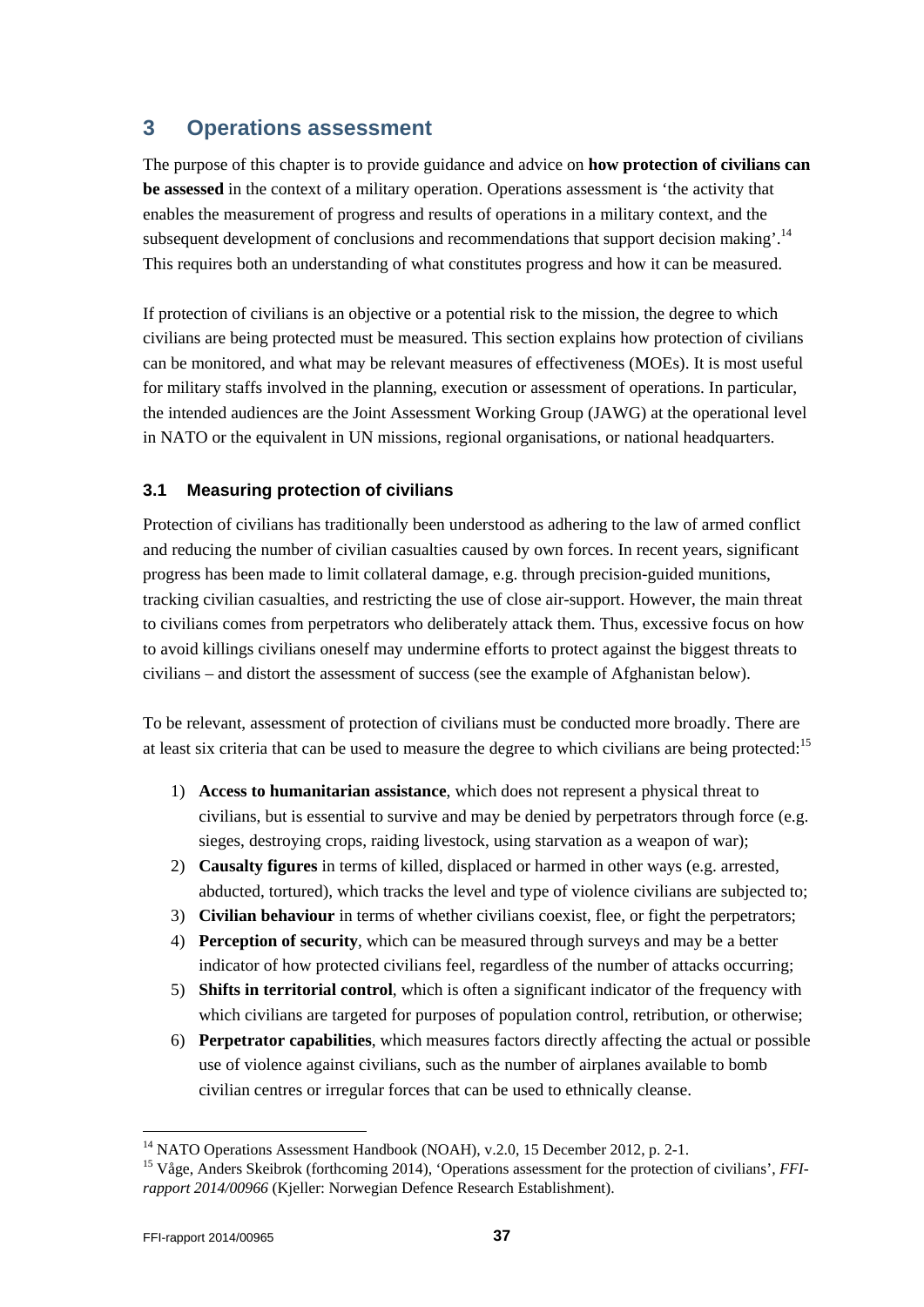## 3 Operations assessment

The purpose of this chapter is to provide guidance and advice on **how protection of civilians can be assessed** in the context of a military operation. Operations assessment is 'the activity that enables the measurement of progress and results of operations in a military context, and the subsequent development of conclusions and recommendations that support decision making'.[14] This requires both an understanding of what constitutes progress and how it can be measured.

If protection of civilians is an objective or a potential risk to the mission, the degree to which civilians are being protected must be measured. This section explains how protection of civilians can be monitored, and what may be relevant measures of effectiveness (MOEs). It is most useful for military staffs involved in the planning, execution or assessment of operations. In particular, the intended audiences are the Joint Assessment Working Group (JAWG) at the operational level in NATO or the equivalent in UN missions, regional organisations, or national headquarters.

### 3.1 Measuring protection of civilians

Protection of civilians has traditionally been understood as adhering to the law of armed conflict and reducing the number of civilian casualties caused by own forces. In recent years, significant progress has been made to limit collateral damage, e.g. through precision-guided munitions, tracking civilian casualties, and restricting the use of close air-support. However, the main threat to civilians comes from perpetrators who deliberately attack them. Thus, excessive focus on how to avoid killings civilians oneself may undermine efforts to protect against the biggest threats to civilians – and distort the assessment of success (see the example of Afghanistan below).

To be relevant, assessment of protection of civilians must be conducted more broadly. There are at least six criteria that can be used to measure the degree to which civilians are being protected:[15]

1) **Access to humanitarian assistance**, which does not represent a physical threat to civilians, but is essential to survive and may be denied by perpetrators through force (e.g. sieges, destroying crops, raiding livestock, using starvation as a weapon of war);
2) **Causalty figures** in terms of killed, displaced or harmed in other ways (e.g. arrested, abducted, tortured), which tracks the level and type of violence civilians are subjected to;
3) **Civilian behaviour** in terms of whether civilians coexist, flee, or fight the perpetrators;
4) **Perception of security**, which can be measured through surveys and may be a better indicator of how protected civilians feel, regardless of the number of attacks occurring;
5) **Shifts in territorial control**, which is often a significant indicator of the frequency with which civilians are targeted for purposes of population control, retribution, or otherwise;
6) **Perpetrator capabilities**, which measures factors directly affecting the actual or possible use of violence against civilians, such as the number of airplanes available to bomb civilian centres or irregular forces that can be used to ethnically cleanse.

[14] NATO Operations Assessment Handbook (NOAH), v.2.0, 15 December 2012, p. 2-1.

[15] Våge, Anders Skeibrok (forthcoming 2014), 'Operations assessment for the protection of civilians', *FFI-rapport 2014/00966* (Kjeller: Norwegian Defence Research Establishment).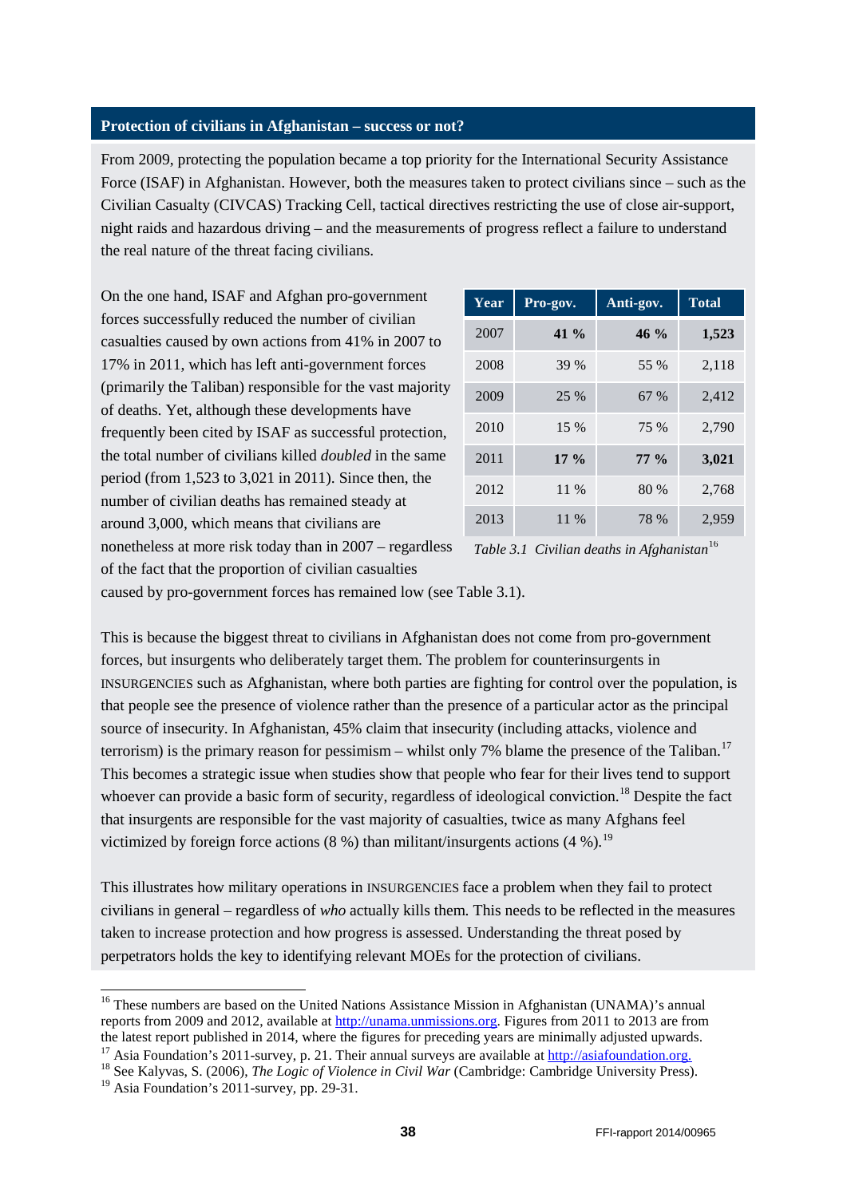## Protection of civilians in Afghanistan – success or not?

From 2009, protecting the population became a top priority for the International Security Assistance Force (ISAF) in Afghanistan. However, both the measures taken to protect civilians since – such as the Civilian Casualty (CIVCAS) Tracking Cell, tactical directives restricting the use of close air-support, night raids and hazardous driving – and the measurements of progress reflect a failure to understand the real nature of the threat facing civilians.

On the one hand, ISAF and Afghan pro-government forces successfully reduced the number of civilian casualties caused by own actions from 41% in 2007 to 17% in 2011, which has left anti-government forces (primarily the Taliban) responsible for the vast majority of deaths. Yet, although these developments have frequently been cited by ISAF as successful protection, the total number of civilians killed *doubled* in the same period (from 1,523 to 3,021 in 2011). Since then, the number of civilian deaths has remained steady at around 3,000, which means that civilians are nonetheless at more risk today than in 2007 – regardless of the fact that the proportion of civilian casualties caused by pro-government forces has remained low (see Table 3.1).

| Year | Pro-gov. | Anti-gov. | Total |
|---|---|---|---|
| 2007 | **41 %** | **46 %** | **1,523** |
| 2008 | 39 % | 55 % | 2,118 |
| 2009 | 25 % | 67 % | 2,412 |
| 2010 | 15 % | 75 % | 2,790 |
| 2011 | **17 %** | **77 %** | **3,021** |
| 2012 | 11 % | 80 % | 2,768 |
| 2013 | 11 % | 78 % | 2,959 |

*Table 3.1 Civilian deaths in Afghanistan*[16]

This is because the biggest threat to civilians in Afghanistan does not come from pro-government forces, but insurgents who deliberately target them. The problem for counterinsurgents in INSURGENCIES such as Afghanistan, where both parties are fighting for control over the population, is that people see the presence of violence rather than the presence of a particular actor as the principal source of insecurity. In Afghanistan, 45% claim that insecurity (including attacks, violence and terrorism) is the primary reason for pessimism – whilst only 7% blame the presence of the Taliban.[17] This becomes a strategic issue when studies show that people who fear for their lives tend to support whoever can provide a basic form of security, regardless of ideological conviction.[18] Despite the fact that insurgents are responsible for the vast majority of casualties, twice as many Afghans feel victimized by foreign force actions (8 %) than militant/insurgents actions (4 %).[19]

This illustrates how military operations in INSURGENCIES face a problem when they fail to protect civilians in general – regardless of *who* actually kills them. This needs to be reflected in the measures taken to increase protection and how progress is assessed. Understanding the threat posed by perpetrators holds the key to identifying relevant MOEs for the protection of civilians.

---

[16] These numbers are based on the United Nations Assistance Mission in Afghanistan (UNAMA)'s annual reports from 2009 and 2012, available at http://unama.unmissions.org. Figures from 2011 to 2013 are from the latest report published in 2014, where the figures for preceding years are minimally adjusted upwards.

[17] Asia Foundation's 2011-survey, p. 21. Their annual surveys are available at http://asiafoundation.org.

[18] See Kalyvas, S. (2006), *The Logic of Violence in Civil War* (Cambridge: Cambridge University Press).

[19] Asia Foundation's 2011-survey, pp. 29-31.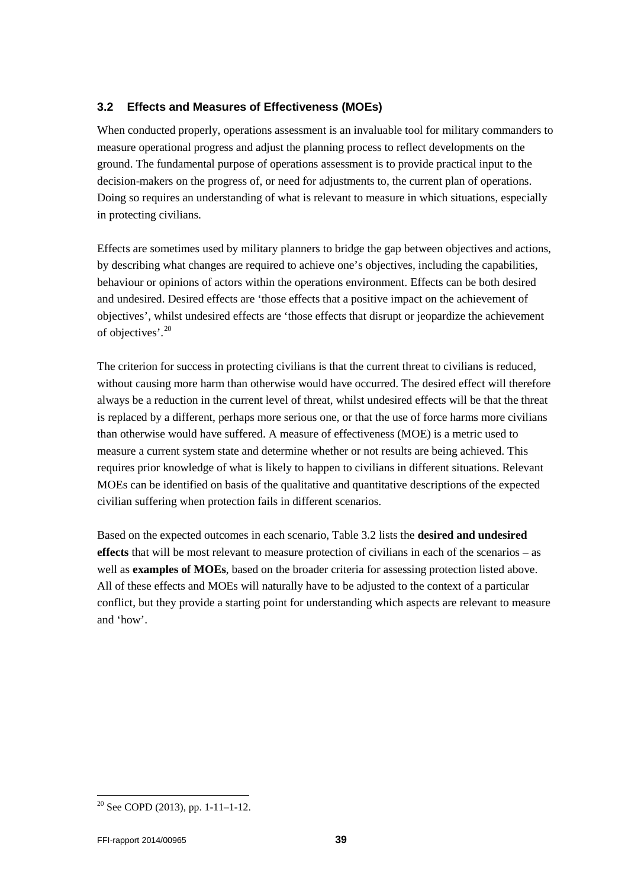### 3.2 Effects and Measures of Effectiveness (MOEs)

When conducted properly, operations assessment is an invaluable tool for military commanders to measure operational progress and adjust the planning process to reflect developments on the ground. The fundamental purpose of operations assessment is to provide practical input to the decision-makers on the progress of, or need for adjustments to, the current plan of operations. Doing so requires an understanding of what is relevant to measure in which situations, especially in protecting civilians.

Effects are sometimes used by military planners to bridge the gap between objectives and actions, by describing what changes are required to achieve one's objectives, including the capabilities, behaviour or opinions of actors within the operations environment. Effects can be both desired and undesired. Desired effects are 'those effects that a positive impact on the achievement of objectives', whilst undesired effects are 'those effects that disrupt or jeopardize the achievement of objectives'.[20]

The criterion for success in protecting civilians is that the current threat to civilians is reduced, without causing more harm than otherwise would have occurred. The desired effect will therefore always be a reduction in the current level of threat, whilst undesired effects will be that the threat is replaced by a different, perhaps more serious one, or that the use of force harms more civilians than otherwise would have suffered. A measure of effectiveness (MOE) is a metric used to measure a current system state and determine whether or not results are being achieved. This requires prior knowledge of what is likely to happen to civilians in different situations. Relevant MOEs can be identified on basis of the qualitative and quantitative descriptions of the expected civilian suffering when protection fails in different scenarios.

Based on the expected outcomes in each scenario, Table 3.2 lists the **desired and undesired effects** that will be most relevant to measure protection of civilians in each of the scenarios – as well as **examples of MOEs**, based on the broader criteria for assessing protection listed above. All of these effects and MOEs will naturally have to be adjusted to the context of a particular conflict, but they provide a starting point for understanding which aspects are relevant to measure and 'how'.

[20] See COPD (2013), pp. 1-11–1-12.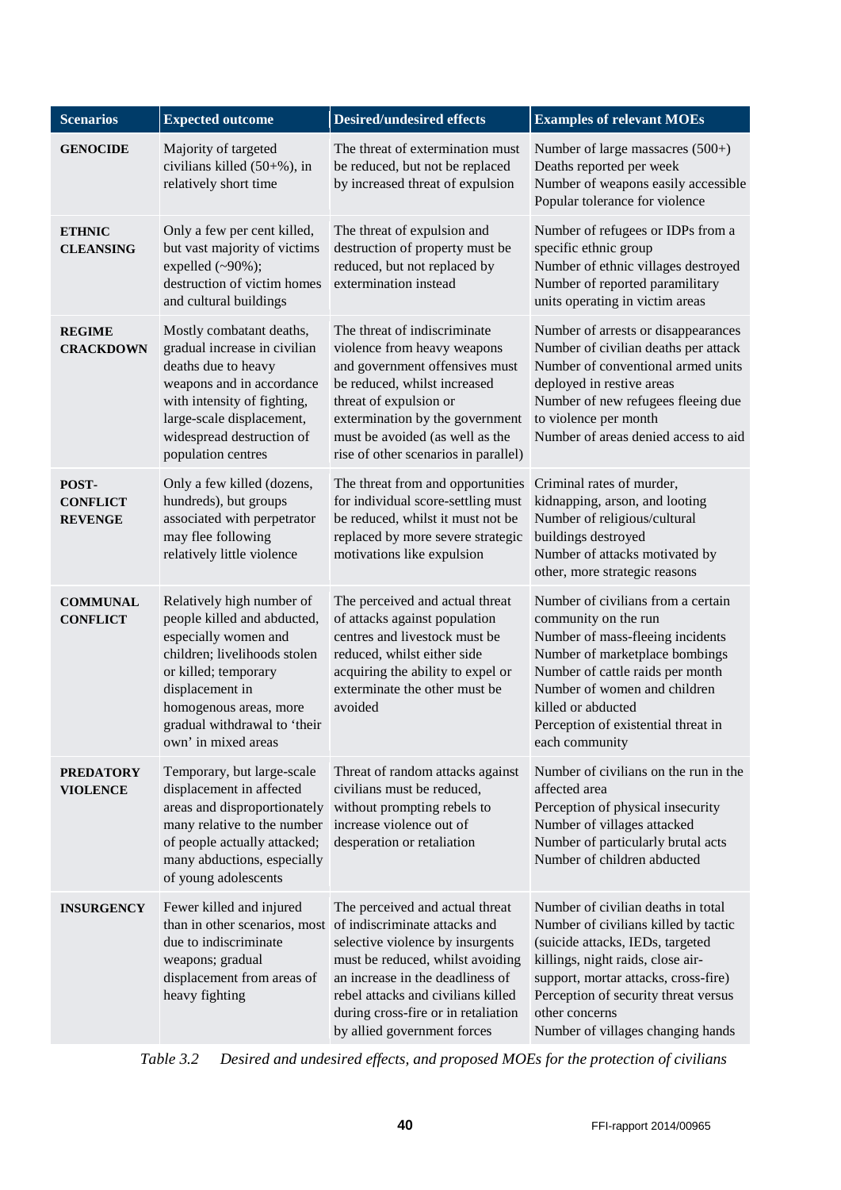| Scenarios | Expected outcome | Desired/undesired effects | Examples of relevant MOEs |
|---|---|---|---|
| **GENOCIDE** | Majority of targeted civilians killed (50+%), in relatively short time | The threat of extermination must be reduced, but not be replaced by increased threat of expulsion | Number of large massacres (500+)<br>Deaths reported per week<br>Number of weapons easily accessible<br>Popular tolerance for violence |
| **ETHNIC CLEANSING** | Only a few per cent killed, but vast majority of victims expelled (~90%); destruction of victim homes and cultural buildings | The threat of expulsion and destruction of property must be reduced, but not replaced by extermination instead | Number of refugees or IDPs from a specific ethnic group<br>Number of ethnic villages destroyed<br>Number of reported paramilitary units operating in victim areas |
| **REGIME CRACKDOWN** | Mostly combatant deaths, gradual increase in civilian deaths due to heavy weapons and in accordance with intensity of fighting, large-scale displacement, widespread destruction of population centres | The threat of indiscriminate violence from heavy weapons and government offensives must be reduced, whilst increased threat of expulsion or extermination by the government must be avoided (as well as the rise of other scenarios in parallel) | Number of arrests or disappearances<br>Number of civilian deaths per attack<br>Number of conventional armed units deployed in restive areas<br>Number of new refugees fleeing due to violence per month<br>Number of areas denied access to aid |
| **POST-CONFLICT REVENGE** | Only a few killed (dozens, hundreds), but groups associated with perpetrator may flee following relatively little violence | The threat from and opportunities for individual score-settling must be reduced, whilst it must not be replaced by more severe strategic motivations like expulsion | Criminal rates of murder, kidnapping, arson, and looting<br>Number of religious/cultural buildings destroyed<br>Number of attacks motivated by other, more strategic reasons |
| **COMMUNAL CONFLICT** | Relatively high number of people killed and abducted, especially women and children; livelihoods stolen or killed; temporary displacement in homogenous areas, more gradual withdrawal to 'their own' in mixed areas | The perceived and actual threat of attacks against population centres and livestock must be reduced, whilst either side acquiring the ability to expel or exterminate the other must be avoided | Number of civilians from a certain community on the run<br>Number of mass-fleeing incidents<br>Number of marketplace bombings<br>Number of cattle raids per month<br>Number of women and children killed or abducted<br>Perception of existential threat in each community |
| **PREDATORY VIOLENCE** | Temporary, but large-scale displacement in affected areas and disproportionately many relative to the number of people actually attacked; many abductions, especially of young adolescents | Threat of random attacks against civilians must be reduced, without prompting rebels to increase violence out of desperation or retaliation | Number of civilians on the run in the affected area<br>Perception of physical insecurity<br>Number of villages attacked<br>Number of particularly brutal acts<br>Number of children abducted |
| **INSURGENCY** | Fewer killed and injured than in other scenarios, most due to indiscriminate weapons; gradual displacement from areas of heavy fighting | The perceived and actual threat of indiscriminate attacks and selective violence by insurgents must be reduced, whilst avoiding an increase in the deadliness of rebel attacks and civilians killed during cross-fire or in retaliation by allied government forces | Number of civilian deaths in total<br>Number of civilians killed by tactic (suicide attacks, IEDs, targeted killings, night raids, close air-support, mortar attacks, cross-fire)<br>Perception of security threat versus other concerns<br>Number of villages changing hands |

*Table 3.2 Desired and undesired effects, and proposed MOEs for the protection of civilians*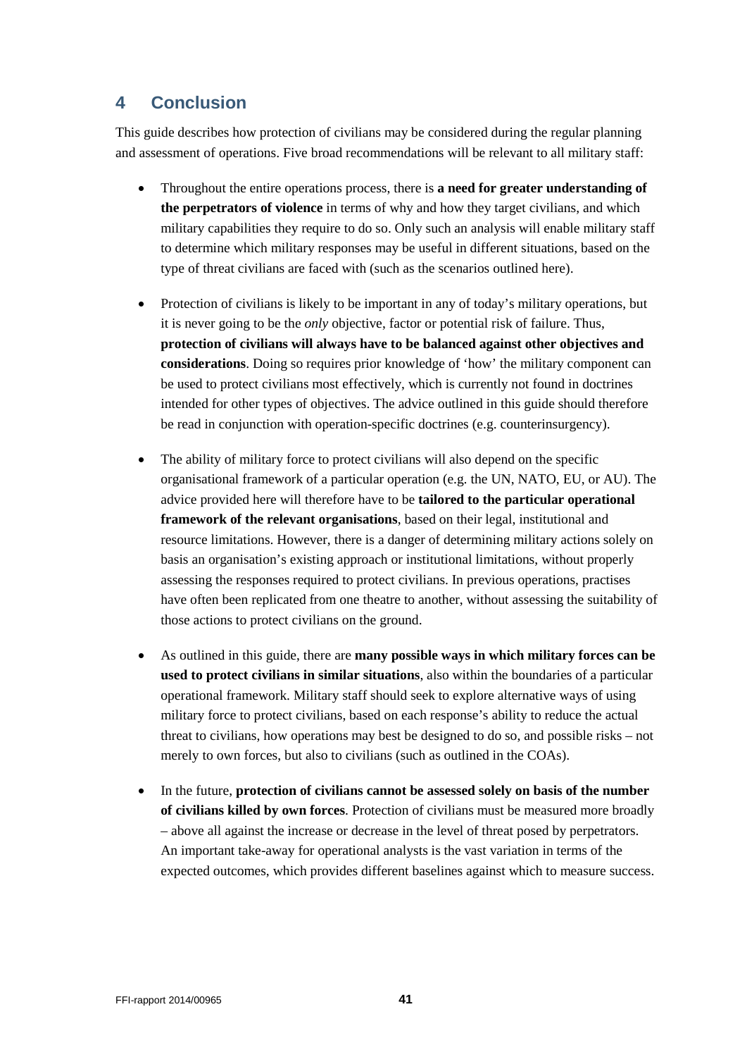## 4 Conclusion

This guide describes how protection of civilians may be considered during the regular planning and assessment of operations. Five broad recommendations will be relevant to all military staff:

- Throughout the entire operations process, there is **a need for greater understanding of the perpetrators of violence** in terms of why and how they target civilians, and which military capabilities they require to do so. Only such an analysis will enable military staff to determine which military responses may be useful in different situations, based on the type of threat civilians are faced with (such as the scenarios outlined here).

- Protection of civilians is likely to be important in any of today's military operations, but it is never going to be the *only* objective, factor or potential risk of failure. Thus, **protection of civilians will always have to be balanced against other objectives and considerations**. Doing so requires prior knowledge of 'how' the military component can be used to protect civilians most effectively, which is currently not found in doctrines intended for other types of objectives. The advice outlined in this guide should therefore be read in conjunction with operation-specific doctrines (e.g. counterinsurgency).

- The ability of military force to protect civilians will also depend on the specific organisational framework of a particular operation (e.g. the UN, NATO, EU, or AU). The advice provided here will therefore have to be **tailored to the particular operational framework of the relevant organisations**, based on their legal, institutional and resource limitations. However, there is a danger of determining military actions solely on basis an organisation's existing approach or institutional limitations, without properly assessing the responses required to protect civilians. In previous operations, practises have often been replicated from one theatre to another, without assessing the suitability of those actions to protect civilians on the ground.

- As outlined in this guide, there are **many possible ways in which military forces can be used to protect civilians in similar situations**, also within the boundaries of a particular operational framework. Military staff should seek to explore alternative ways of using military force to protect civilians, based on each response's ability to reduce the actual threat to civilians, how operations may best be designed to do so, and possible risks – not merely to own forces, but also to civilians (such as outlined in the COAs).

- In the future, **protection of civilians cannot be assessed solely on basis of the number of civilians killed by own forces**. Protection of civilians must be measured more broadly – above all against the increase or decrease in the level of threat posed by perpetrators. An important take-away for operational analysts is the vast variation in terms of the expected outcomes, which provides different baselines against which to measure success.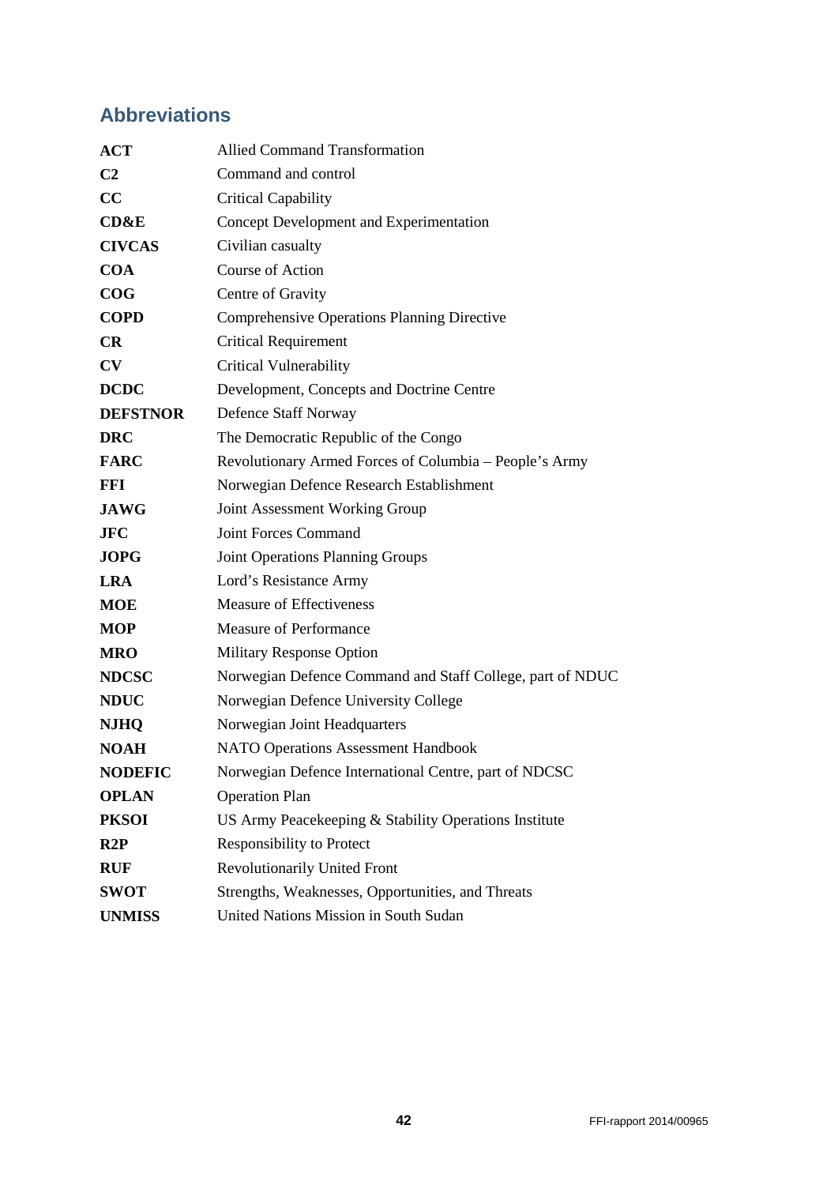## Abbreviations

| | |
|---|---|
| **ACT** | Allied Command Transformation |
| **C2** | Command and control |
| **CC** | Critical Capability |
| **CD&E** | Concept Development and Experimentation |
| **CIVCAS** | Civilian casualty |
| **COA** | Course of Action |
| **COG** | Centre of Gravity |
| **COPD** | Comprehensive Operations Planning Directive |
| **CR** | Critical Requirement |
| **CV** | Critical Vulnerability |
| **DCDC** | Development, Concepts and Doctrine Centre |
| **DEFSTNOR** | Defence Staff Norway |
| **DRC** | The Democratic Republic of the Congo |
| **FARC** | Revolutionary Armed Forces of Columbia – People's Army |
| **FFI** | Norwegian Defence Research Establishment |
| **JAWG** | Joint Assessment Working Group |
| **JFC** | Joint Forces Command |
| **JOPG** | Joint Operations Planning Groups |
| **LRA** | Lord's Resistance Army |
| **MOE** | Measure of Effectiveness |
| **MOP** | Measure of Performance |
| **MRO** | Military Response Option |
| **NDCSC** | Norwegian Defence Command and Staff College, part of NDUC |
| **NDUC** | Norwegian Defence University College |
| **NJHQ** | Norwegian Joint Headquarters |
| **NOAH** | NATO Operations Assessment Handbook |
| **NODEFIC** | Norwegian Defence International Centre, part of NDCSC |
| **OPLAN** | Operation Plan |
| **PKSOI** | US Army Peacekeeping & Stability Operations Institute |
| **R2P** | Responsibility to Protect |
| **RUF** | Revolutionarily United Front |
| **SWOT** | Strengths, Weaknesses, Opportunities, and Threats |
| **UNMISS** | United Nations Mission in South Sudan |